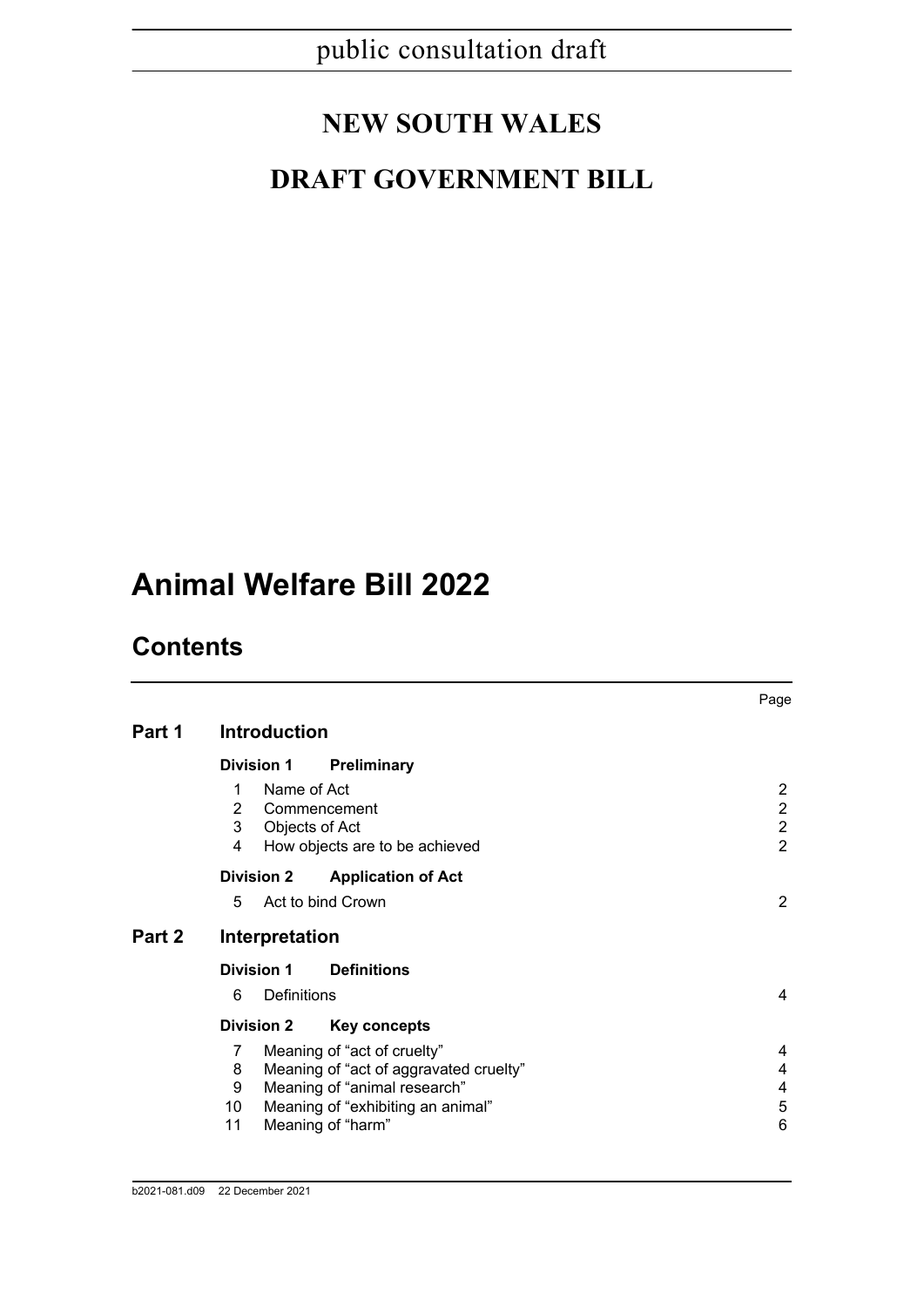public consultation draft

# NEW SOUTH WALES

# DRAFT GOVERNMENT BILL

# Animal Welfare Bill 2022

## Contents

| | | Page |
|---|---|---|
| **Part 1** | **Introduction** | |
| | **Division 1 Preliminary** | |
| | 1 Name of Act | 2 |
| | 2 Commencement | 2 |
| | 3 Objects of Act | 2 |
| | 4 How objects are to be achieved | 2 |
| | **Division 2 Application of Act** | |
| | 5 Act to bind Crown | 2 |
| **Part 2** | **Interpretation** | |
| | **Division 1 Definitions** | |
| | 6 Definitions | 4 |
| | **Division 2 Key concepts** | |
| | 7 Meaning of "act of cruelty" | 4 |
| | 8 Meaning of "act of aggravated cruelty" | 4 |
| | 9 Meaning of "animal research" | 4 |
| | 10 Meaning of "exhibiting an animal" | 5 |
| | 11 Meaning of "harm" | 6 |

b2021-081.d09 22 December 2021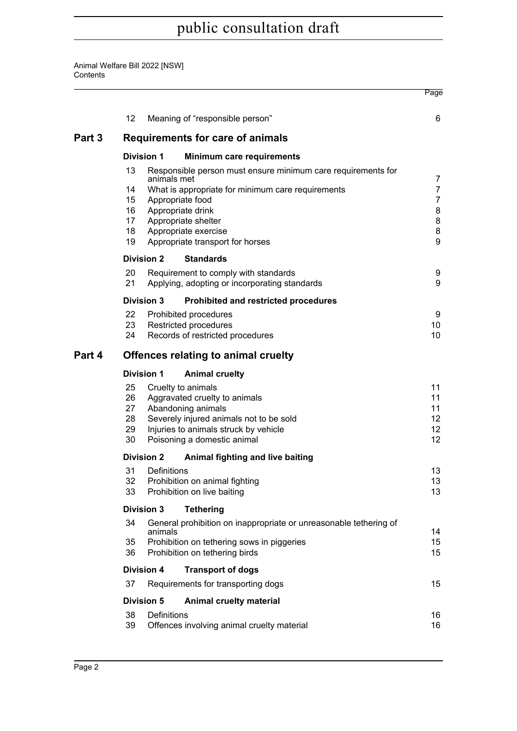| | | | Page |
|---|---|---|---|
| | 12 | Meaning of "responsible person" | 6 |
| **Part 3** | | **Requirements for care of animals** | |
| | **Division 1** | **Minimum care requirements** | |
| | 13 | Responsible person must ensure minimum care requirements for animals met | 7 |
| | 14 | What is appropriate for minimum care requirements | 7 |
| | 15 | Appropriate food | 7 |
| | 16 | Appropriate drink | 8 |
| | 17 | Appropriate shelter | 8 |
| | 18 | Appropriate exercise | 8 |
| | 19 | Appropriate transport for horses | 9 |
| | **Division 2** | **Standards** | |
| | 20 | Requirement to comply with standards | 9 |
| | 21 | Applying, adopting or incorporating standards | 9 |
| | **Division 3** | **Prohibited and restricted procedures** | |
| | 22 | Prohibited procedures | 9 |
| | 23 | Restricted procedures | 10 |
| | 24 | Records of restricted procedures | 10 |
| **Part 4** | | **Offences relating to animal cruelty** | |
| | **Division 1** | **Animal cruelty** | |
| | 25 | Cruelty to animals | 11 |
| | 26 | Aggravated cruelty to animals | 11 |
| | 27 | Abandoning animals | 11 |
| | 28 | Severely injured animals not to be sold | 12 |
| | 29 | Injuries to animals struck by vehicle | 12 |
| | 30 | Poisoning a domestic animal | 12 |
| | **Division 2** | **Animal fighting and live baiting** | |
| | 31 | Definitions | 13 |
| | 32 | Prohibition on animal fighting | 13 |
| | 33 | Prohibition on live baiting | 13 |
| | **Division 3** | **Tethering** | |
| | 34 | General prohibition on inappropriate or unreasonable tethering of animals | 14 |
| | 35 | Prohibition on tethering sows in piggeries | 15 |
| | 36 | Prohibition on tethering birds | 15 |
| | **Division 4** | **Transport of dogs** | |
| | 37 | Requirements for transporting dogs | 15 |
| | **Division 5** | **Animal cruelty material** | |
| | 38 | Definitions | 16 |
| | 39 | Offences involving animal cruelty material | 16 |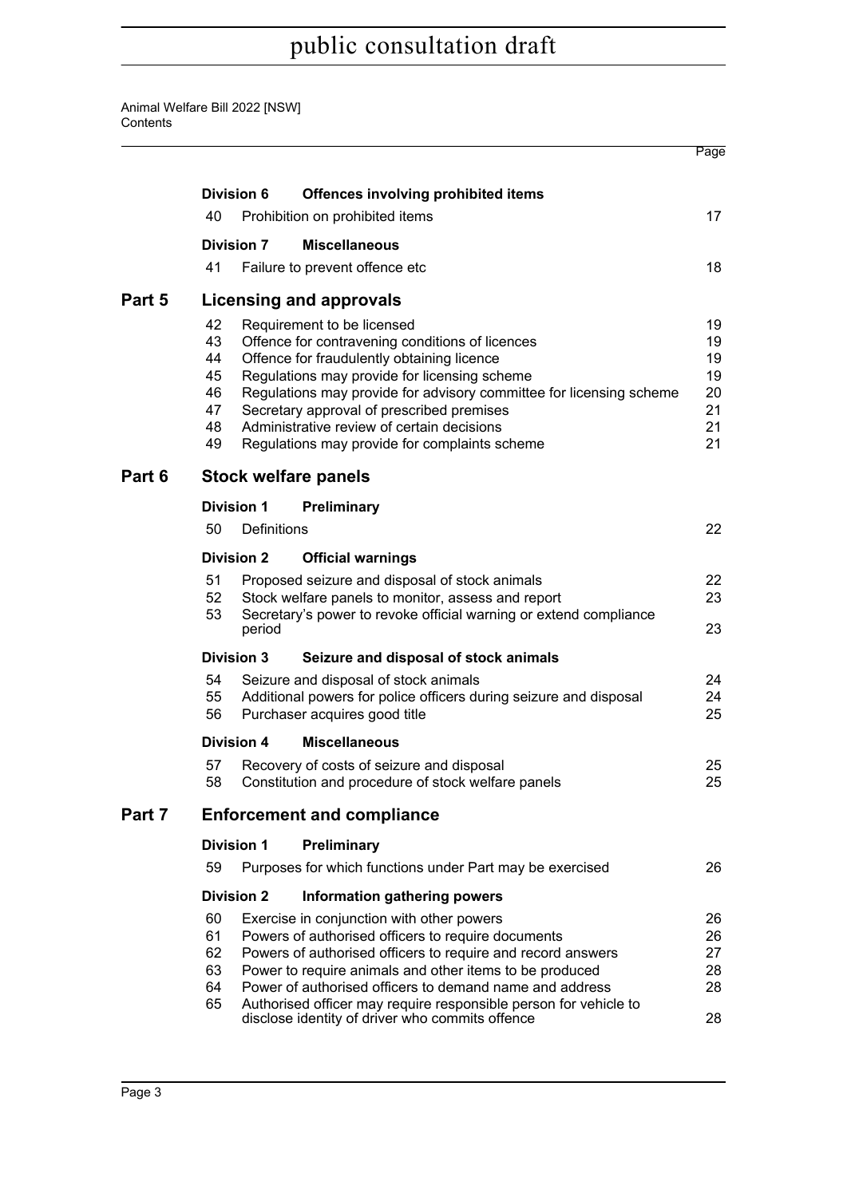| | | | Page |
|---|---|---|---|
| | **Division 6** | **Offences involving prohibited items** | |
| | 40 | Prohibition on prohibited items | 17 |
| | **Division 7** | **Miscellaneous** | |
| | 41 | Failure to prevent offence etc | 18 |
| **Part 5** | | **Licensing and approvals** | |
| | 42 | Requirement to be licensed | 19 |
| | 43 | Offence for contravening conditions of licences | 19 |
| | 44 | Offence for fraudulently obtaining licence | 19 |
| | 45 | Regulations may provide for licensing scheme | 19 |
| | 46 | Regulations may provide for advisory committee for licensing scheme | 20 |
| | 47 | Secretary approval of prescribed premises | 21 |
| | 48 | Administrative review of certain decisions | 21 |
| | 49 | Regulations may provide for complaints scheme | 21 |
| **Part 6** | | **Stock welfare panels** | |
| | **Division 1** | **Preliminary** | |
| | 50 | Definitions | 22 |
| | **Division 2** | **Official warnings** | |
| | 51 | Proposed seizure and disposal of stock animals | 22 |
| | 52 | Stock welfare panels to monitor, assess and report | 23 |
| | 53 | Secretary's power to revoke official warning or extend compliance period | 23 |
| | **Division 3** | **Seizure and disposal of stock animals** | |
| | 54 | Seizure and disposal of stock animals | 24 |
| | 55 | Additional powers for police officers during seizure and disposal | 24 |
| | 56 | Purchaser acquires good title | 25 |
| | **Division 4** | **Miscellaneous** | |
| | 57 | Recovery of costs of seizure and disposal | 25 |
| | 58 | Constitution and procedure of stock welfare panels | 25 |
| **Part 7** | | **Enforcement and compliance** | |
| | **Division 1** | **Preliminary** | |
| | 59 | Purposes for which functions under Part may be exercised | 26 |
| | **Division 2** | **Information gathering powers** | |
| | 60 | Exercise in conjunction with other powers | 26 |
| | 61 | Powers of authorised officers to require documents | 26 |
| | 62 | Powers of authorised officers to require and record answers | 27 |
| | 63 | Power to require animals and other items to be produced | 28 |
| | 64 | Power of authorised officers to demand name and address | 28 |
| | 65 | Authorised officer may require responsible person for vehicle to disclose identity of driver who commits offence | 28 |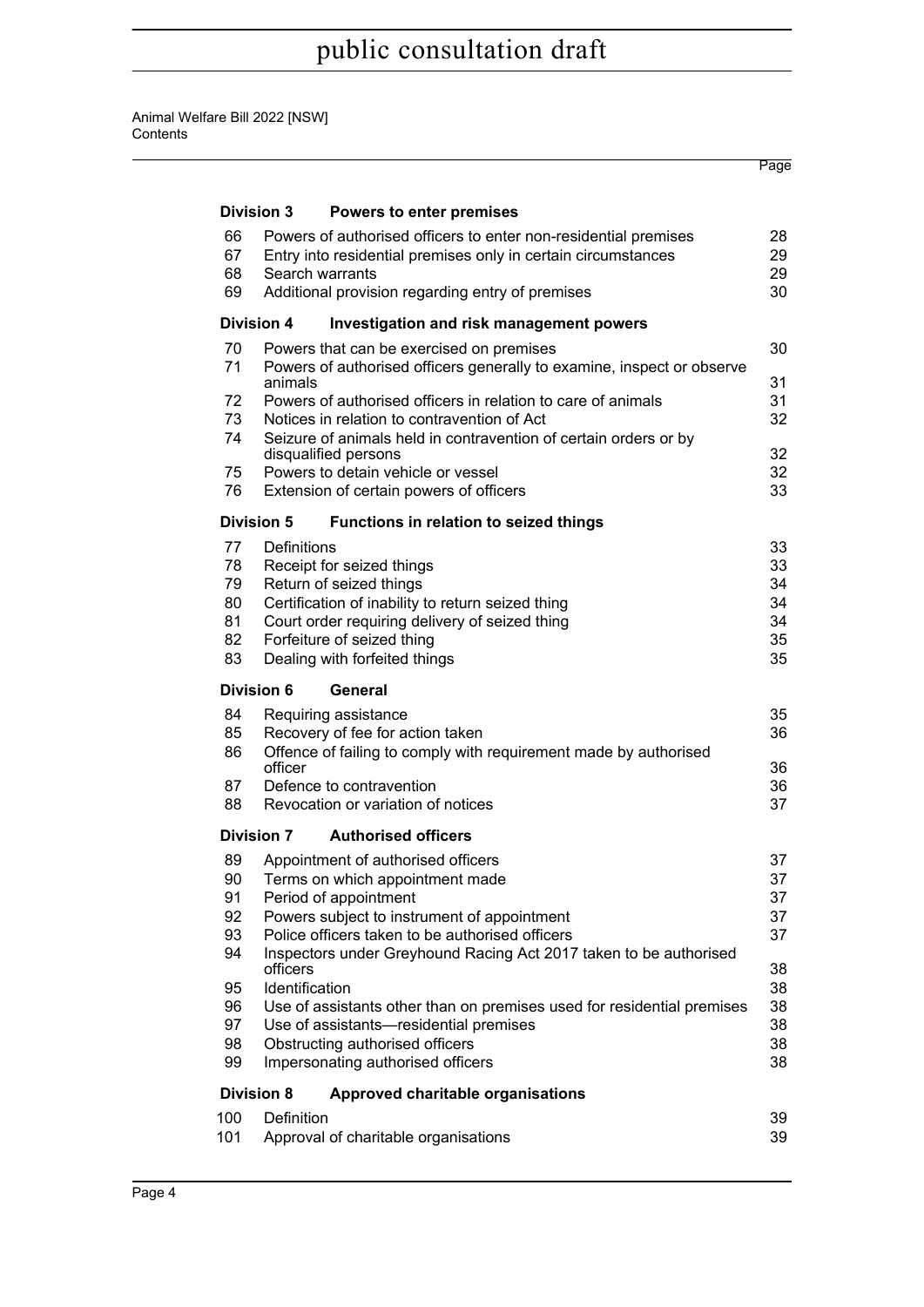| | | Page |
|---|---|---|
| **Division 3** | **Powers to enter premises** | |
| 66 | Powers of authorised officers to enter non-residential premises | 28 |
| 67 | Entry into residential premises only in certain circumstances | 29 |
| 68 | Search warrants | 29 |
| 69 | Additional provision regarding entry of premises | 30 |
| **Division 4** | **Investigation and risk management powers** | |
| 70 | Powers that can be exercised on premises | 30 |
| 71 | Powers of authorised officers generally to examine, inspect or observe animals | 31 |
| 72 | Powers of authorised officers in relation to care of animals | 31 |
| 73 | Notices in relation to contravention of Act | 32 |
| 74 | Seizure of animals held in contravention of certain orders or by disqualified persons | 32 |
| 75 | Powers to detain vehicle or vessel | 32 |
| 76 | Extension of certain powers of officers | 33 |
| **Division 5** | **Functions in relation to seized things** | |
| 77 | Definitions | 33 |
| 78 | Receipt for seized things | 33 |
| 79 | Return of seized things | 34 |
| 80 | Certification of inability to return seized thing | 34 |
| 81 | Court order requiring delivery of seized thing | 34 |
| 82 | Forfeiture of seized thing | 35 |
| 83 | Dealing with forfeited things | 35 |
| **Division 6** | **General** | |
| 84 | Requiring assistance | 35 |
| 85 | Recovery of fee for action taken | 36 |
| 86 | Offence of failing to comply with requirement made by authorised officer | 36 |
| 87 | Defence to contravention | 36 |
| 88 | Revocation or variation of notices | 37 |
| **Division 7** | **Authorised officers** | |
| 89 | Appointment of authorised officers | 37 |
| 90 | Terms on which appointment made | 37 |
| 91 | Period of appointment | 37 |
| 92 | Powers subject to instrument of appointment | 37 |
| 93 | Police officers taken to be authorised officers | 37 |
| 94 | Inspectors under Greyhound Racing Act 2017 taken to be authorised officers | 38 |
| 95 | Identification | 38 |
| 96 | Use of assistants other than on premises used for residential premises | 38 |
| 97 | Use of assistants—residential premises | 38 |
| 98 | Obstructing authorised officers | 38 |
| 99 | Impersonating authorised officers | 38 |
| **Division 8** | **Approved charitable organisations** | |
| 100 | Definition | 39 |
| 101 | Approval of charitable organisations | 39 |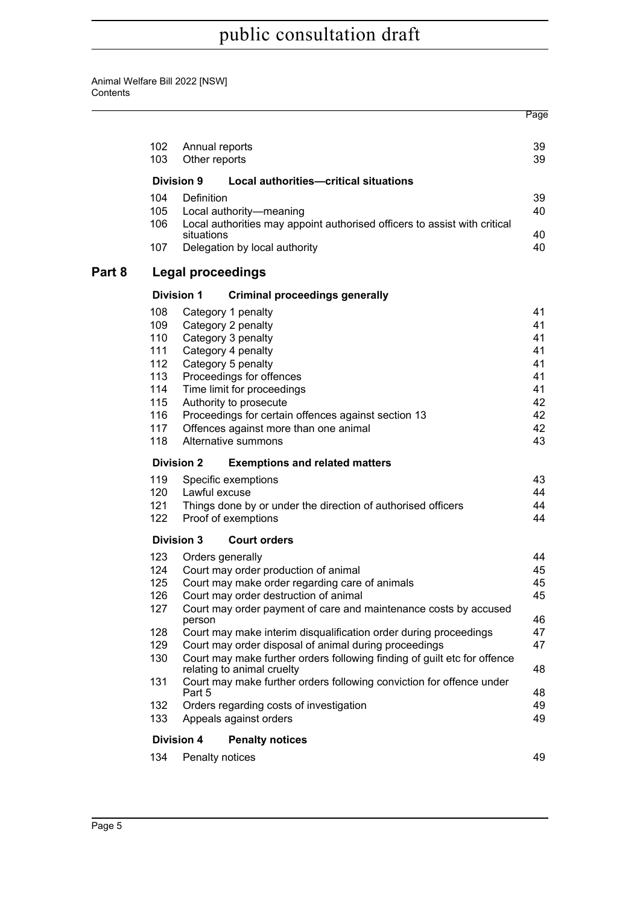| | | Page |
|---|---|---|
| 102 | Annual reports | 39 |
| 103 | Other reports | 39 |
| **Division 9** | **Local authorities—critical situations** | |
| 104 | Definition | 39 |
| 105 | Local authority—meaning | 40 |
| 106 | Local authorities may appoint authorised officers to assist with critical situations | 40 |
| 107 | Delegation by local authority | 40 |

## Part 8 Legal proceedings

| | | |
|---|---|---|
| **Division 1** | **Criminal proceedings generally** | |
| 108 | Category 1 penalty | 41 |
| 109 | Category 2 penalty | 41 |
| 110 | Category 3 penalty | 41 |
| 111 | Category 4 penalty | 41 |
| 112 | Category 5 penalty | 41 |
| 113 | Proceedings for offences | 41 |
| 114 | Time limit for proceedings | 41 |
| 115 | Authority to prosecute | 42 |
| 116 | Proceedings for certain offences against section 13 | 42 |
| 117 | Offences against more than one animal | 42 |
| 118 | Alternative summons | 43 |
| **Division 2** | **Exemptions and related matters** | |
| 119 | Specific exemptions | 43 |
| 120 | Lawful excuse | 44 |
| 121 | Things done by or under the direction of authorised officers | 44 |
| 122 | Proof of exemptions | 44 |
| **Division 3** | **Court orders** | |
| 123 | Orders generally | 44 |
| 124 | Court may order production of animal | 45 |
| 125 | Court may make order regarding care of animals | 45 |
| 126 | Court may order destruction of animal | 45 |
| 127 | Court may order payment of care and maintenance costs by accused person | 46 |
| 128 | Court may make interim disqualification order during proceedings | 47 |
| 129 | Court may order disposal of animal during proceedings | 47 |
| 130 | Court may make further orders following finding of guilt etc for offence relating to animal cruelty | 48 |
| 131 | Court may make further orders following conviction for offence under Part 5 | 48 |
| 132 | Orders regarding costs of investigation | 49 |
| 133 | Appeals against orders | 49 |
| **Division 4** | **Penalty notices** | |
| 134 | Penalty notices | 49 |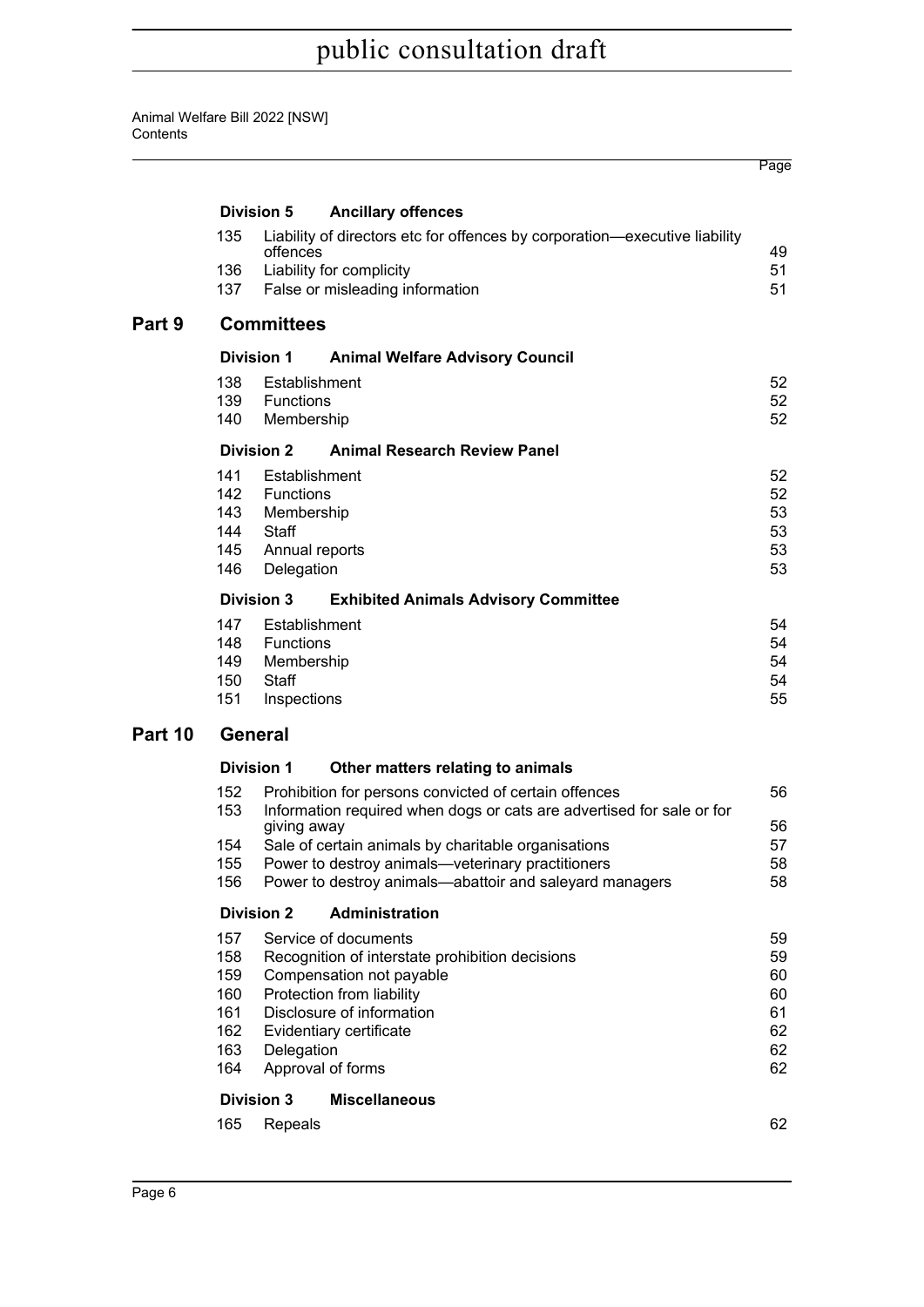| | | | Page |
|---|---|---|---|
| | **Division 5** | **Ancillary offences** | |
| | 135 | Liability of directors etc for offences by corporation—executive liability offences | 49 |
| | 136 | Liability for complicity | 51 |
| | 137 | False or misleading information | 51 |
| **Part 9** | **Committees** | | |
| | **Division 1** | **Animal Welfare Advisory Council** | |
| | 138 | Establishment | 52 |
| | 139 | Functions | 52 |
| | 140 | Membership | 52 |
| | **Division 2** | **Animal Research Review Panel** | |
| | 141 | Establishment | 52 |
| | 142 | Functions | 52 |
| | 143 | Membership | 53 |
| | 144 | Staff | 53 |
| | 145 | Annual reports | 53 |
| | 146 | Delegation | 53 |
| | **Division 3** | **Exhibited Animals Advisory Committee** | |
| | 147 | Establishment | 54 |
| | 148 | Functions | 54 |
| | 149 | Membership | 54 |
| | 150 | Staff | 54 |
| | 151 | Inspections | 55 |
| **Part 10** | **General** | | |
| | **Division 1** | **Other matters relating to animals** | |
| | 152 | Prohibition for persons convicted of certain offences | 56 |
| | 153 | Information required when dogs or cats are advertised for sale or for giving away | 56 |
| | 154 | Sale of certain animals by charitable organisations | 57 |
| | 155 | Power to destroy animals—veterinary practitioners | 58 |
| | 156 | Power to destroy animals—abattoir and saleyard managers | 58 |
| | **Division 2** | **Administration** | |
| | 157 | Service of documents | 59 |
| | 158 | Recognition of interstate prohibition decisions | 59 |
| | 159 | Compensation not payable | 60 |
| | 160 | Protection from liability | 60 |
| | 161 | Disclosure of information | 61 |
| | 162 | Evidentiary certificate | 62 |
| | 163 | Delegation | 62 |
| | 164 | Approval of forms | 62 |
| | **Division 3** | **Miscellaneous** | |
| | 165 | Repeals | 62 |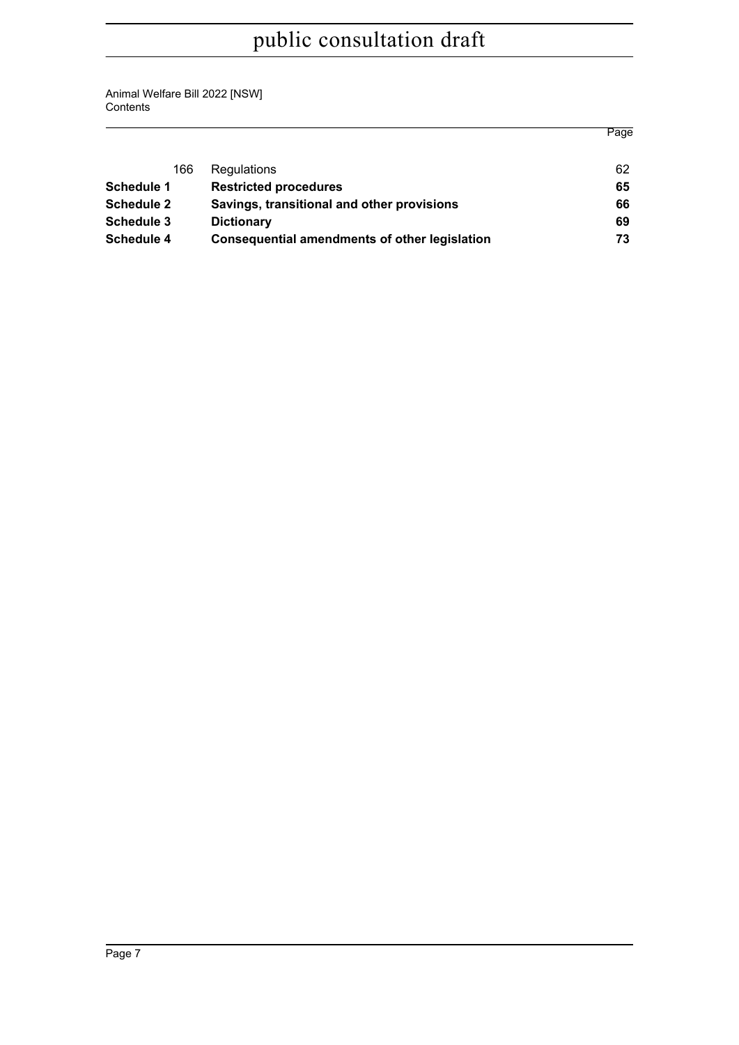| | | Page |
|---|---|---|
| 166 | Regulations | 62 |
| **Schedule 1** | **Restricted procedures** | **65** |
| **Schedule 2** | **Savings, transitional and other provisions** | **66** |
| **Schedule 3** | **Dictionary** | **69** |
| **Schedule 4** | **Consequential amendments of other legislation** | **73** |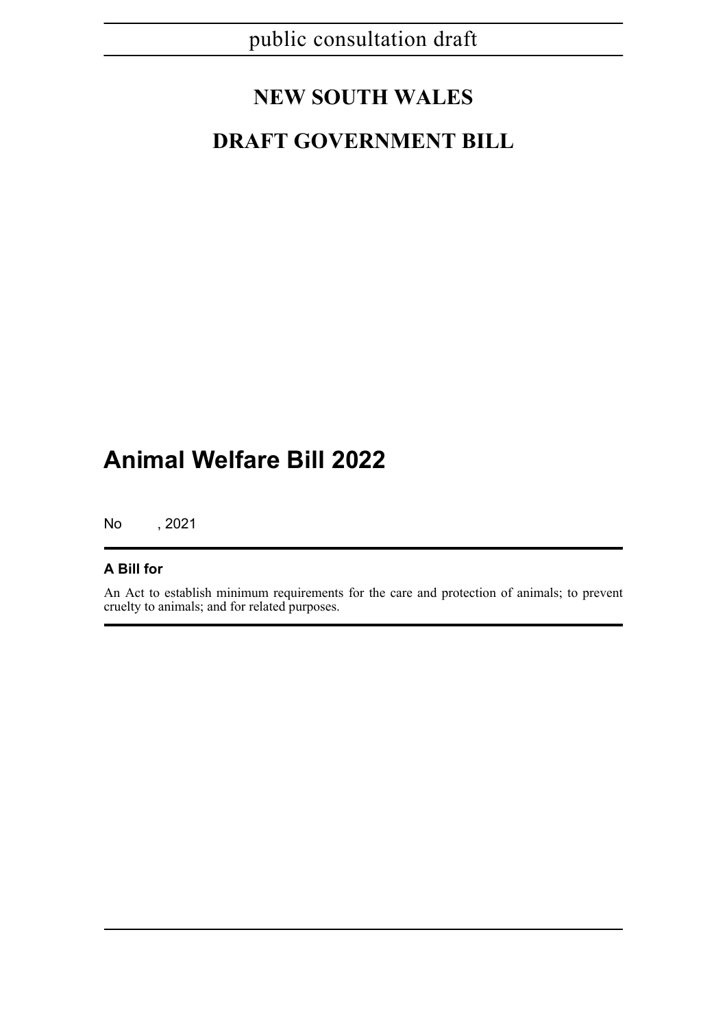public consultation draft

# NEW SOUTH WALES

# DRAFT GOVERNMENT BILL

# Animal Welfare Bill 2022

No , 2021

**A Bill for**

An Act to establish minimum requirements for the care and protection of animals; to prevent cruelty to animals; and for related purposes.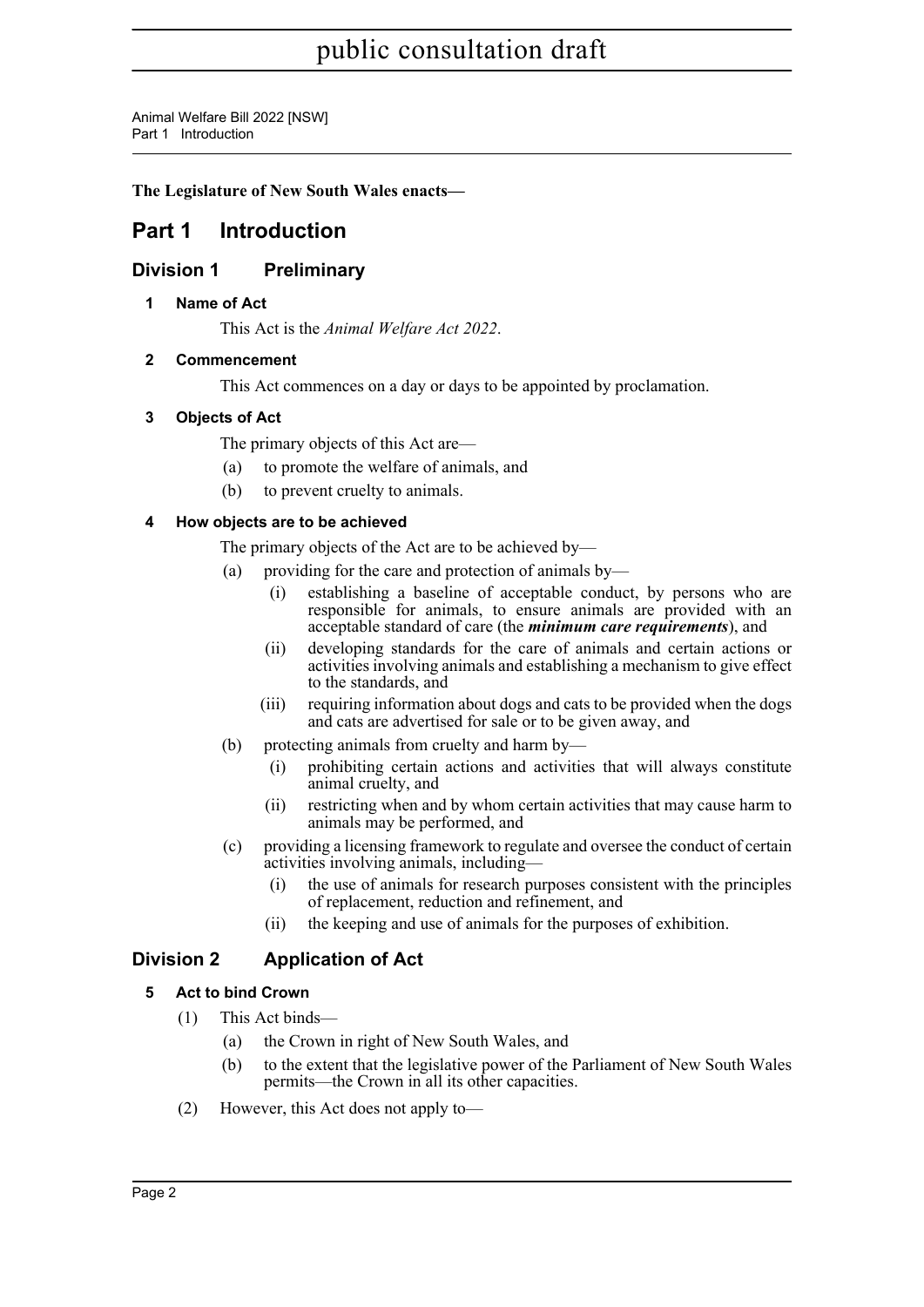**The Legislature of New South Wales enacts—**

# Part 1 Introduction

## Division 1 Preliminary

### 1 Name of Act

This Act is the *Animal Welfare Act 2022*.

### 2 Commencement

This Act commences on a day or days to be appointed by proclamation.

### 3 Objects of Act

The primary objects of this Act are—

(a) to promote the welfare of animals, and

(b) to prevent cruelty to animals.

### 4 How objects are to be achieved

The primary objects of the Act are to be achieved by—

(a) providing for the care and protection of animals by—

(i) establishing a baseline of acceptable conduct, by persons who are responsible for animals, to ensure animals are provided with an acceptable standard of care (the ***minimum care requirements***), and

(ii) developing standards for the care of animals and certain actions or activities involving animals and establishing a mechanism to give effect to the standards, and

(iii) requiring information about dogs and cats to be provided when the dogs and cats are advertised for sale or to be given away, and

(b) protecting animals from cruelty and harm by—

(i) prohibiting certain actions and activities that will always constitute animal cruelty, and

(ii) restricting when and by whom certain activities that may cause harm to animals may be performed, and

(c) providing a licensing framework to regulate and oversee the conduct of certain activities involving animals, including—

(i) the use of animals for research purposes consistent with the principles of replacement, reduction and refinement, and

(ii) the keeping and use of animals for the purposes of exhibition.

## Division 2 Application of Act

### 5 Act to bind Crown

(1) This Act binds—

(a) the Crown in right of New South Wales, and

(b) to the extent that the legislative power of the Parliament of New South Wales permits—the Crown in all its other capacities.

(2) However, this Act does not apply to—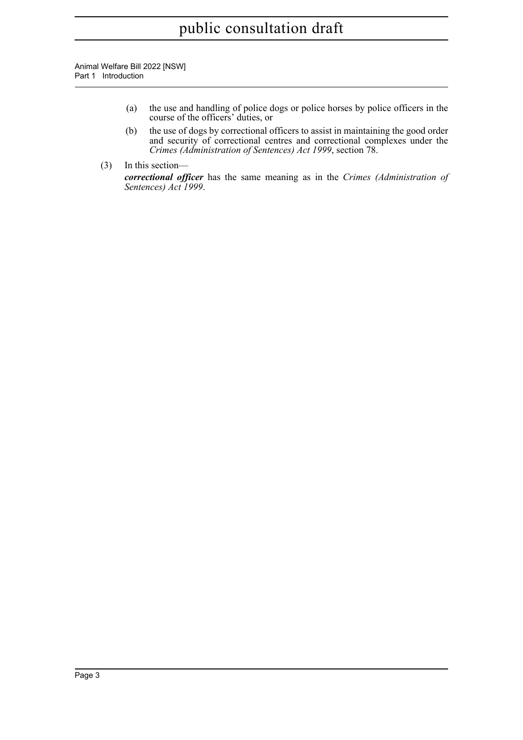(a) the use and handling of police dogs or police horses by police officers in the course of the officers' duties, or

(b) the use of dogs by correctional officers to assist in maintaining the good order and security of correctional centres and correctional complexes under the *Crimes (Administration of Sentences) Act 1999*, section 78.

(3) In this section—

***correctional officer*** has the same meaning as in the *Crimes (Administration of Sentences) Act 1999*.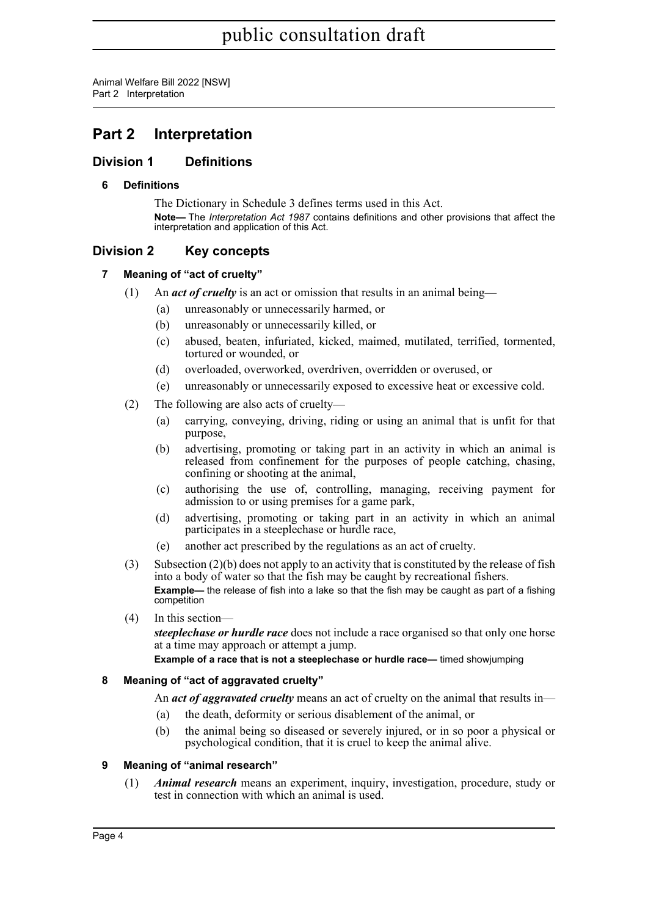# Part 2 Interpretation

## Division 1 Definitions

### 6 Definitions

The Dictionary in Schedule 3 defines terms used in this Act.

**Note—** The *Interpretation Act 1987* contains definitions and other provisions that affect the interpretation and application of this Act.

## Division 2 Key concepts

### 7 Meaning of "act of cruelty"

(1) An ***act of cruelty*** is an act or omission that results in an animal being—

- (a) unreasonably or unnecessarily harmed, or
- (b) unreasonably or unnecessarily killed, or
- (c) abused, beaten, infuriated, kicked, maimed, mutilated, terrified, tormented, tortured or wounded, or
- (d) overloaded, overworked, overdriven, overridden or overused, or
- (e) unreasonably or unnecessarily exposed to excessive heat or excessive cold.

(2) The following are also acts of cruelty—

- (a) carrying, conveying, driving, riding or using an animal that is unfit for that purpose,
- (b) advertising, promoting or taking part in an activity in which an animal is released from confinement for the purposes of people catching, chasing, confining or shooting at the animal,
- (c) authorising the use of, controlling, managing, receiving payment for admission to or using premises for a game park,
- (d) advertising, promoting or taking part in an activity in which an animal participates in a steeplechase or hurdle race,
- (e) another act prescribed by the regulations as an act of cruelty.

(3) Subsection (2)(b) does not apply to an activity that is constituted by the release of fish into a body of water so that the fish may be caught by recreational fishers.

**Example—** the release of fish into a lake so that the fish may be caught as part of a fishing competition

(4) In this section—

***steeplechase or hurdle race*** does not include a race organised so that only one horse at a time may approach or attempt a jump.

**Example of a race that is not a steeplechase or hurdle race—** timed showjumping

### 8 Meaning of "act of aggravated cruelty"

An ***act of aggravated cruelty*** means an act of cruelty on the animal that results in—

- (a) the death, deformity or serious disablement of the animal, or
- (b) the animal being so diseased or severely injured, or in so poor a physical or psychological condition, that it is cruel to keep the animal alive.

### 9 Meaning of "animal research"

(1) ***Animal research*** means an experiment, inquiry, investigation, procedure, study or test in connection with which an animal is used.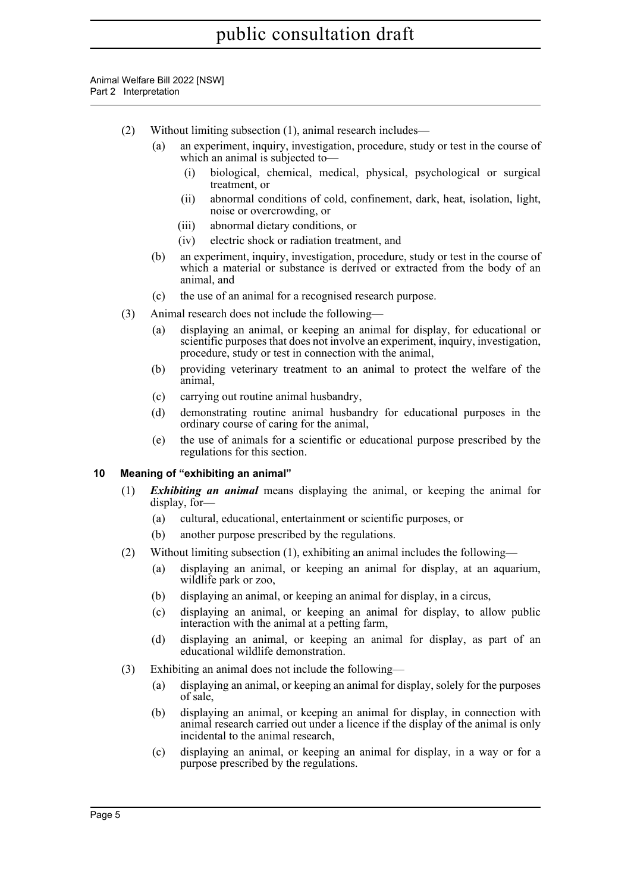(2) Without limiting subsection (1), animal research includes—

(a) an experiment, inquiry, investigation, procedure, study or test in the course of which an animal is subjected to—

(i) biological, chemical, medical, physical, psychological or surgical treatment, or

(ii) abnormal conditions of cold, confinement, dark, heat, isolation, light, noise or overcrowding, or

(iii) abnormal dietary conditions, or

(iv) electric shock or radiation treatment, and

(b) an experiment, inquiry, investigation, procedure, study or test in the course of which a material or substance is derived or extracted from the body of an animal, and

(c) the use of an animal for a recognised research purpose.

(3) Animal research does not include the following—

(a) displaying an animal, or keeping an animal for display, for educational or scientific purposes that does not involve an experiment, inquiry, investigation, procedure, study or test in connection with the animal,

(b) providing veterinary treatment to an animal to protect the welfare of the animal,

(c) carrying out routine animal husbandry,

(d) demonstrating routine animal husbandry for educational purposes in the ordinary course of caring for the animal,

(e) the use of animals for a scientific or educational purpose prescribed by the regulations for this section.

### 10 Meaning of "exhibiting an animal"

(1) ***Exhibiting an animal*** means displaying the animal, or keeping the animal for display, for—

(a) cultural, educational, entertainment or scientific purposes, or

(b) another purpose prescribed by the regulations.

(2) Without limiting subsection (1), exhibiting an animal includes the following—

(a) displaying an animal, or keeping an animal for display, at an aquarium, wildlife park or zoo,

(b) displaying an animal, or keeping an animal for display, in a circus,

(c) displaying an animal, or keeping an animal for display, to allow public interaction with the animal at a petting farm,

(d) displaying an animal, or keeping an animal for display, as part of an educational wildlife demonstration.

(3) Exhibiting an animal does not include the following—

(a) displaying an animal, or keeping an animal for display, solely for the purposes of sale,

(b) displaying an animal, or keeping an animal for display, in connection with animal research carried out under a licence if the display of the animal is only incidental to the animal research,

(c) displaying an animal, or keeping an animal for display, in a way or for a purpose prescribed by the regulations.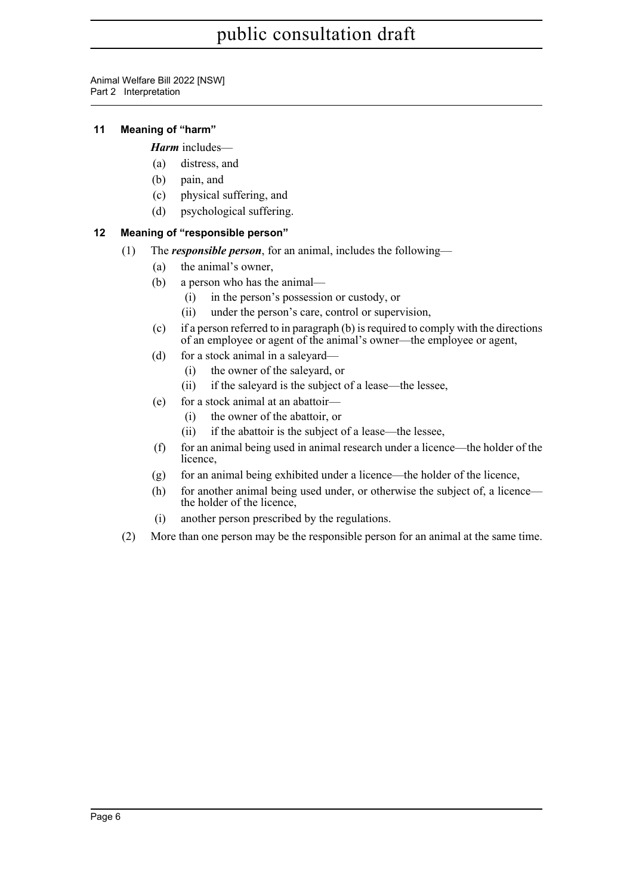## 11 Meaning of "harm"

***Harm*** includes—

(a) distress, and

(b) pain, and

(c) physical suffering, and

(d) psychological suffering.

## 12 Meaning of "responsible person"

(1) The ***responsible person***, for an animal, includes the following—

(a) the animal's owner,

(b) a person who has the animal—

(i) in the person's possession or custody, or

(ii) under the person's care, control or supervision,

(c) if a person referred to in paragraph (b) is required to comply with the directions of an employee or agent of the animal's owner—the employee or agent,

(d) for a stock animal in a saleyard—

(i) the owner of the saleyard, or

(ii) if the saleyard is the subject of a lease—the lessee,

(e) for a stock animal at an abattoir—

(i) the owner of the abattoir, or

(ii) if the abattoir is the subject of a lease—the lessee,

(f) for an animal being used in animal research under a licence—the holder of the licence,

(g) for an animal being exhibited under a licence—the holder of the licence,

(h) for another animal being used under, or otherwise the subject of, a licence—the holder of the licence,

(i) another person prescribed by the regulations.

(2) More than one person may be the responsible person for an animal at the same time.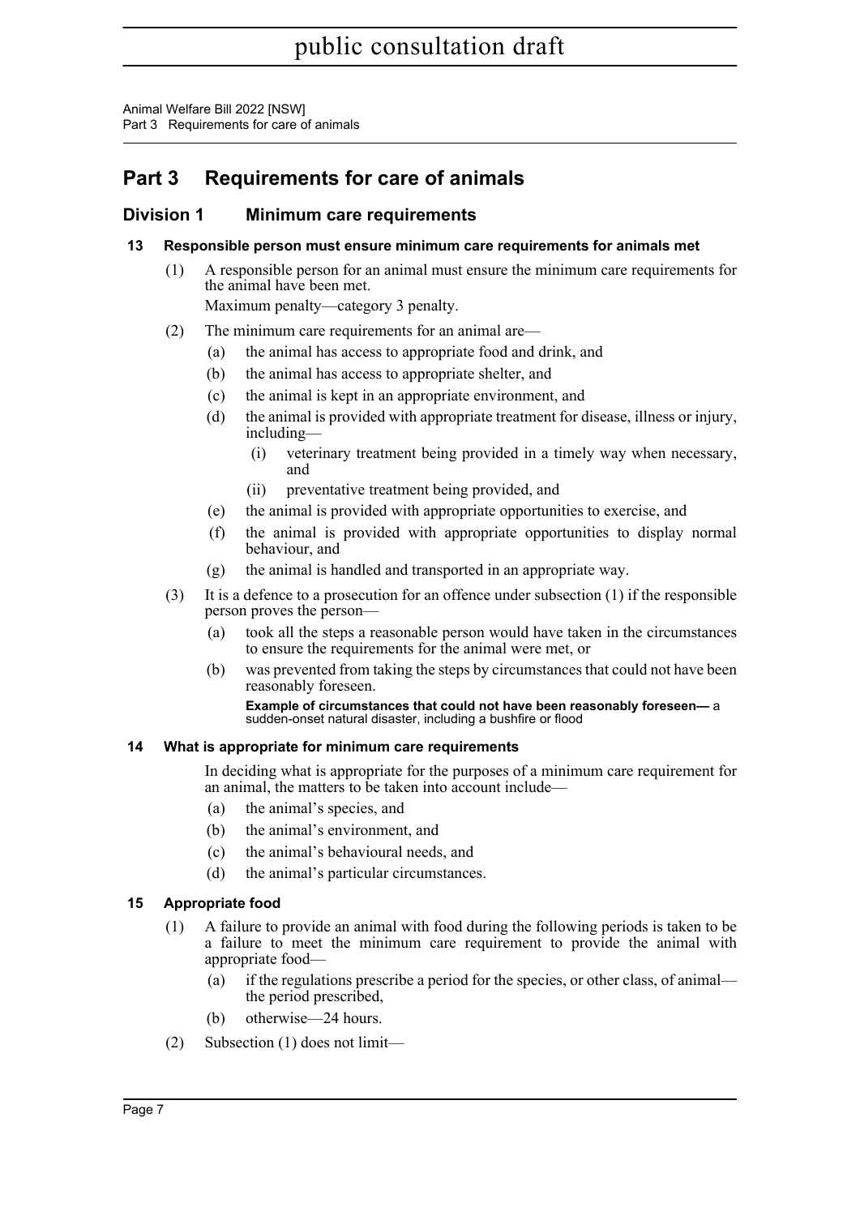# Part 3 Requirements for care of animals

## Division 1 Minimum care requirements

### 13 Responsible person must ensure minimum care requirements for animals met

(1) A responsible person for an animal must ensure the minimum care requirements for the animal have been met.

Maximum penalty—category 3 penalty.

(2) The minimum care requirements for an animal are—

- (a) the animal has access to appropriate food and drink, and
- (b) the animal has access to appropriate shelter, and
- (c) the animal is kept in an appropriate environment, and
- (d) the animal is provided with appropriate treatment for disease, illness or injury, including—
  - (i) veterinary treatment being provided in a timely way when necessary, and
  - (ii) preventative treatment being provided, and
- (e) the animal is provided with appropriate opportunities to exercise, and
- (f) the animal is provided with appropriate opportunities to display normal behaviour, and
- (g) the animal is handled and transported in an appropriate way.

(3) It is a defence to a prosecution for an offence under subsection (1) if the responsible person proves the person—

- (a) took all the steps a reasonable person would have taken in the circumstances to ensure the requirements for the animal were met, or
- (b) was prevented from taking the steps by circumstances that could not have been reasonably foreseen.

**Example of circumstances that could not have been reasonably foreseen—** a sudden-onset natural disaster, including a bushfire or flood

### 14 What is appropriate for minimum care requirements

In deciding what is appropriate for the purposes of a minimum care requirement for an animal, the matters to be taken into account include—

- (a) the animal's species, and
- (b) the animal's environment, and
- (c) the animal's behavioural needs, and
- (d) the animal's particular circumstances.

### 15 Appropriate food

(1) A failure to provide an animal with food during the following periods is taken to be a failure to meet the minimum care requirement to provide the animal with appropriate food—

- (a) if the regulations prescribe a period for the species, or other class, of animal—the period prescribed,
- (b) otherwise—24 hours.

(2) Subsection (1) does not limit—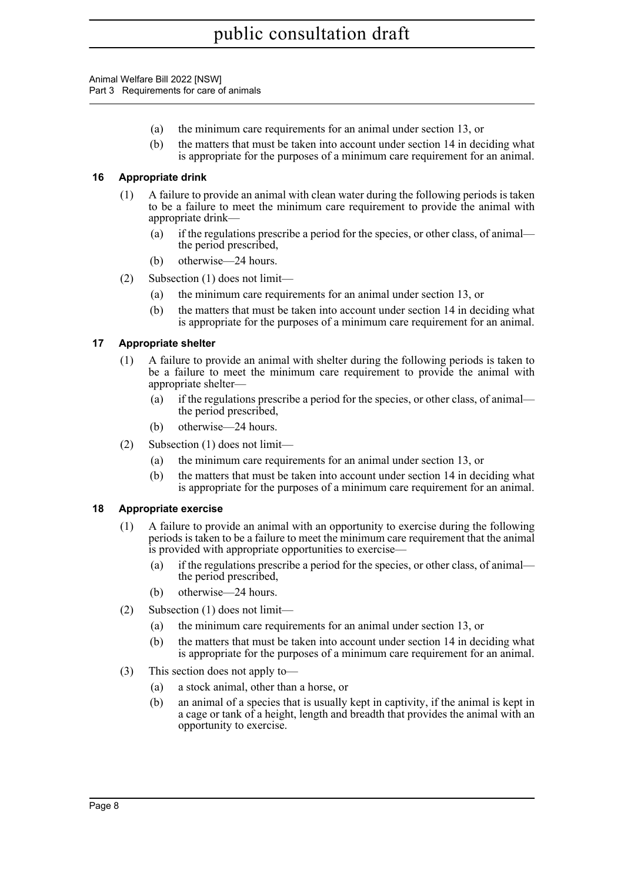(a) the minimum care requirements for an animal under section 13, or

(b) the matters that must be taken into account under section 14 in deciding what is appropriate for the purposes of a minimum care requirement for an animal.

### 16 Appropriate drink

(1) A failure to provide an animal with clean water during the following periods is taken to be a failure to meet the minimum care requirement to provide the animal with appropriate drink—

(a) if the regulations prescribe a period for the species, or other class, of animal—the period prescribed,

(b) otherwise—24 hours.

(2) Subsection (1) does not limit—

(a) the minimum care requirements for an animal under section 13, or

(b) the matters that must be taken into account under section 14 in deciding what is appropriate for the purposes of a minimum care requirement for an animal.

### 17 Appropriate shelter

(1) A failure to provide an animal with shelter during the following periods is taken to be a failure to meet the minimum care requirement to provide the animal with appropriate shelter—

(a) if the regulations prescribe a period for the species, or other class, of animal—the period prescribed,

(b) otherwise—24 hours.

(2) Subsection (1) does not limit—

(a) the minimum care requirements for an animal under section 13, or

(b) the matters that must be taken into account under section 14 in deciding what is appropriate for the purposes of a minimum care requirement for an animal.

### 18 Appropriate exercise

(1) A failure to provide an animal with an opportunity to exercise during the following periods is taken to be a failure to meet the minimum care requirement that the animal is provided with appropriate opportunities to exercise—

(a) if the regulations prescribe a period for the species, or other class, of animal—the period prescribed,

(b) otherwise—24 hours.

(2) Subsection (1) does not limit—

(a) the minimum care requirements for an animal under section 13, or

(b) the matters that must be taken into account under section 14 in deciding what is appropriate for the purposes of a minimum care requirement for an animal.

(3) This section does not apply to—

(a) a stock animal, other than a horse, or

(b) an animal of a species that is usually kept in captivity, if the animal is kept in a cage or tank of a height, length and breadth that provides the animal with an opportunity to exercise.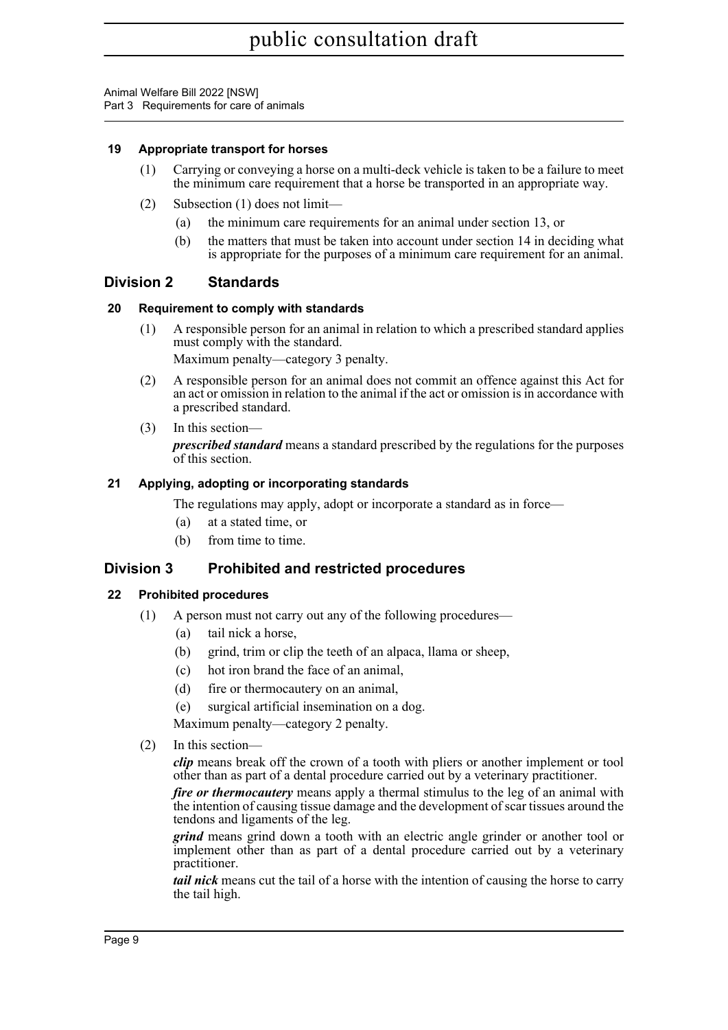### 19 Appropriate transport for horses

(1) Carrying or conveying a horse on a multi-deck vehicle is taken to be a failure to meet the minimum care requirement that a horse be transported in an appropriate way.

(2) Subsection (1) does not limit—

(a) the minimum care requirements for an animal under section 13, or

(b) the matters that must be taken into account under section 14 in deciding what is appropriate for the purposes of a minimum care requirement for an animal.

## Division 2 Standards

### 20 Requirement to comply with standards

(1) A responsible person for an animal in relation to which a prescribed standard applies must comply with the standard.

Maximum penalty—category 3 penalty.

(2) A responsible person for an animal does not commit an offence against this Act for an act or omission in relation to the animal if the act or omission is in accordance with a prescribed standard.

(3) In this section—

***prescribed standard*** means a standard prescribed by the regulations for the purposes of this section.

### 21 Applying, adopting or incorporating standards

The regulations may apply, adopt or incorporate a standard as in force—

(a) at a stated time, or

(b) from time to time.

## Division 3 Prohibited and restricted procedures

### 22 Prohibited procedures

(1) A person must not carry out any of the following procedures—

(a) tail nick a horse,

(b) grind, trim or clip the teeth of an alpaca, llama or sheep,

(c) hot iron brand the face of an animal,

(d) fire or thermocautery on an animal,

(e) surgical artificial insemination on a dog.

Maximum penalty—category 2 penalty.

(2) In this section—

***clip*** means break off the crown of a tooth with pliers or another implement or tool other than as part of a dental procedure carried out by a veterinary practitioner.

***fire or thermocautery*** means apply a thermal stimulus to the leg of an animal with the intention of causing tissue damage and the development of scar tissues around the tendons and ligaments of the leg.

***grind*** means grind down a tooth with an electric angle grinder or another tool or implement other than as part of a dental procedure carried out by a veterinary practitioner.

***tail nick*** means cut the tail of a horse with the intention of causing the horse to carry the tail high.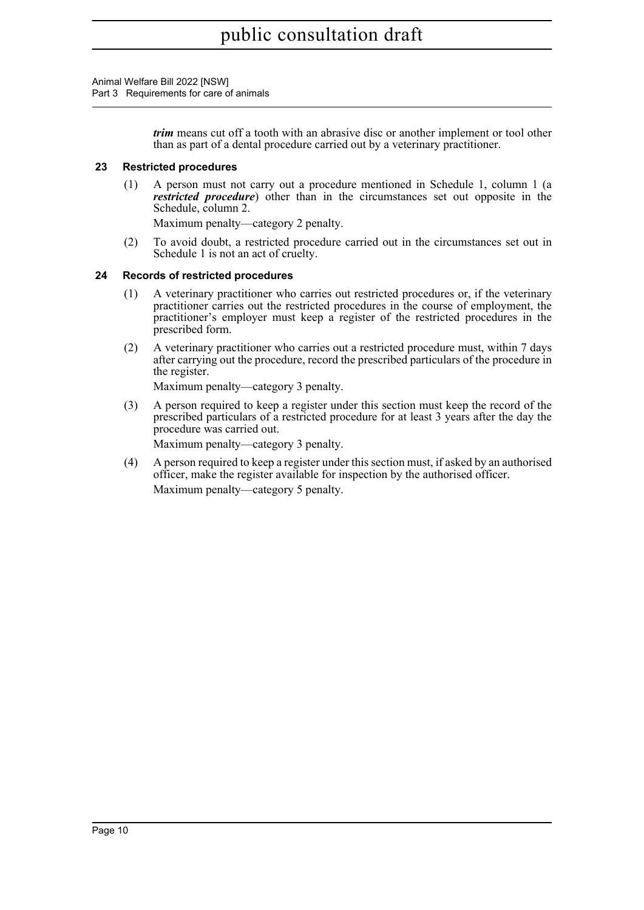***trim*** means cut off a tooth with an abrasive disc or another implement or tool other than as part of a dental procedure carried out by a veterinary practitioner.

### 23 Restricted procedures

(1) A person must not carry out a procedure mentioned in Schedule 1, column 1 (a ***restricted procedure***) other than in the circumstances set out opposite in the Schedule, column 2.

Maximum penalty—category 2 penalty.

(2) To avoid doubt, a restricted procedure carried out in the circumstances set out in Schedule 1 is not an act of cruelty.

### 24 Records of restricted procedures

(1) A veterinary practitioner who carries out restricted procedures or, if the veterinary practitioner carries out the restricted procedures in the course of employment, the practitioner's employer must keep a register of the restricted procedures in the prescribed form.

(2) A veterinary practitioner who carries out a restricted procedure must, within 7 days after carrying out the procedure, record the prescribed particulars of the procedure in the register.

Maximum penalty—category 3 penalty.

(3) A person required to keep a register under this section must keep the record of the prescribed particulars of a restricted procedure for at least 3 years after the day the procedure was carried out.

Maximum penalty—category 3 penalty.

(4) A person required to keep a register under this section must, if asked by an authorised officer, make the register available for inspection by the authorised officer.

Maximum penalty—category 5 penalty.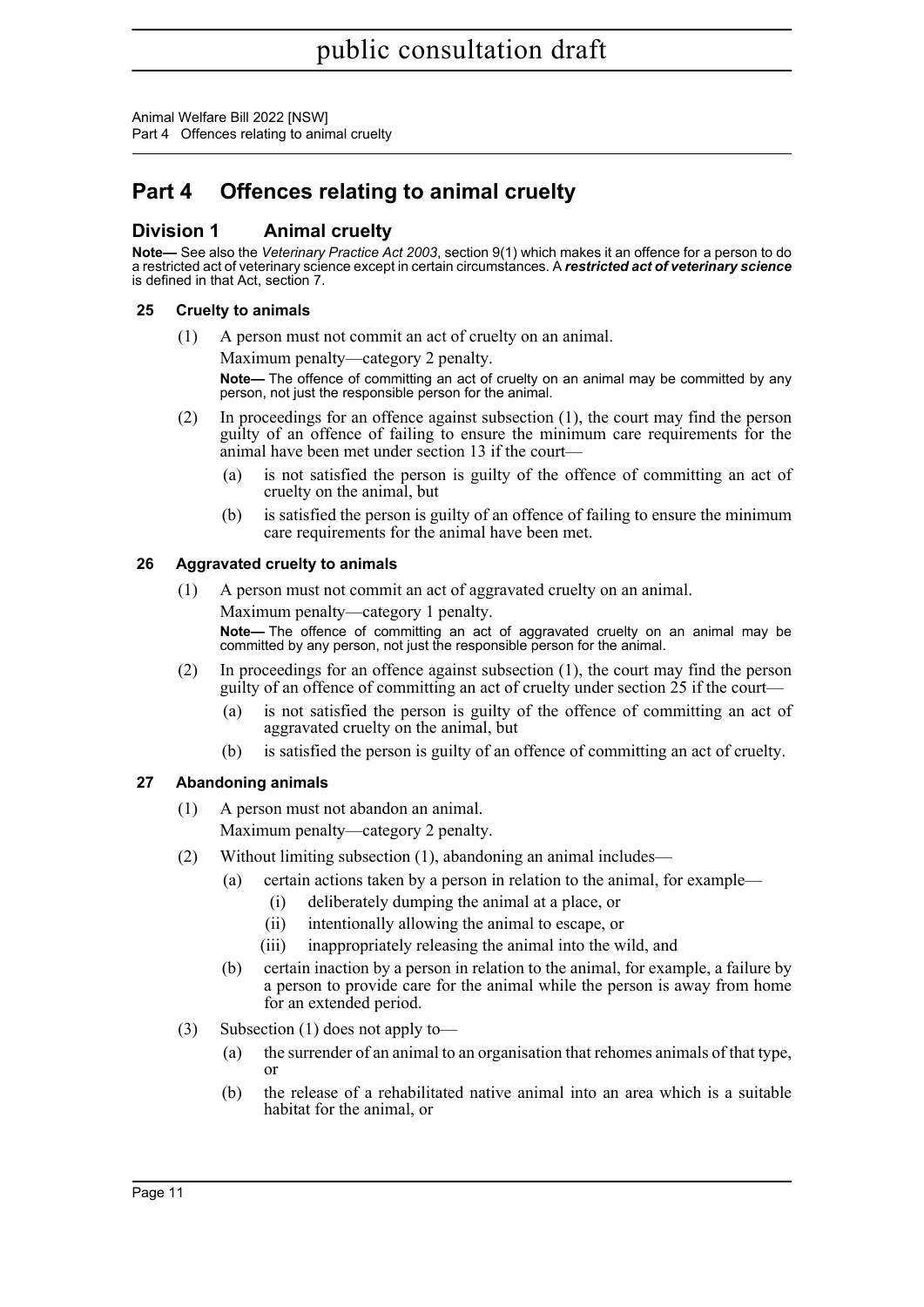# Part 4 Offences relating to animal cruelty

## Division 1 Animal cruelty

**Note—** See also the *Veterinary Practice Act 2003*, section 9(1) which makes it an offence for a person to do a restricted act of veterinary science except in certain circumstances. A ***restricted act of veterinary science*** is defined in that Act, section 7.

### 25 Cruelty to animals

(1) A person must not commit an act of cruelty on an animal.

Maximum penalty—category 2 penalty.

**Note—** The offence of committing an act of cruelty on an animal may be committed by any person, not just the responsible person for the animal.

(2) In proceedings for an offence against subsection (1), the court may find the person guilty of an offence of failing to ensure the minimum care requirements for the animal have been met under section 13 if the court—

- (a) is not satisfied the person is guilty of the offence of committing an act of cruelty on the animal, but
- (b) is satisfied the person is guilty of an offence of failing to ensure the minimum care requirements for the animal have been met.

### 26 Aggravated cruelty to animals

(1) A person must not commit an act of aggravated cruelty on an animal.

Maximum penalty—category 1 penalty.

**Note—** The offence of committing an act of aggravated cruelty on an animal may be committed by any person, not just the responsible person for the animal.

(2) In proceedings for an offence against subsection (1), the court may find the person guilty of an offence of committing an act of cruelty under section 25 if the court—

- (a) is not satisfied the person is guilty of the offence of committing an act of aggravated cruelty on the animal, but
- (b) is satisfied the person is guilty of an offence of committing an act of cruelty.

### 27 Abandoning animals

(1) A person must not abandon an animal.

Maximum penalty—category 2 penalty.

(2) Without limiting subsection (1), abandoning an animal includes—

- (a) certain actions taken by a person in relation to the animal, for example—
  - (i) deliberately dumping the animal at a place, or
  - (ii) intentionally allowing the animal to escape, or
  - (iii) inappropriately releasing the animal into the wild, and
- (b) certain inaction by a person in relation to the animal, for example, a failure by a person to provide care for the animal while the person is away from home for an extended period.

(3) Subsection (1) does not apply to—

- (a) the surrender of an animal to an organisation that rehomes animals of that type, or
- (b) the release of a rehabilitated native animal into an area which is a suitable habitat for the animal, or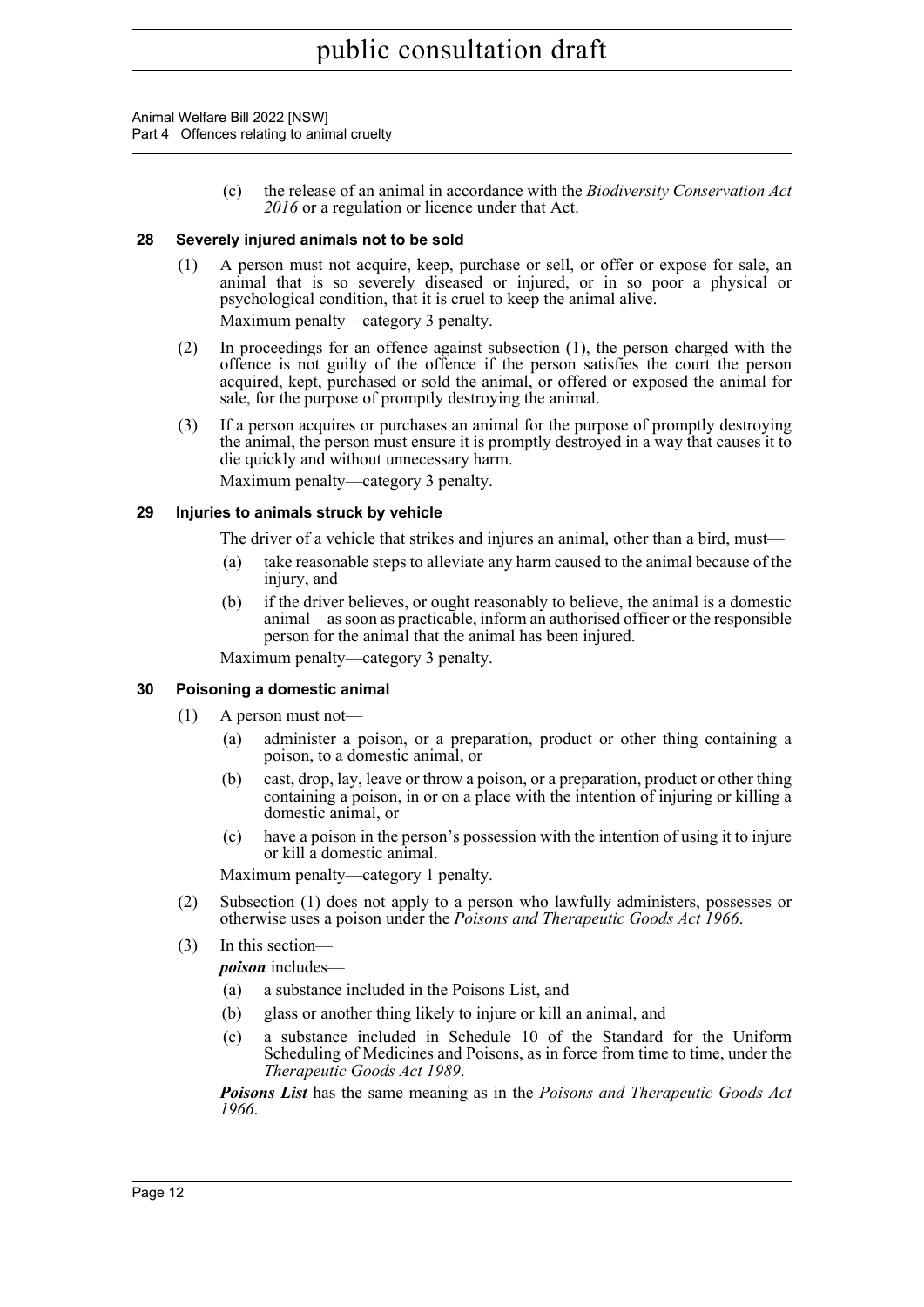(c) the release of an animal in accordance with the *Biodiversity Conservation Act 2016* or a regulation or licence under that Act.

### 28 Severely injured animals not to be sold

(1) A person must not acquire, keep, purchase or sell, or offer or expose for sale, an animal that is so severely diseased or injured, or in so poor a physical or psychological condition, that it is cruel to keep the animal alive.

Maximum penalty—category 3 penalty.

(2) In proceedings for an offence against subsection (1), the person charged with the offence is not guilty of the offence if the person satisfies the court the person acquired, kept, purchased or sold the animal, or offered or exposed the animal for sale, for the purpose of promptly destroying the animal.

(3) If a person acquires or purchases an animal for the purpose of promptly destroying the animal, the person must ensure it is promptly destroyed in a way that causes it to die quickly and without unnecessary harm.

Maximum penalty—category 3 penalty.

### 29 Injuries to animals struck by vehicle

The driver of a vehicle that strikes and injures an animal, other than a bird, must—

(a) take reasonable steps to alleviate any harm caused to the animal because of the injury, and

(b) if the driver believes, or ought reasonably to believe, the animal is a domestic animal—as soon as practicable, inform an authorised officer or the responsible person for the animal that the animal has been injured.

Maximum penalty—category 3 penalty.

### 30 Poisoning a domestic animal

(1) A person must not—

(a) administer a poison, or a preparation, product or other thing containing a poison, to a domestic animal, or

(b) cast, drop, lay, leave or throw a poison, or a preparation, product or other thing containing a poison, in or on a place with the intention of injuring or killing a domestic animal, or

(c) have a poison in the person's possession with the intention of using it to injure or kill a domestic animal.

Maximum penalty—category 1 penalty.

(2) Subsection (1) does not apply to a person who lawfully administers, possesses or otherwise uses a poison under the *Poisons and Therapeutic Goods Act 1966*.

(3) In this section—

***poison*** includes—

(a) a substance included in the Poisons List, and

(b) glass or another thing likely to injure or kill an animal, and

(c) a substance included in Schedule 10 of the Standard for the Uniform Scheduling of Medicines and Poisons, as in force from time to time, under the *Therapeutic Goods Act 1989*.

***Poisons List*** has the same meaning as in the *Poisons and Therapeutic Goods Act 1966*.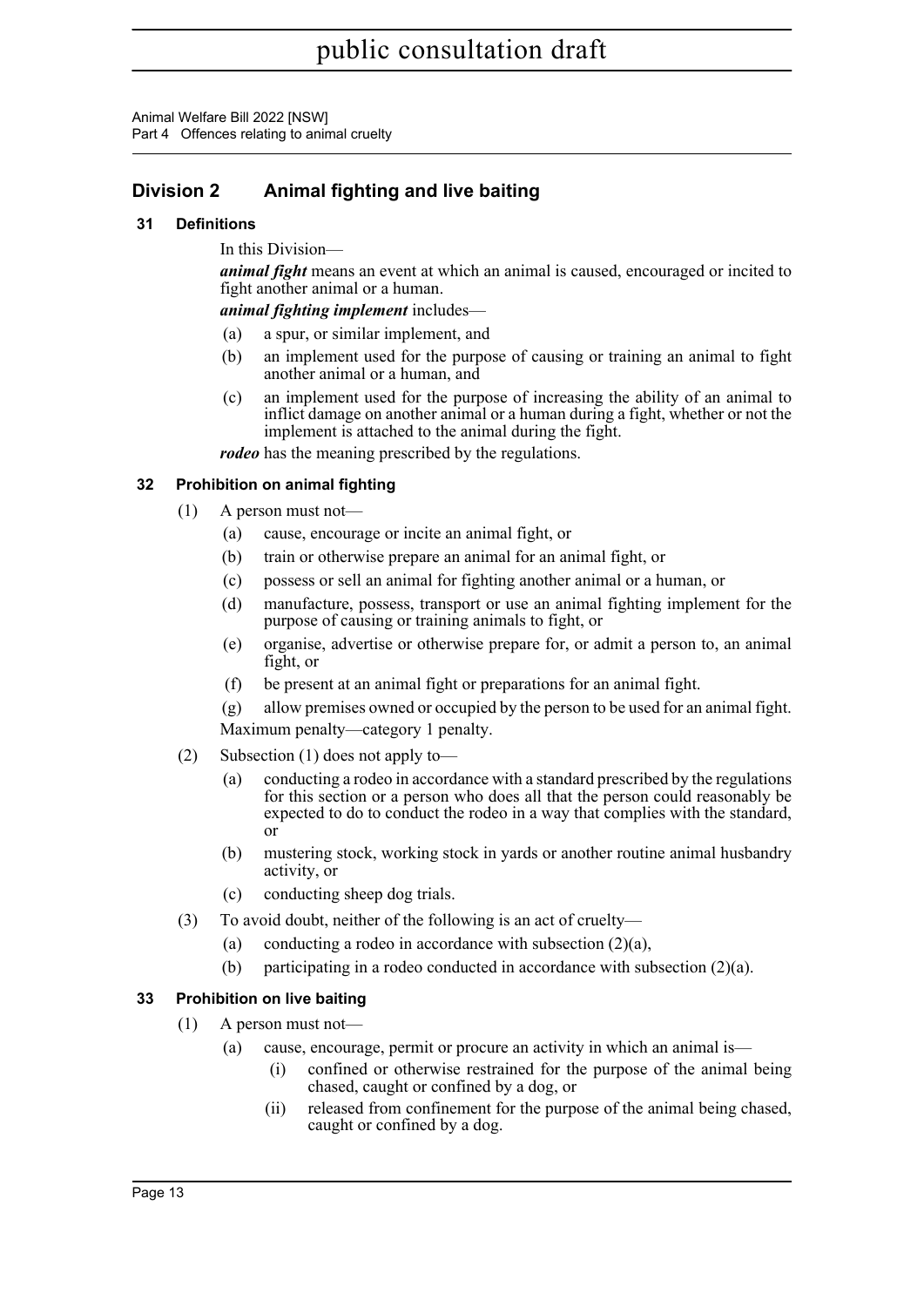## Division 2 Animal fighting and live baiting

### 31 Definitions

In this Division—

***animal fight*** means an event at which an animal is caused, encouraged or incited to fight another animal or a human.

***animal fighting implement*** includes—

(a) a spur, or similar implement, and

(b) an implement used for the purpose of causing or training an animal to fight another animal or a human, and

(c) an implement used for the purpose of increasing the ability of an animal to inflict damage on another animal or a human during a fight, whether or not the implement is attached to the animal during the fight.

***rodeo*** has the meaning prescribed by the regulations.

### 32 Prohibition on animal fighting

(1) A person must not—

(a) cause, encourage or incite an animal fight, or

(b) train or otherwise prepare an animal for an animal fight, or

(c) possess or sell an animal for fighting another animal or a human, or

(d) manufacture, possess, transport or use an animal fighting implement for the purpose of causing or training animals to fight, or

(e) organise, advertise or otherwise prepare for, or admit a person to, an animal fight, or

(f) be present at an animal fight or preparations for an animal fight.

(g) allow premises owned or occupied by the person to be used for an animal fight.

Maximum penalty—category 1 penalty.

(2) Subsection (1) does not apply to—

(a) conducting a rodeo in accordance with a standard prescribed by the regulations for this section or a person who does all that the person could reasonably be expected to do to conduct the rodeo in a way that complies with the standard, or

(b) mustering stock, working stock in yards or another routine animal husbandry activity, or

(c) conducting sheep dog trials.

(3) To avoid doubt, neither of the following is an act of cruelty—

(a) conducting a rodeo in accordance with subsection (2)(a),

(b) participating in a rodeo conducted in accordance with subsection (2)(a).

### 33 Prohibition on live baiting

(1) A person must not—

(a) cause, encourage, permit or procure an activity in which an animal is—

(i) confined or otherwise restrained for the purpose of the animal being chased, caught or confined by a dog, or

(ii) released from confinement for the purpose of the animal being chased, caught or confined by a dog.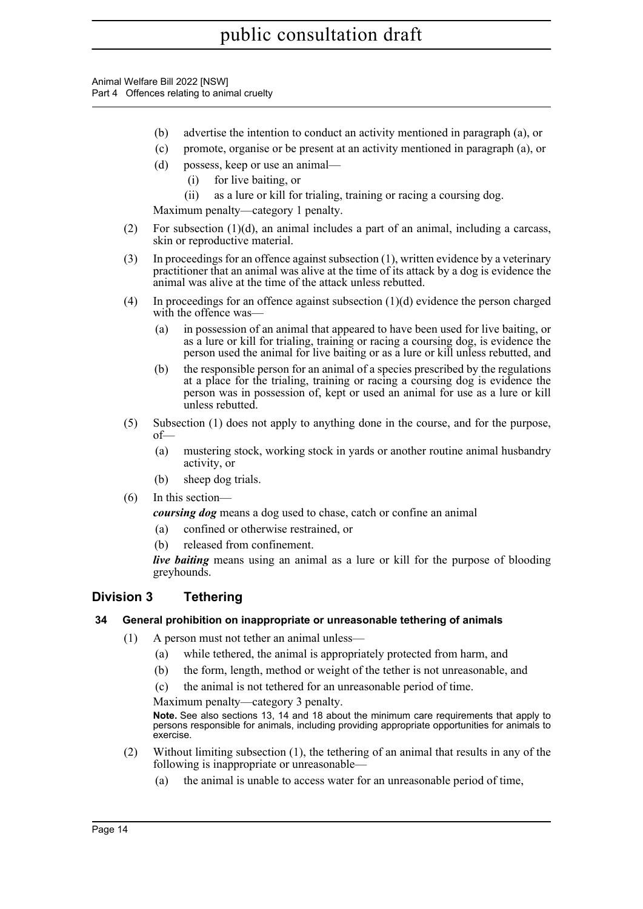(b) advertise the intention to conduct an activity mentioned in paragraph (a), or

(c) promote, organise or be present at an activity mentioned in paragraph (a), or

(d) possess, keep or use an animal—

(i) for live baiting, or

(ii) as a lure or kill for trialing, training or racing a coursing dog.

Maximum penalty—category 1 penalty.

(2) For subsection (1)(d), an animal includes a part of an animal, including a carcass, skin or reproductive material.

(3) In proceedings for an offence against subsection (1), written evidence by a veterinary practitioner that an animal was alive at the time of its attack by a dog is evidence the animal was alive at the time of the attack unless rebutted.

(4) In proceedings for an offence against subsection (1)(d) evidence the person charged with the offence was—

(a) in possession of an animal that appeared to have been used for live baiting, or as a lure or kill for trialing, training or racing a coursing dog, is evidence the person used the animal for live baiting or as a lure or kill unless rebutted, and

(b) the responsible person for an animal of a species prescribed by the regulations at a place for the trialing, training or racing a coursing dog is evidence the person was in possession of, kept or used an animal for use as a lure or kill unless rebutted.

(5) Subsection (1) does not apply to anything done in the course, and for the purpose, of—

(a) mustering stock, working stock in yards or another routine animal husbandry activity, or

(b) sheep dog trials.

(6) In this section—

***coursing dog*** means a dog used to chase, catch or confine an animal

(a) confined or otherwise restrained, or

(b) released from confinement.

***live baiting*** means using an animal as a lure or kill for the purpose of blooding greyhounds.

## Division 3 Tethering

### 34 General prohibition on inappropriate or unreasonable tethering of animals

(1) A person must not tether an animal unless—

(a) while tethered, the animal is appropriately protected from harm, and

(b) the form, length, method or weight of the tether is not unreasonable, and

(c) the animal is not tethered for an unreasonable period of time.

Maximum penalty—category 3 penalty.

**Note.** See also sections 13, 14 and 18 about the minimum care requirements that apply to persons responsible for animals, including providing appropriate opportunities for animals to exercise.

(2) Without limiting subsection (1), the tethering of an animal that results in any of the following is inappropriate or unreasonable—

(a) the animal is unable to access water for an unreasonable period of time,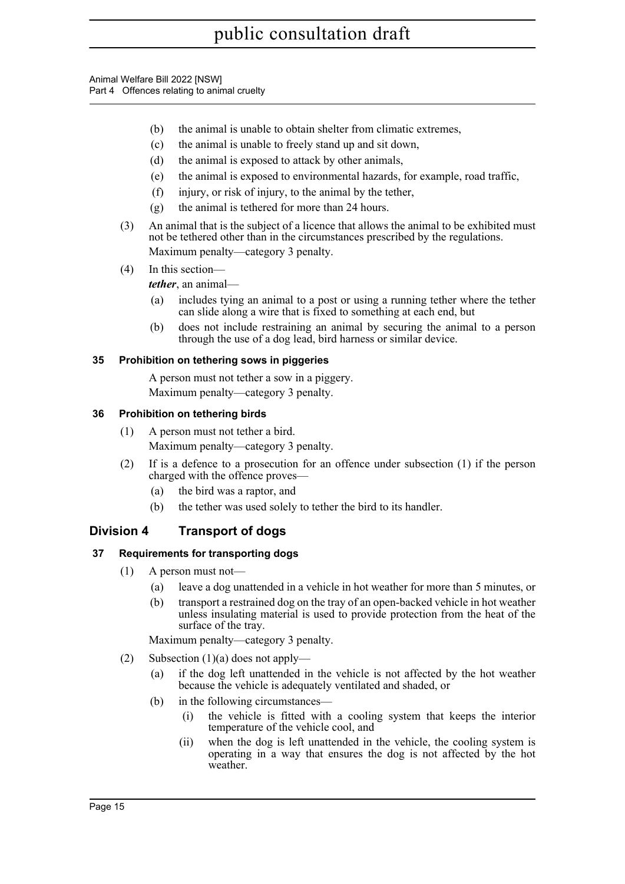(b) the animal is unable to obtain shelter from climatic extremes,

(c) the animal is unable to freely stand up and sit down,

(d) the animal is exposed to attack by other animals,

(e) the animal is exposed to environmental hazards, for example, road traffic,

(f) injury, or risk of injury, to the animal by the tether,

(g) the animal is tethered for more than 24 hours.

(3) An animal that is the subject of a licence that allows the animal to be exhibited must not be tethered other than in the circumstances prescribed by the regulations.

Maximum penalty—category 3 penalty.

(4) In this section—

***tether***, an animal—

(a) includes tying an animal to a post or using a running tether where the tether can slide along a wire that is fixed to something at each end, but

(b) does not include restraining an animal by securing the animal to a person through the use of a dog lead, bird harness or similar device.

### 35 Prohibition on tethering sows in piggeries

A person must not tether a sow in a piggery.

Maximum penalty—category 3 penalty.

### 36 Prohibition on tethering birds

(1) A person must not tether a bird.

Maximum penalty—category 3 penalty.

(2) If is a defence to a prosecution for an offence under subsection (1) if the person charged with the offence proves—

(a) the bird was a raptor, and

(b) the tether was used solely to tether the bird to its handler.

## Division 4 Transport of dogs

### 37 Requirements for transporting dogs

(1) A person must not—

(a) leave a dog unattended in a vehicle in hot weather for more than 5 minutes, or

(b) transport a restrained dog on the tray of an open-backed vehicle in hot weather unless insulating material is used to provide protection from the heat of the surface of the tray.

Maximum penalty—category 3 penalty.

(2) Subsection (1)(a) does not apply—

(a) if the dog left unattended in the vehicle is not affected by the hot weather because the vehicle is adequately ventilated and shaded, or

(b) in the following circumstances—

(i) the vehicle is fitted with a cooling system that keeps the interior temperature of the vehicle cool, and

(ii) when the dog is left unattended in the vehicle, the cooling system is operating in a way that ensures the dog is not affected by the hot weather.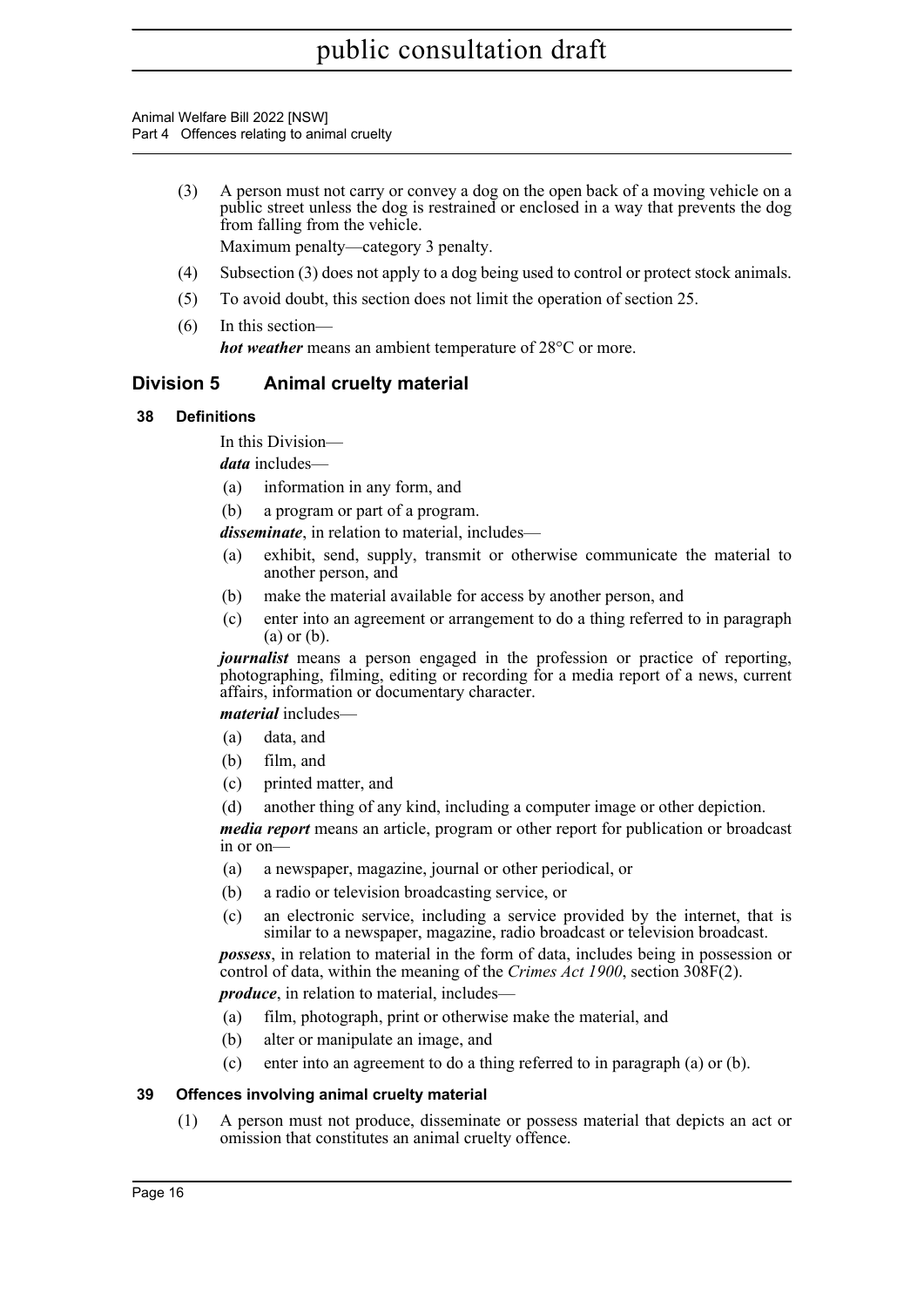(3) A person must not carry or convey a dog on the open back of a moving vehicle on a public street unless the dog is restrained or enclosed in a way that prevents the dog from falling from the vehicle.

Maximum penalty—category 3 penalty.

(4) Subsection (3) does not apply to a dog being used to control or protect stock animals.

(5) To avoid doubt, this section does not limit the operation of section 25.

(6) In this section—

***hot weather*** means an ambient temperature of 28°C or more.

## Division 5 Animal cruelty material

### 38 Definitions

In this Division—

***data*** includes—

(a) information in any form, and

(b) a program or part of a program.

***disseminate***, in relation to material, includes—

(a) exhibit, send, supply, transmit or otherwise communicate the material to another person, and

(b) make the material available for access by another person, and

(c) enter into an agreement or arrangement to do a thing referred to in paragraph (a) or (b).

***journalist*** means a person engaged in the profession or practice of reporting, photographing, filming, editing or recording for a media report of a news, current affairs, information or documentary character.

***material*** includes—

(a) data, and

(b) film, and

(c) printed matter, and

(d) another thing of any kind, including a computer image or other depiction.

***media report*** means an article, program or other report for publication or broadcast in or on—

(a) a newspaper, magazine, journal or other periodical, or

(b) a radio or television broadcasting service, or

(c) an electronic service, including a service provided by the internet, that is similar to a newspaper, magazine, radio broadcast or television broadcast.

***possess***, in relation to material in the form of data, includes being in possession or control of data, within the meaning of the *Crimes Act 1900*, section 308F(2).

***produce***, in relation to material, includes—

(a) film, photograph, print or otherwise make the material, and

(b) alter or manipulate an image, and

(c) enter into an agreement to do a thing referred to in paragraph (a) or (b).

### 39 Offences involving animal cruelty material

(1) A person must not produce, disseminate or possess material that depicts an act or omission that constitutes an animal cruelty offence.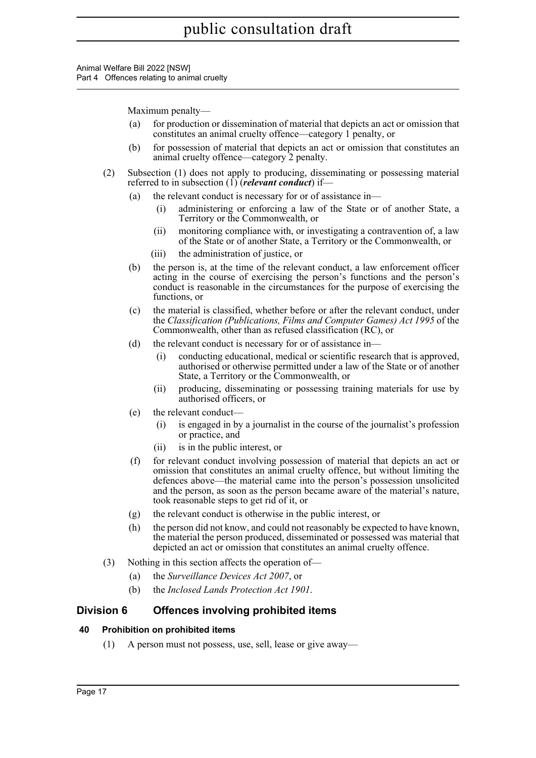Maximum penalty—

(a) for production or dissemination of material that depicts an act or omission that constitutes an animal cruelty offence—category 1 penalty, or

(b) for possession of material that depicts an act or omission that constitutes an animal cruelty offence—category 2 penalty.

(2) Subsection (1) does not apply to producing, disseminating or possessing material referred to in subsection (1) (***relevant conduct***) if—

(a) the relevant conduct is necessary for or of assistance in—

(i) administering or enforcing a law of the State or of another State, a Territory or the Commonwealth, or

(ii) monitoring compliance with, or investigating a contravention of, a law of the State or of another State, a Territory or the Commonwealth, or

(iii) the administration of justice, or

(b) the person is, at the time of the relevant conduct, a law enforcement officer acting in the course of exercising the person's functions and the person's conduct is reasonable in the circumstances for the purpose of exercising the functions, or

(c) the material is classified, whether before or after the relevant conduct, under the *Classification (Publications, Films and Computer Games) Act 1995* of the Commonwealth, other than as refused classification (RC), or

(d) the relevant conduct is necessary for or of assistance in—

(i) conducting educational, medical or scientific research that is approved, authorised or otherwise permitted under a law of the State or of another State, a Territory or the Commonwealth, or

(ii) producing, disseminating or possessing training materials for use by authorised officers, or

(e) the relevant conduct—

(i) is engaged in by a journalist in the course of the journalist's profession or practice, and

(ii) is in the public interest, or

(f) for relevant conduct involving possession of material that depicts an act or omission that constitutes an animal cruelty offence, but without limiting the defences above—the material came into the person's possession unsolicited and the person, as soon as the person became aware of the material's nature, took reasonable steps to get rid of it, or

(g) the relevant conduct is otherwise in the public interest, or

(h) the person did not know, and could not reasonably be expected to have known, the material the person produced, disseminated or possessed was material that depicted an act or omission that constitutes an animal cruelty offence.

(3) Nothing in this section affects the operation of—

(a) the *Surveillance Devices Act 2007*, or

(b) the *Inclosed Lands Protection Act 1901*.

## Division 6 Offences involving prohibited items

### 40 Prohibition on prohibited items

(1) A person must not possess, use, sell, lease or give away—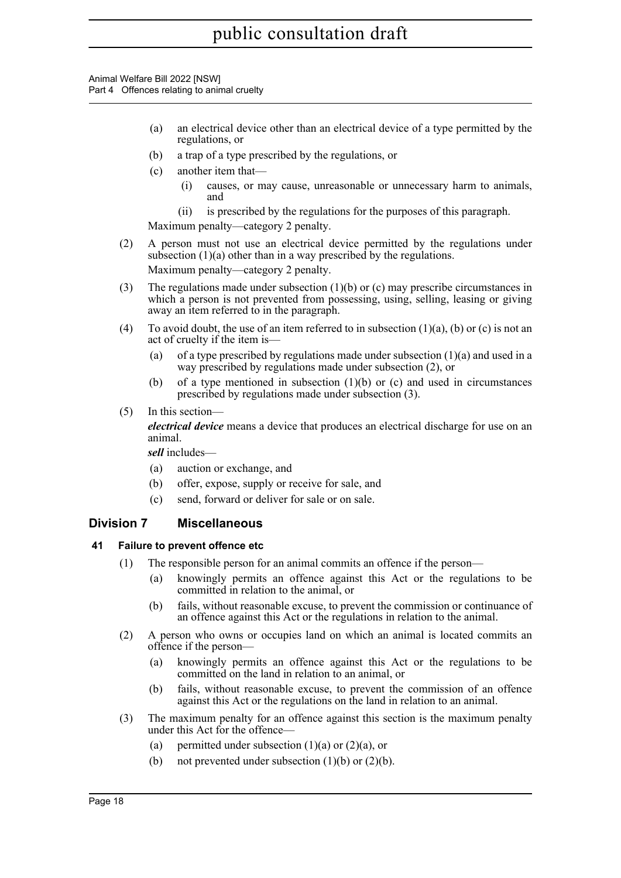(a) an electrical device other than an electrical device of a type permitted by the regulations, or

(b) a trap of a type prescribed by the regulations, or

(c) another item that—

(i) causes, or may cause, unreasonable or unnecessary harm to animals, and

(ii) is prescribed by the regulations for the purposes of this paragraph.

Maximum penalty—category 2 penalty.

(2) A person must not use an electrical device permitted by the regulations under subsection (1)(a) other than in a way prescribed by the regulations.

Maximum penalty—category 2 penalty.

(3) The regulations made under subsection (1)(b) or (c) may prescribe circumstances in which a person is not prevented from possessing, using, selling, leasing or giving away an item referred to in the paragraph.

(4) To avoid doubt, the use of an item referred to in subsection (1)(a), (b) or (c) is not an act of cruelty if the item is—

(a) of a type prescribed by regulations made under subsection (1)(a) and used in a way prescribed by regulations made under subsection (2), or

(b) of a type mentioned in subsection (1)(b) or (c) and used in circumstances prescribed by regulations made under subsection (3).

(5) In this section—

***electrical device*** means a device that produces an electrical discharge for use on an animal.

***sell*** includes—

(a) auction or exchange, and

(b) offer, expose, supply or receive for sale, and

(c) send, forward or deliver for sale or on sale.

## Division 7 Miscellaneous

### 41 Failure to prevent offence etc

(1) The responsible person for an animal commits an offence if the person—

(a) knowingly permits an offence against this Act or the regulations to be committed in relation to the animal, or

(b) fails, without reasonable excuse, to prevent the commission or continuance of an offence against this Act or the regulations in relation to the animal.

(2) A person who owns or occupies land on which an animal is located commits an offence if the person—

(a) knowingly permits an offence against this Act or the regulations to be committed on the land in relation to an animal, or

(b) fails, without reasonable excuse, to prevent the commission of an offence against this Act or the regulations on the land in relation to an animal.

(3) The maximum penalty for an offence against this section is the maximum penalty under this Act for the offence—

(a) permitted under subsection (1)(a) or (2)(a), or

(b) not prevented under subsection (1)(b) or (2)(b).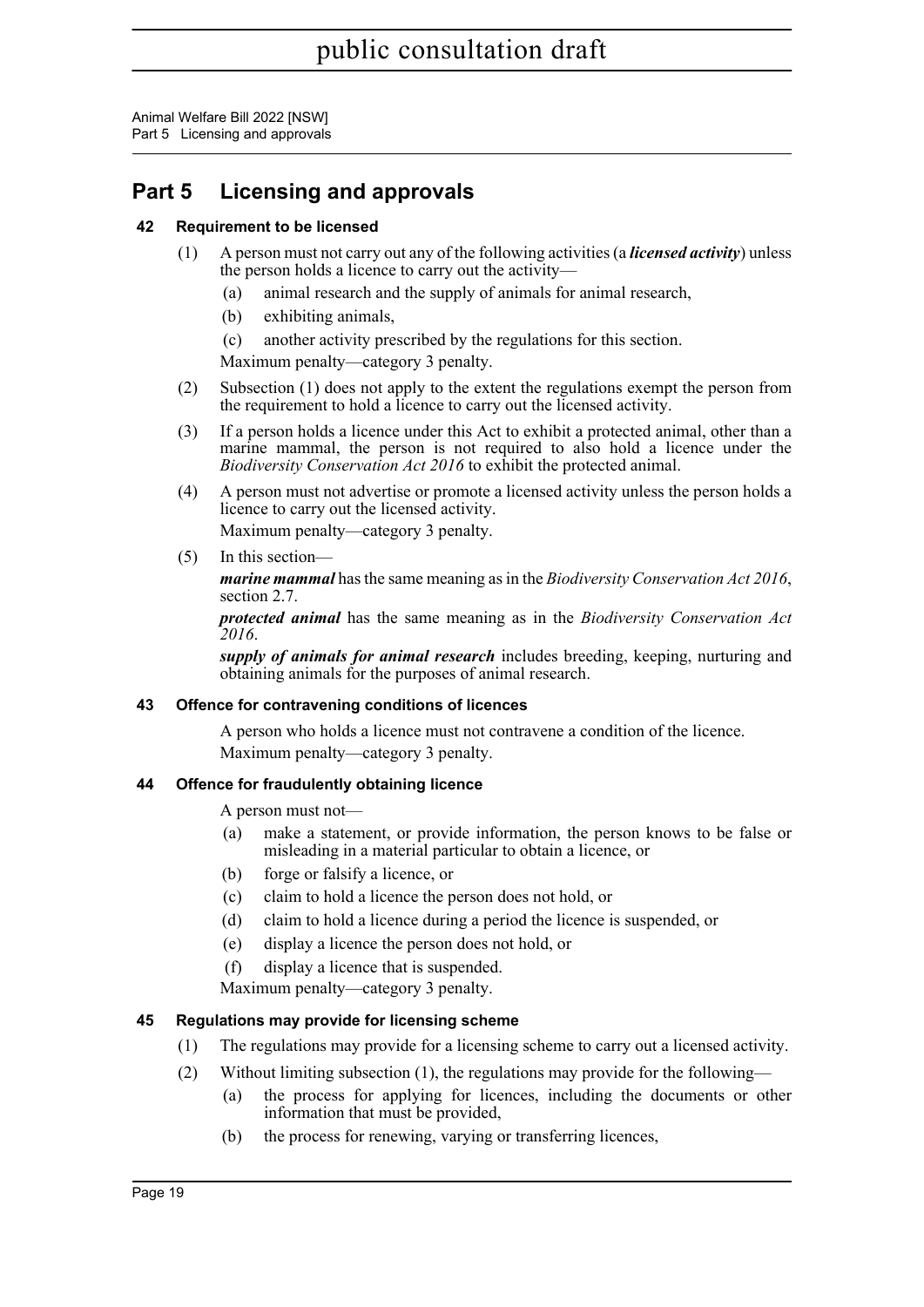# Part 5 Licensing and approvals

### 42 Requirement to be licensed

(1) A person must not carry out any of the following activities (a ***licensed activity***) unless the person holds a licence to carry out the activity—

(a) animal research and the supply of animals for animal research,

(b) exhibiting animals,

(c) another activity prescribed by the regulations for this section.

Maximum penalty—category 3 penalty.

(2) Subsection (1) does not apply to the extent the regulations exempt the person from the requirement to hold a licence to carry out the licensed activity.

(3) If a person holds a licence under this Act to exhibit a protected animal, other than a marine mammal, the person is not required to also hold a licence under the *Biodiversity Conservation Act 2016* to exhibit the protected animal.

(4) A person must not advertise or promote a licensed activity unless the person holds a licence to carry out the licensed activity.

Maximum penalty—category 3 penalty.

(5) In this section—

***marine mammal*** has the same meaning as in the *Biodiversity Conservation Act 2016*, section 2.7.

***protected animal*** has the same meaning as in the *Biodiversity Conservation Act 2016*.

***supply of animals for animal research*** includes breeding, keeping, nurturing and obtaining animals for the purposes of animal research.

### 43 Offence for contravening conditions of licences

A person who holds a licence must not contravene a condition of the licence.

Maximum penalty—category 3 penalty.

### 44 Offence for fraudulently obtaining licence

A person must not—

(a) make a statement, or provide information, the person knows to be false or misleading in a material particular to obtain a licence, or

(b) forge or falsify a licence, or

(c) claim to hold a licence the person does not hold, or

(d) claim to hold a licence during a period the licence is suspended, or

(e) display a licence the person does not hold, or

(f) display a licence that is suspended.

Maximum penalty—category 3 penalty.

### 45 Regulations may provide for licensing scheme

(1) The regulations may provide for a licensing scheme to carry out a licensed activity.

(2) Without limiting subsection (1), the regulations may provide for the following—

(a) the process for applying for licences, including the documents or other information that must be provided,

(b) the process for renewing, varying or transferring licences,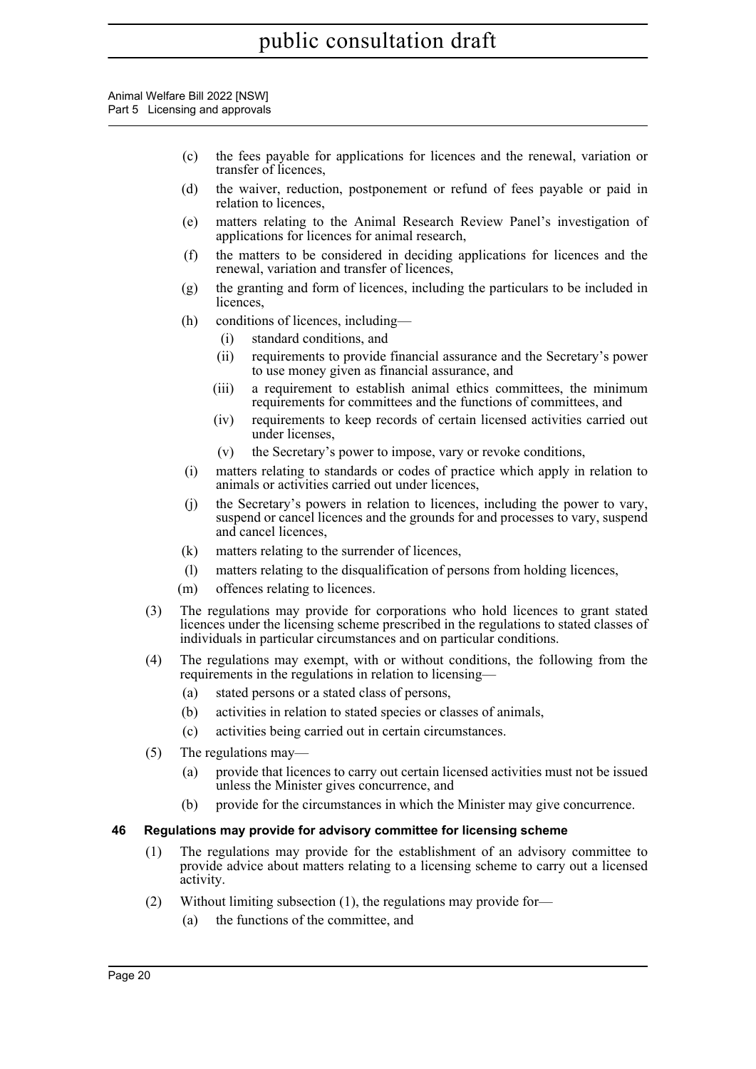(c) the fees payable for applications for licences and the renewal, variation or transfer of licences,

(d) the waiver, reduction, postponement or refund of fees payable or paid in relation to licences,

(e) matters relating to the Animal Research Review Panel's investigation of applications for licences for animal research,

(f) the matters to be considered in deciding applications for licences and the renewal, variation and transfer of licences,

(g) the granting and form of licences, including the particulars to be included in licences,

(h) conditions of licences, including—

    (i) standard conditions, and

    (ii) requirements to provide financial assurance and the Secretary's power to use money given as financial assurance, and

    (iii) a requirement to establish animal ethics committees, the minimum requirements for committees and the functions of committees, and

    (iv) requirements to keep records of certain licensed activities carried out under licenses,

    (v) the Secretary's power to impose, vary or revoke conditions,

(i) matters relating to standards or codes of practice which apply in relation to animals or activities carried out under licences,

(j) the Secretary's powers in relation to licences, including the power to vary, suspend or cancel licences and the grounds for and processes to vary, suspend and cancel licences,

(k) matters relating to the surrender of licences,

(l) matters relating to the disqualification of persons from holding licences,

(m) offences relating to licences.

(3) The regulations may provide for corporations who hold licences to grant stated licences under the licensing scheme prescribed in the regulations to stated classes of individuals in particular circumstances and on particular conditions.

(4) The regulations may exempt, with or without conditions, the following from the requirements in the regulations in relation to licensing—

(a) stated persons or a stated class of persons,

(b) activities in relation to stated species or classes of animals,

(c) activities being carried out in certain circumstances.

(5) The regulations may—

(a) provide that licences to carry out certain licensed activities must not be issued unless the Minister gives concurrence, and

(b) provide for the circumstances in which the Minister may give concurrence.

### 46 Regulations may provide for advisory committee for licensing scheme

(1) The regulations may provide for the establishment of an advisory committee to provide advice about matters relating to a licensing scheme to carry out a licensed activity.

(2) Without limiting subsection (1), the regulations may provide for—

(a) the functions of the committee, and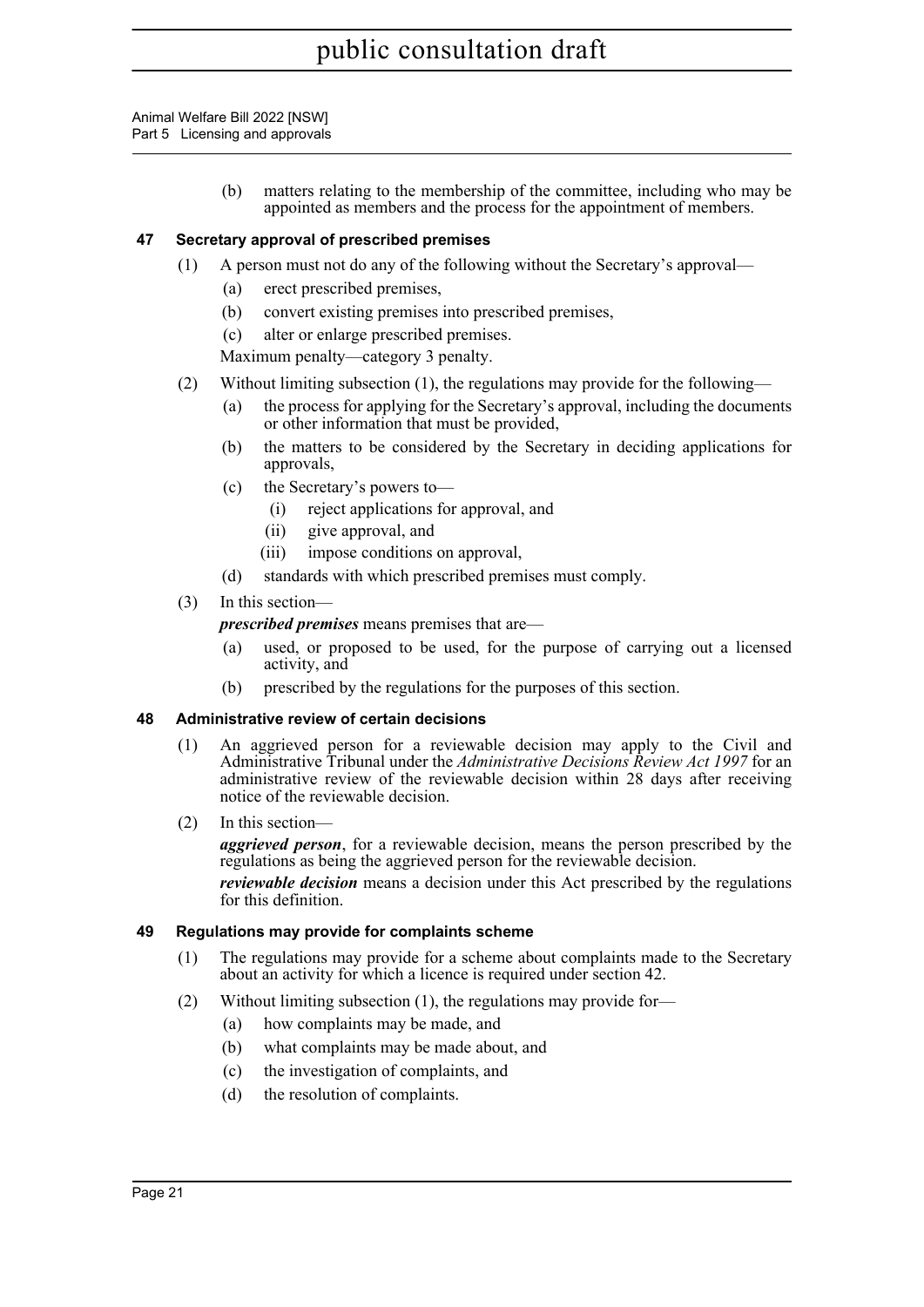(b) matters relating to the membership of the committee, including who may be appointed as members and the process for the appointment of members.

### 47 Secretary approval of prescribed premises

(1) A person must not do any of the following without the Secretary's approval—

(a) erect prescribed premises,

(b) convert existing premises into prescribed premises,

(c) alter or enlarge prescribed premises.

Maximum penalty—category 3 penalty.

(2) Without limiting subsection (1), the regulations may provide for the following—

(a) the process for applying for the Secretary's approval, including the documents or other information that must be provided,

(b) the matters to be considered by the Secretary in deciding applications for approvals,

(c) the Secretary's powers to—

(i) reject applications for approval, and

(ii) give approval, and

(iii) impose conditions on approval,

(d) standards with which prescribed premises must comply.

(3) In this section—

***prescribed premises*** means premises that are—

(a) used, or proposed to be used, for the purpose of carrying out a licensed activity, and

(b) prescribed by the regulations for the purposes of this section.

### 48 Administrative review of certain decisions

(1) An aggrieved person for a reviewable decision may apply to the Civil and Administrative Tribunal under the *Administrative Decisions Review Act 1997* for an administrative review of the reviewable decision within 28 days after receiving notice of the reviewable decision.

(2) In this section—

***aggrieved person***, for a reviewable decision, means the person prescribed by the regulations as being the aggrieved person for the reviewable decision.

***reviewable decision*** means a decision under this Act prescribed by the regulations for this definition.

### 49 Regulations may provide for complaints scheme

(1) The regulations may provide for a scheme about complaints made to the Secretary about an activity for which a licence is required under section 42.

(2) Without limiting subsection (1), the regulations may provide for—

(a) how complaints may be made, and

(b) what complaints may be made about, and

(c) the investigation of complaints, and

(d) the resolution of complaints.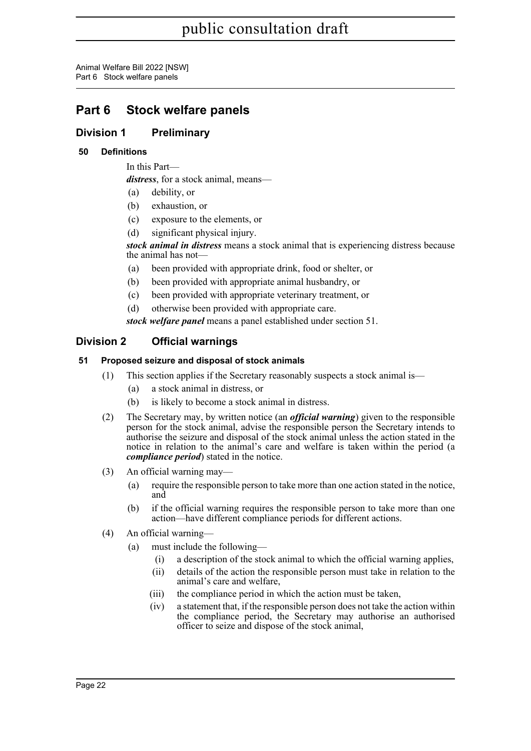# Part 6 Stock welfare panels

## Division 1 Preliminary

### 50 Definitions

In this Part—

***distress***, for a stock animal, means—

(a) debility, or

(b) exhaustion, or

(c) exposure to the elements, or

(d) significant physical injury.

***stock animal in distress*** means a stock animal that is experiencing distress because the animal has not—

(a) been provided with appropriate drink, food or shelter, or

(b) been provided with appropriate animal husbandry, or

(c) been provided with appropriate veterinary treatment, or

(d) otherwise been provided with appropriate care.

***stock welfare panel*** means a panel established under section 51.

## Division 2 Official warnings

### 51 Proposed seizure and disposal of stock animals

(1) This section applies if the Secretary reasonably suspects a stock animal is—

(a) a stock animal in distress, or

(b) is likely to become a stock animal in distress.

(2) The Secretary may, by written notice (an ***official warning***) given to the responsible person for the stock animal, advise the responsible person the Secretary intends to authorise the seizure and disposal of the stock animal unless the action stated in the notice in relation to the animal's care and welfare is taken within the period (a ***compliance period***) stated in the notice.

(3) An official warning may—

(a) require the responsible person to take more than one action stated in the notice, and

(b) if the official warning requires the responsible person to take more than one action—have different compliance periods for different actions.

(4) An official warning—

(a) must include the following—

(i) a description of the stock animal to which the official warning applies,

(ii) details of the action the responsible person must take in relation to the animal's care and welfare,

(iii) the compliance period in which the action must be taken,

(iv) a statement that, if the responsible person does not take the action within the compliance period, the Secretary may authorise an authorised officer to seize and dispose of the stock animal,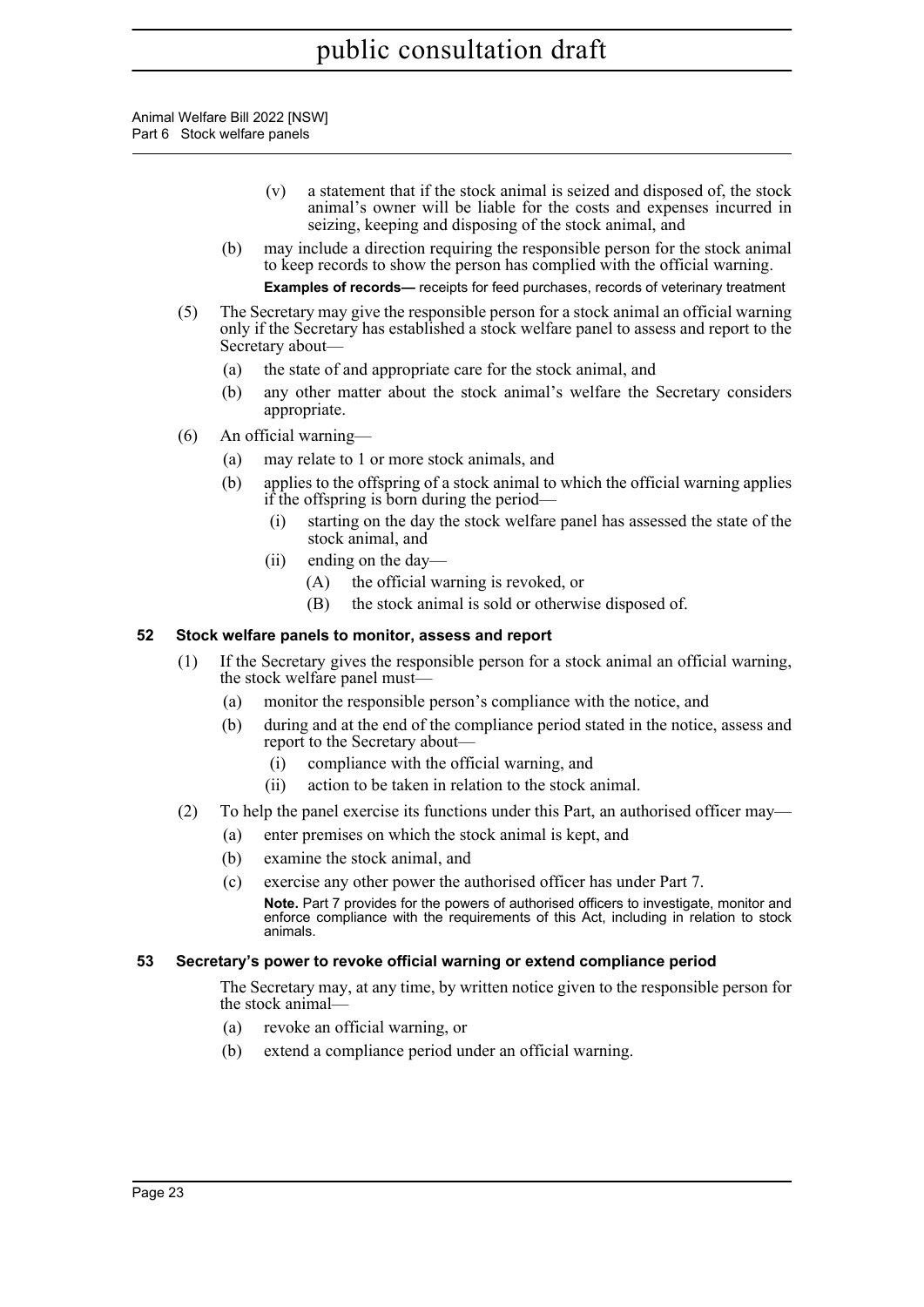(v) a statement that if the stock animal is seized and disposed of, the stock animal's owner will be liable for the costs and expenses incurred in seizing, keeping and disposing of the stock animal, and

(b) may include a direction requiring the responsible person for the stock animal to keep records to show the person has complied with the official warning.

**Examples of records—** receipts for feed purchases, records of veterinary treatment

(5) The Secretary may give the responsible person for a stock animal an official warning only if the Secretary has established a stock welfare panel to assess and report to the Secretary about—

(a) the state of and appropriate care for the stock animal, and

(b) any other matter about the stock animal's welfare the Secretary considers appropriate.

(6) An official warning—

(a) may relate to 1 or more stock animals, and

(b) applies to the offspring of a stock animal to which the official warning applies if the offspring is born during the period—

(i) starting on the day the stock welfare panel has assessed the state of the stock animal, and

(ii) ending on the day—

(A) the official warning is revoked, or

(B) the stock animal is sold or otherwise disposed of.

### 52 Stock welfare panels to monitor, assess and report

(1) If the Secretary gives the responsible person for a stock animal an official warning, the stock welfare panel must—

(a) monitor the responsible person's compliance with the notice, and

(b) during and at the end of the compliance period stated in the notice, assess and report to the Secretary about—

(i) compliance with the official warning, and

(ii) action to be taken in relation to the stock animal.

(2) To help the panel exercise its functions under this Part, an authorised officer may—

(a) enter premises on which the stock animal is kept, and

(b) examine the stock animal, and

(c) exercise any other power the authorised officer has under Part 7.

**Note.** Part 7 provides for the powers of authorised officers to investigate, monitor and enforce compliance with the requirements of this Act, including in relation to stock animals.

### 53 Secretary's power to revoke official warning or extend compliance period

The Secretary may, at any time, by written notice given to the responsible person for the stock animal—

(a) revoke an official warning, or

(b) extend a compliance period under an official warning.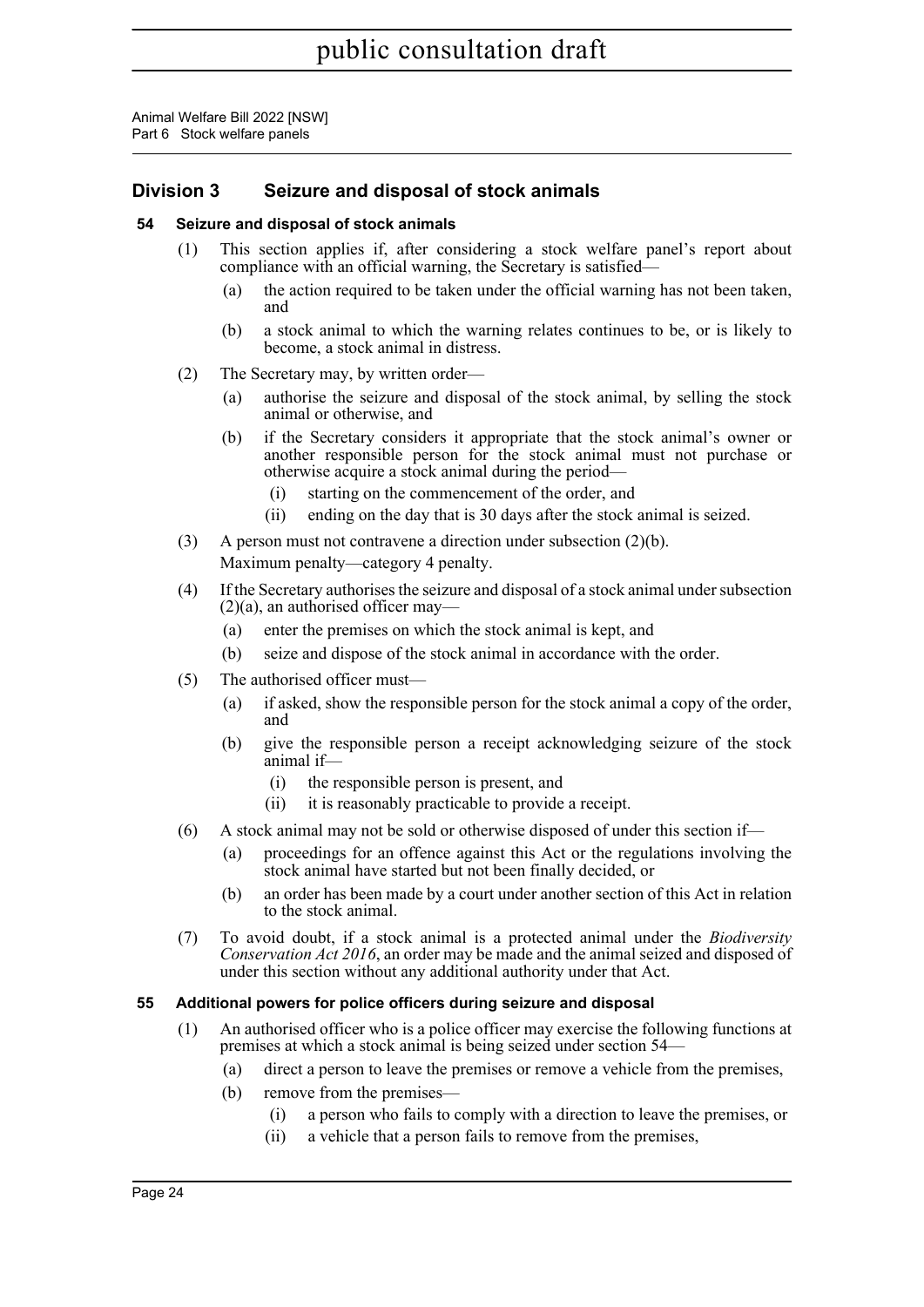## Division 3 Seizure and disposal of stock animals

### 54 Seizure and disposal of stock animals

(1) This section applies if, after considering a stock welfare panel's report about compliance with an official warning, the Secretary is satisfied—

(a) the action required to be taken under the official warning has not been taken, and

(b) a stock animal to which the warning relates continues to be, or is likely to become, a stock animal in distress.

(2) The Secretary may, by written order—

(a) authorise the seizure and disposal of the stock animal, by selling the stock animal or otherwise, and

(b) if the Secretary considers it appropriate that the stock animal's owner or another responsible person for the stock animal must not purchase or otherwise acquire a stock animal during the period—

(i) starting on the commencement of the order, and

(ii) ending on the day that is 30 days after the stock animal is seized.

(3) A person must not contravene a direction under subsection (2)(b).

Maximum penalty—category 4 penalty.

(4) If the Secretary authorises the seizure and disposal of a stock animal under subsection (2)(a), an authorised officer may—

(a) enter the premises on which the stock animal is kept, and

(b) seize and dispose of the stock animal in accordance with the order.

(5) The authorised officer must—

(a) if asked, show the responsible person for the stock animal a copy of the order, and

(b) give the responsible person a receipt acknowledging seizure of the stock animal if—

(i) the responsible person is present, and

(ii) it is reasonably practicable to provide a receipt.

(6) A stock animal may not be sold or otherwise disposed of under this section if—

(a) proceedings for an offence against this Act or the regulations involving the stock animal have started but not been finally decided, or

(b) an order has been made by a court under another section of this Act in relation to the stock animal.

(7) To avoid doubt, if a stock animal is a protected animal under the *Biodiversity Conservation Act 2016*, an order may be made and the animal seized and disposed of under this section without any additional authority under that Act.

### 55 Additional powers for police officers during seizure and disposal

(1) An authorised officer who is a police officer may exercise the following functions at premises at which a stock animal is being seized under section 54—

(a) direct a person to leave the premises or remove a vehicle from the premises,

(b) remove from the premises—

(i) a person who fails to comply with a direction to leave the premises, or

(ii) a vehicle that a person fails to remove from the premises,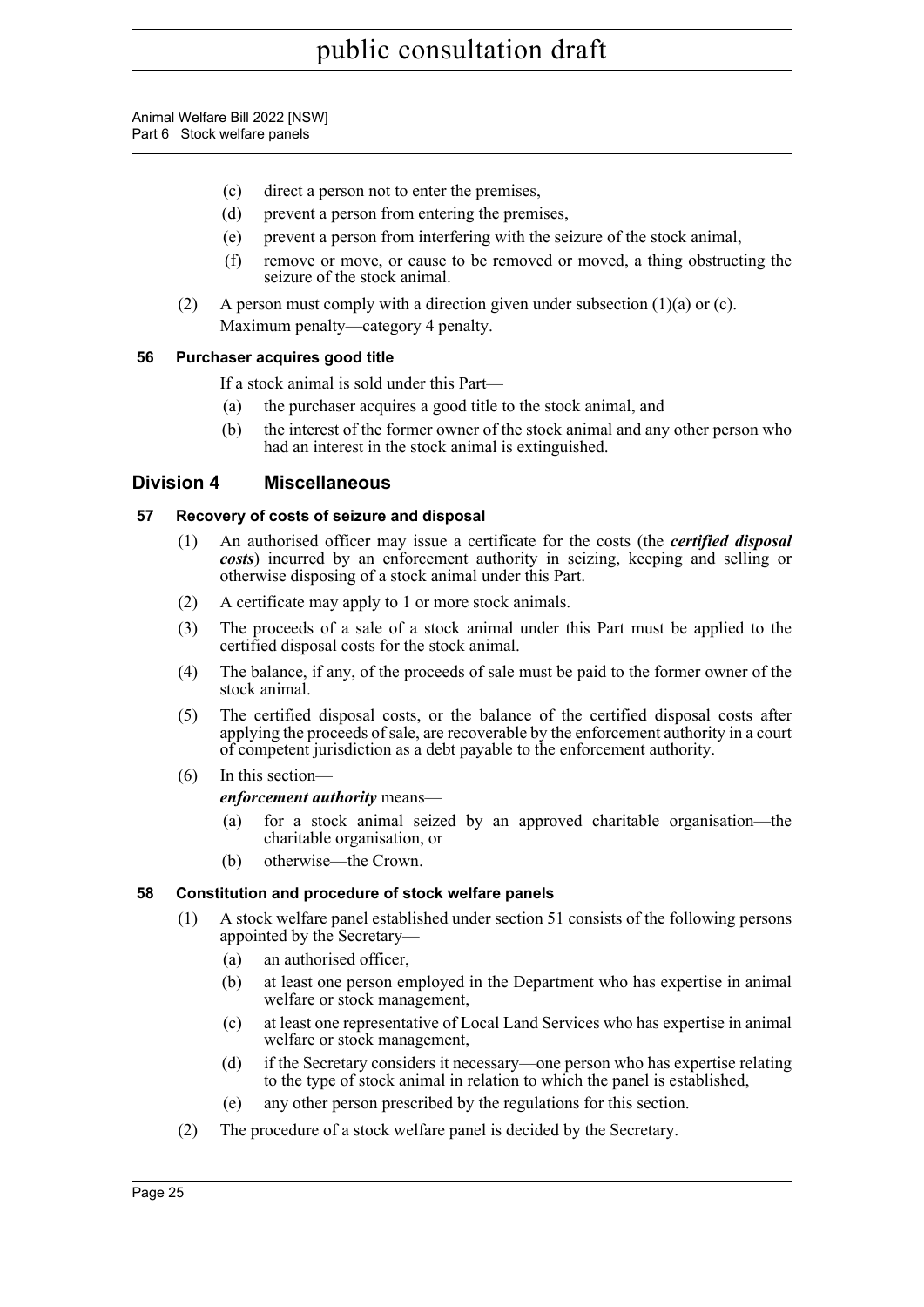(c) direct a person not to enter the premises,

(d) prevent a person from entering the premises,

(e) prevent a person from interfering with the seizure of the stock animal,

(f) remove or move, or cause to be removed or moved, a thing obstructing the seizure of the stock animal.

(2) A person must comply with a direction given under subsection (1)(a) or (c).

Maximum penalty—category 4 penalty.

### 56 Purchaser acquires good title

If a stock animal is sold under this Part—

(a) the purchaser acquires a good title to the stock animal, and

(b) the interest of the former owner of the stock animal and any other person who had an interest in the stock animal is extinguished.

## Division 4 Miscellaneous

### 57 Recovery of costs of seizure and disposal

(1) An authorised officer may issue a certificate for the costs (the ***certified disposal costs***) incurred by an enforcement authority in seizing, keeping and selling or otherwise disposing of a stock animal under this Part.

(2) A certificate may apply to 1 or more stock animals.

(3) The proceeds of a sale of a stock animal under this Part must be applied to the certified disposal costs for the stock animal.

(4) The balance, if any, of the proceeds of sale must be paid to the former owner of the stock animal.

(5) The certified disposal costs, or the balance of the certified disposal costs after applying the proceeds of sale, are recoverable by the enforcement authority in a court of competent jurisdiction as a debt payable to the enforcement authority.

(6) In this section—

***enforcement authority*** means—

(a) for a stock animal seized by an approved charitable organisation—the charitable organisation, or

(b) otherwise—the Crown.

### 58 Constitution and procedure of stock welfare panels

(1) A stock welfare panel established under section 51 consists of the following persons appointed by the Secretary—

(a) an authorised officer,

(b) at least one person employed in the Department who has expertise in animal welfare or stock management,

(c) at least one representative of Local Land Services who has expertise in animal welfare or stock management,

(d) if the Secretary considers it necessary—one person who has expertise relating to the type of stock animal in relation to which the panel is established,

(e) any other person prescribed by the regulations for this section.

(2) The procedure of a stock welfare panel is decided by the Secretary.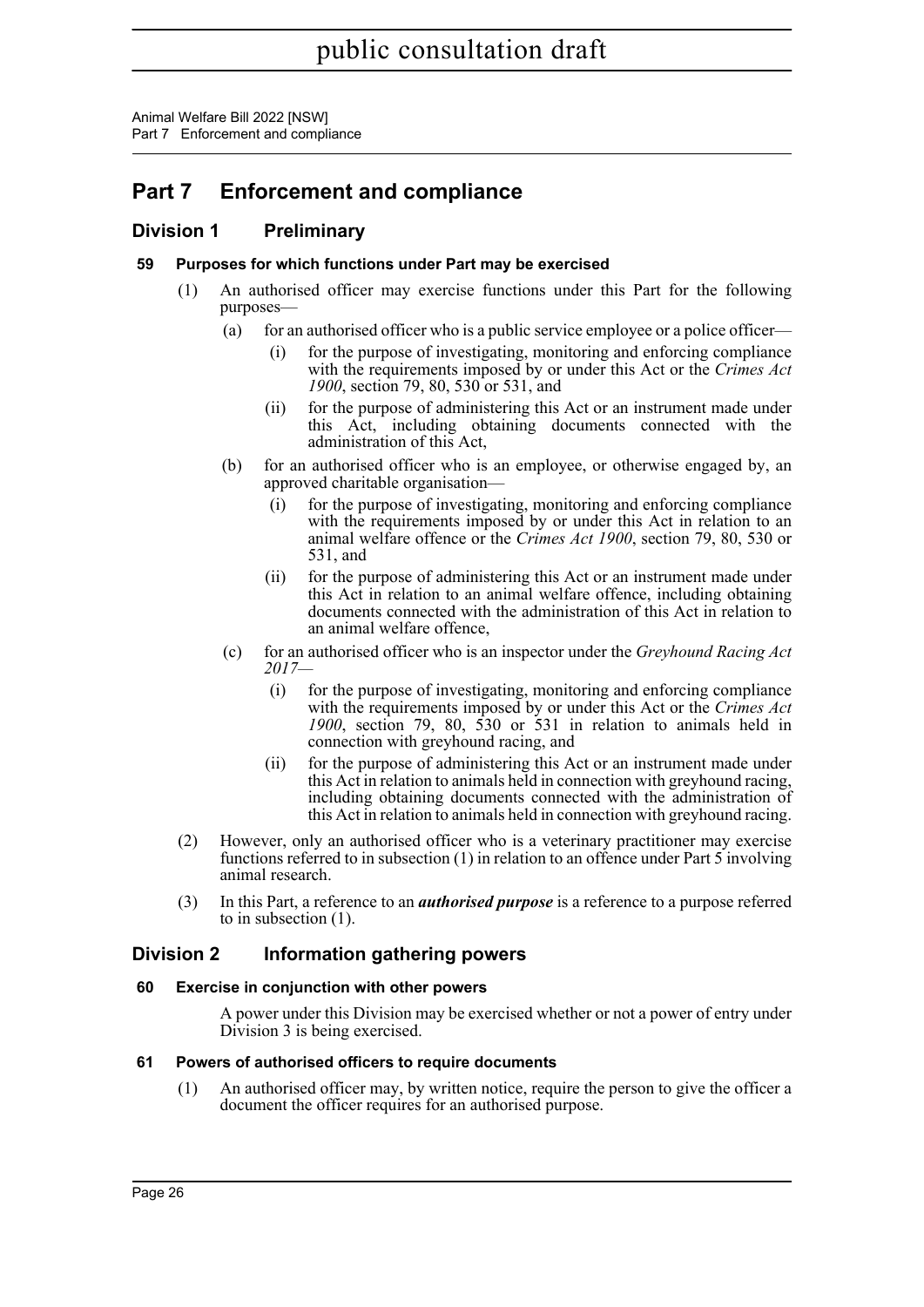# Part 7 Enforcement and compliance

## Division 1 Preliminary

### 59 Purposes for which functions under Part may be exercised

(1) An authorised officer may exercise functions under this Part for the following purposes—

(a) for an authorised officer who is a public service employee or a police officer—

(i) for the purpose of investigating, monitoring and enforcing compliance with the requirements imposed by or under this Act or the *Crimes Act 1900*, section 79, 80, 530 or 531, and

(ii) for the purpose of administering this Act or an instrument made under this Act, including obtaining documents connected with the administration of this Act,

(b) for an authorised officer who is an employee, or otherwise engaged by, an approved charitable organisation—

(i) for the purpose of investigating, monitoring and enforcing compliance with the requirements imposed by or under this Act in relation to an animal welfare offence or the *Crimes Act 1900*, section 79, 80, 530 or 531, and

(ii) for the purpose of administering this Act or an instrument made under this Act in relation to an animal welfare offence, including obtaining documents connected with the administration of this Act in relation to an animal welfare offence,

(c) for an authorised officer who is an inspector under the *Greyhound Racing Act 2017*—

(i) for the purpose of investigating, monitoring and enforcing compliance with the requirements imposed by or under this Act or the *Crimes Act 1900*, section 79, 80, 530 or 531 in relation to animals held in connection with greyhound racing, and

(ii) for the purpose of administering this Act or an instrument made under this Act in relation to animals held in connection with greyhound racing, including obtaining documents connected with the administration of this Act in relation to animals held in connection with greyhound racing.

(2) However, only an authorised officer who is a veterinary practitioner may exercise functions referred to in subsection (1) in relation to an offence under Part 5 involving animal research.

(3) In this Part, a reference to an ***authorised purpose*** is a reference to a purpose referred to in subsection (1).

## Division 2 Information gathering powers

### 60 Exercise in conjunction with other powers

A power under this Division may be exercised whether or not a power of entry under Division 3 is being exercised.

### 61 Powers of authorised officers to require documents

(1) An authorised officer may, by written notice, require the person to give the officer a document the officer requires for an authorised purpose.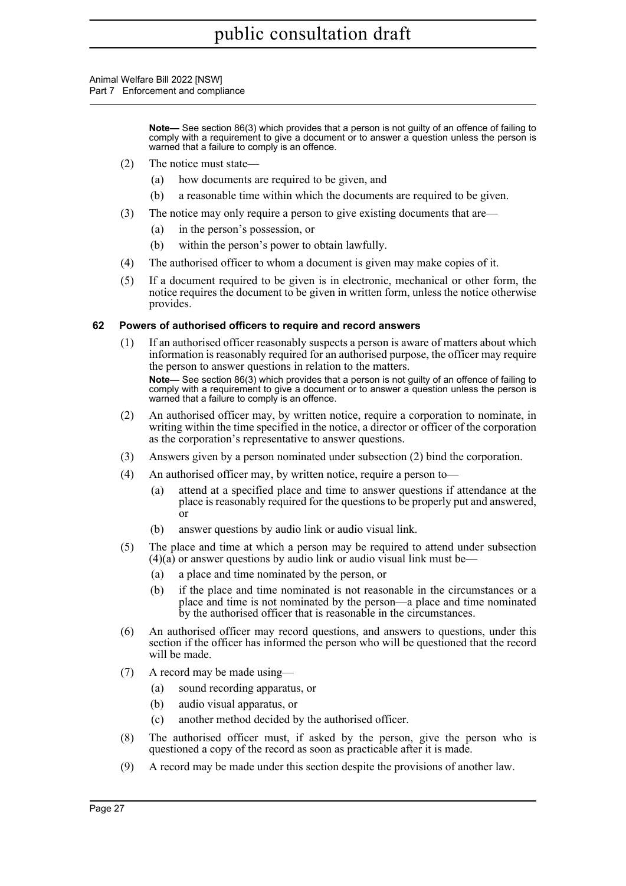**Note—** See section 86(3) which provides that a person is not guilty of an offence of failing to comply with a requirement to give a document or to answer a question unless the person is warned that a failure to comply is an offence.

(2) The notice must state—

(a) how documents are required to be given, and

(b) a reasonable time within which the documents are required to be given.

(3) The notice may only require a person to give existing documents that are—

(a) in the person's possession, or

(b) within the person's power to obtain lawfully.

(4) The authorised officer to whom a document is given may make copies of it.

(5) If a document required to be given is in electronic, mechanical or other form, the notice requires the document to be given in written form, unless the notice otherwise provides.

### 62 Powers of authorised officers to require and record answers

(1) If an authorised officer reasonably suspects a person is aware of matters about which information is reasonably required for an authorised purpose, the officer may require the person to answer questions in relation to the matters.

**Note—** See section 86(3) which provides that a person is not guilty of an offence of failing to comply with a requirement to give a document or to answer a question unless the person is warned that a failure to comply is an offence.

(2) An authorised officer may, by written notice, require a corporation to nominate, in writing within the time specified in the notice, a director or officer of the corporation as the corporation's representative to answer questions.

(3) Answers given by a person nominated under subsection (2) bind the corporation.

(4) An authorised officer may, by written notice, require a person to—

(a) attend at a specified place and time to answer questions if attendance at the place is reasonably required for the questions to be properly put and answered, or

(b) answer questions by audio link or audio visual link.

(5) The place and time at which a person may be required to attend under subsection (4)(a) or answer questions by audio link or audio visual link must be—

(a) a place and time nominated by the person, or

(b) if the place and time nominated is not reasonable in the circumstances or a place and time is not nominated by the person—a place and time nominated by the authorised officer that is reasonable in the circumstances.

(6) An authorised officer may record questions, and answers to questions, under this section if the officer has informed the person who will be questioned that the record will be made.

(7) A record may be made using—

(a) sound recording apparatus, or

(b) audio visual apparatus, or

(c) another method decided by the authorised officer.

(8) The authorised officer must, if asked by the person, give the person who is questioned a copy of the record as soon as practicable after it is made.

(9) A record may be made under this section despite the provisions of another law.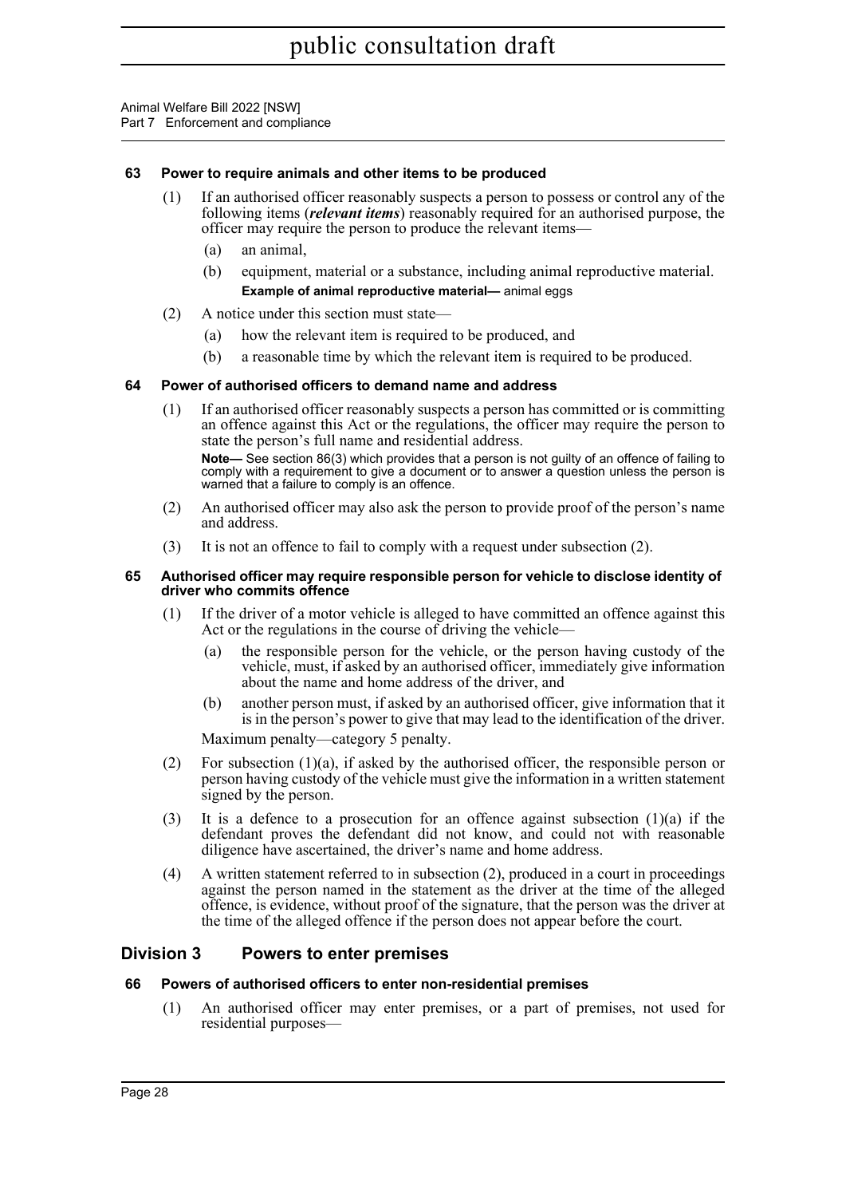#### 63 Power to require animals and other items to be produced

(1) If an authorised officer reasonably suspects a person to possess or control any of the following items (***relevant items***) reasonably required for an authorised purpose, the officer may require the person to produce the relevant items—

(a) an animal,

(b) equipment, material or a substance, including animal reproductive material.

**Example of animal reproductive material—** animal eggs

(2) A notice under this section must state—

(a) how the relevant item is required to be produced, and

(b) a reasonable time by which the relevant item is required to be produced.

#### 64 Power of authorised officers to demand name and address

(1) If an authorised officer reasonably suspects a person has committed or is committing an offence against this Act or the regulations, the officer may require the person to state the person's full name and residential address.

**Note—** See section 86(3) which provides that a person is not guilty of an offence of failing to comply with a requirement to give a document or to answer a question unless the person is warned that a failure to comply is an offence.

(2) An authorised officer may also ask the person to provide proof of the person's name and address.

(3) It is not an offence to fail to comply with a request under subsection (2).

#### 65 Authorised officer may require responsible person for vehicle to disclose identity of driver who commits offence

(1) If the driver of a motor vehicle is alleged to have committed an offence against this Act or the regulations in the course of driving the vehicle—

(a) the responsible person for the vehicle, or the person having custody of the vehicle, must, if asked by an authorised officer, immediately give information about the name and home address of the driver, and

(b) another person must, if asked by an authorised officer, give information that it is in the person's power to give that may lead to the identification of the driver.

Maximum penalty—category 5 penalty.

(2) For subsection (1)(a), if asked by the authorised officer, the responsible person or person having custody of the vehicle must give the information in a written statement signed by the person.

(3) It is a defence to a prosecution for an offence against subsection (1)(a) if the defendant proves the defendant did not know, and could not with reasonable diligence have ascertained, the driver's name and home address.

(4) A written statement referred to in subsection (2), produced in a court in proceedings against the person named in the statement as the driver at the time of the alleged offence, is evidence, without proof of the signature, that the person was the driver at the time of the alleged offence if the person does not appear before the court.

### Division 3 Powers to enter premises

#### 66 Powers of authorised officers to enter non-residential premises

(1) An authorised officer may enter premises, or a part of premises, not used for residential purposes—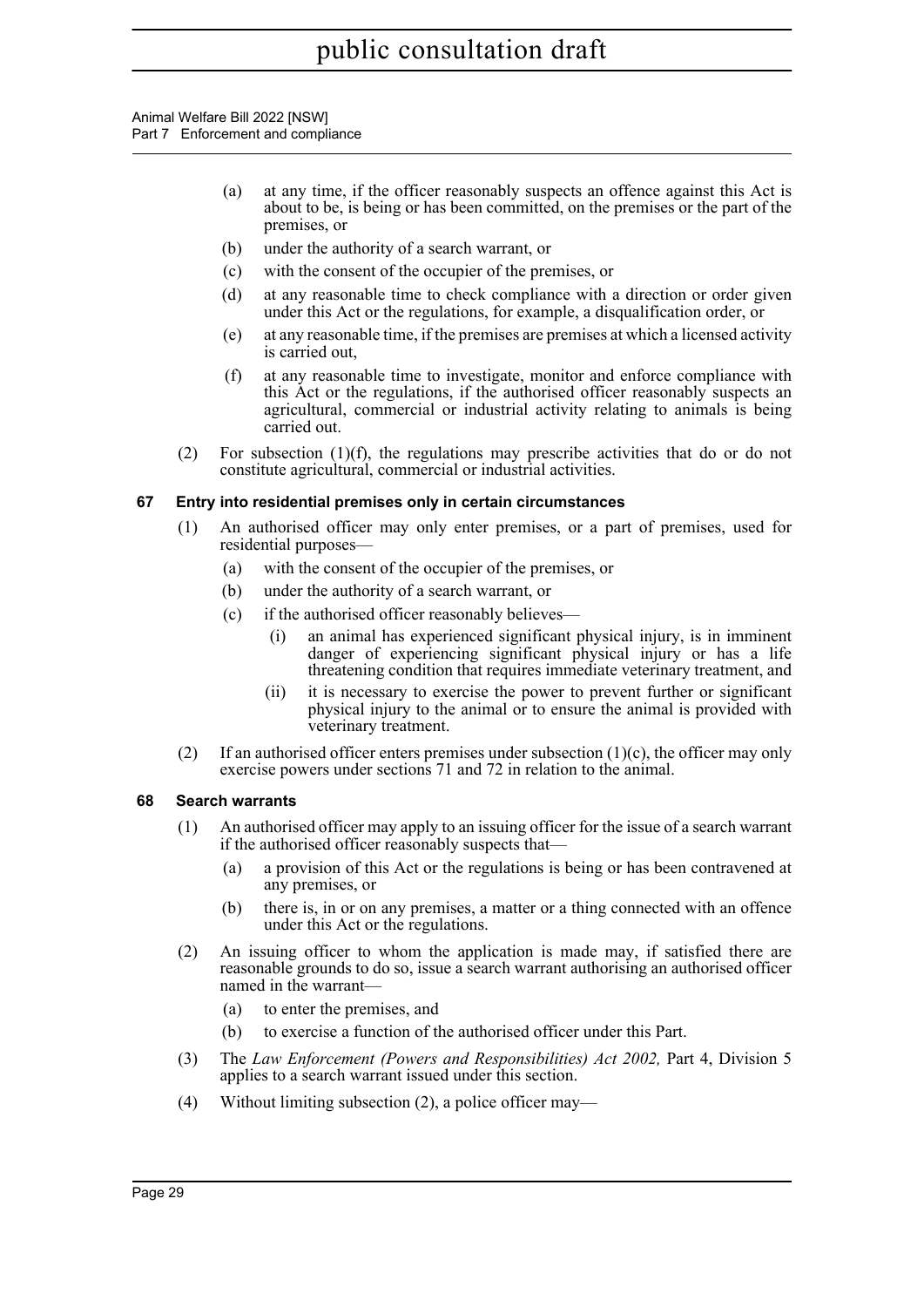(a) at any time, if the officer reasonably suspects an offence against this Act is about to be, is being or has been committed, on the premises or the part of the premises, or

(b) under the authority of a search warrant, or

(c) with the consent of the occupier of the premises, or

(d) at any reasonable time to check compliance with a direction or order given under this Act or the regulations, for example, a disqualification order, or

(e) at any reasonable time, if the premises are premises at which a licensed activity is carried out,

(f) at any reasonable time to investigate, monitor and enforce compliance with this Act or the regulations, if the authorised officer reasonably suspects an agricultural, commercial or industrial activity relating to animals is being carried out.

(2) For subsection (1)(f), the regulations may prescribe activities that do or do not constitute agricultural, commercial or industrial activities.

### 67 Entry into residential premises only in certain circumstances

(1) An authorised officer may only enter premises, or a part of premises, used for residential purposes—

(a) with the consent of the occupier of the premises, or

(b) under the authority of a search warrant, or

(c) if the authorised officer reasonably believes—

(i) an animal has experienced significant physical injury, is in imminent danger of experiencing significant physical injury or has a life threatening condition that requires immediate veterinary treatment, and

(ii) it is necessary to exercise the power to prevent further or significant physical injury to the animal or to ensure the animal is provided with veterinary treatment.

(2) If an authorised officer enters premises under subsection (1)(c), the officer may only exercise powers under sections 71 and 72 in relation to the animal.

### 68 Search warrants

(1) An authorised officer may apply to an issuing officer for the issue of a search warrant if the authorised officer reasonably suspects that—

(a) a provision of this Act or the regulations is being or has been contravened at any premises, or

(b) there is, in or on any premises, a matter or a thing connected with an offence under this Act or the regulations.

(2) An issuing officer to whom the application is made may, if satisfied there are reasonable grounds to do so, issue a search warrant authorising an authorised officer named in the warrant—

(a) to enter the premises, and

(b) to exercise a function of the authorised officer under this Part.

(3) The *Law Enforcement (Powers and Responsibilities) Act 2002,* Part 4, Division 5 applies to a search warrant issued under this section.

(4) Without limiting subsection (2), a police officer may—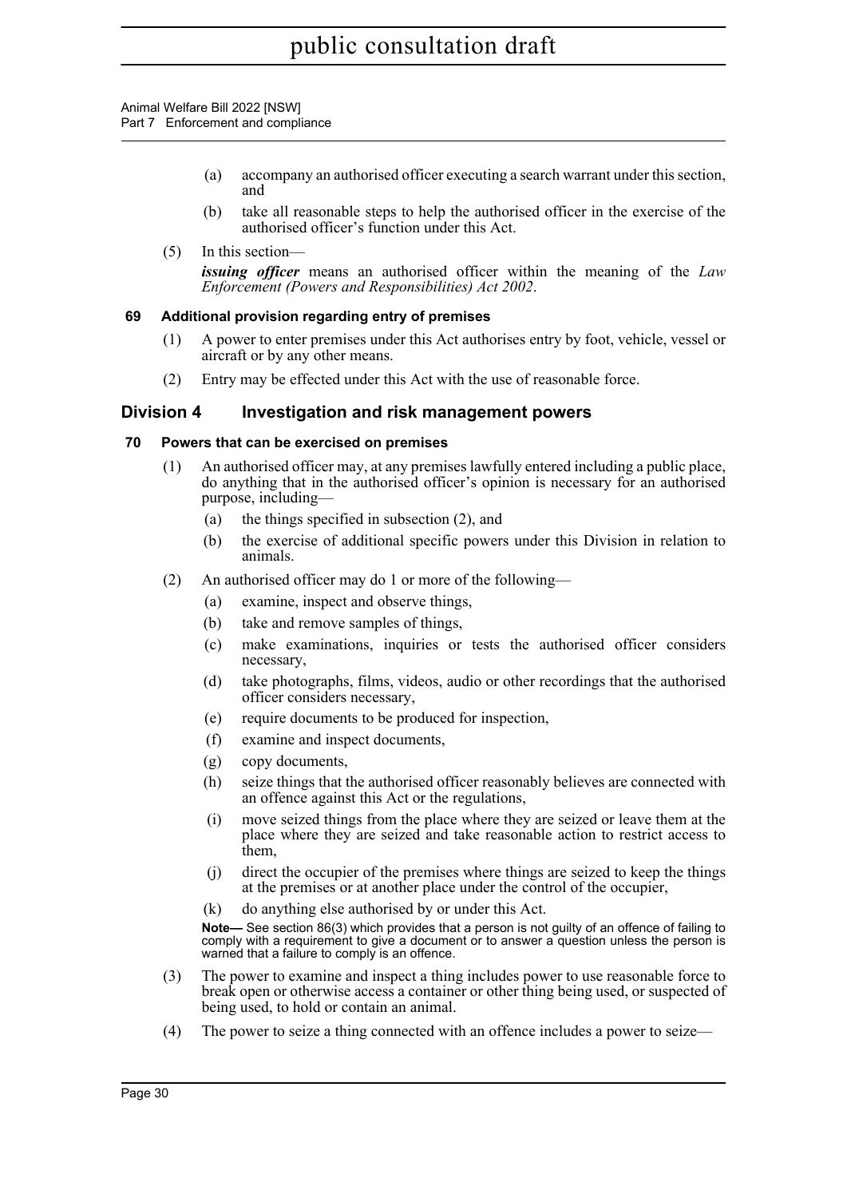(a) accompany an authorised officer executing a search warrant under this section, and

(b) take all reasonable steps to help the authorised officer in the exercise of the authorised officer's function under this Act.

(5) In this section—

***issuing officer*** means an authorised officer within the meaning of the *Law Enforcement (Powers and Responsibilities) Act 2002*.

### 69 Additional provision regarding entry of premises

(1) A power to enter premises under this Act authorises entry by foot, vehicle, vessel or aircraft or by any other means.

(2) Entry may be effected under this Act with the use of reasonable force.

## Division 4 Investigation and risk management powers

### 70 Powers that can be exercised on premises

(1) An authorised officer may, at any premises lawfully entered including a public place, do anything that in the authorised officer's opinion is necessary for an authorised purpose, including—

(a) the things specified in subsection (2), and

(b) the exercise of additional specific powers under this Division in relation to animals.

(2) An authorised officer may do 1 or more of the following—

(a) examine, inspect and observe things,

(b) take and remove samples of things,

(c) make examinations, inquiries or tests the authorised officer considers necessary,

(d) take photographs, films, videos, audio or other recordings that the authorised officer considers necessary,

(e) require documents to be produced for inspection,

(f) examine and inspect documents,

(g) copy documents,

(h) seize things that the authorised officer reasonably believes are connected with an offence against this Act or the regulations,

(i) move seized things from the place where they are seized or leave them at the place where they are seized and take reasonable action to restrict access to them,

(j) direct the occupier of the premises where things are seized to keep the things at the premises or at another place under the control of the occupier,

(k) do anything else authorised by or under this Act.

**Note—** See section 86(3) which provides that a person is not guilty of an offence of failing to comply with a requirement to give a document or to answer a question unless the person is warned that a failure to comply is an offence.

(3) The power to examine and inspect a thing includes power to use reasonable force to break open or otherwise access a container or other thing being used, or suspected of being used, to hold or contain an animal.

(4) The power to seize a thing connected with an offence includes a power to seize—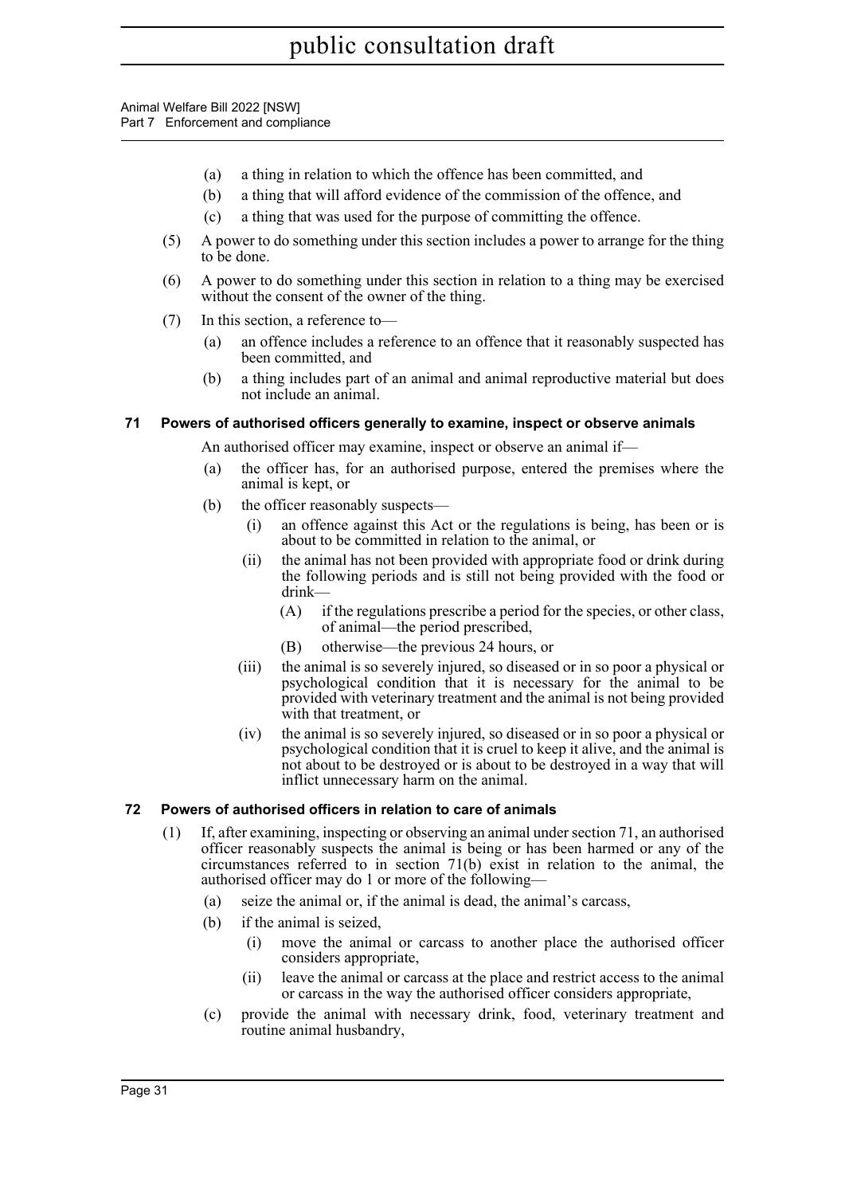(a) a thing in relation to which the offence has been committed, and

(b) a thing that will afford evidence of the commission of the offence, and

(c) a thing that was used for the purpose of committing the offence.

(5) A power to do something under this section includes a power to arrange for the thing to be done.

(6) A power to do something under this section in relation to a thing may be exercised without the consent of the owner of the thing.

(7) In this section, a reference to—

(a) an offence includes a reference to an offence that it reasonably suspected has been committed, and

(b) a thing includes part of an animal and animal reproductive material but does not include an animal.

### 71 Powers of authorised officers generally to examine, inspect or observe animals

An authorised officer may examine, inspect or observe an animal if—

(a) the officer has, for an authorised purpose, entered the premises where the animal is kept, or

(b) the officer reasonably suspects—

(i) an offence against this Act or the regulations is being, has been or is about to be committed in relation to the animal, or

(ii) the animal has not been provided with appropriate food or drink during the following periods and is still not being provided with the food or drink—

(A) if the regulations prescribe a period for the species, or other class, of animal—the period prescribed,

(B) otherwise—the previous 24 hours, or

(iii) the animal is so severely injured, so diseased or in so poor a physical or psychological condition that it is necessary for the animal to be provided with veterinary treatment and the animal is not being provided with that treatment, or

(iv) the animal is so severely injured, so diseased or in so poor a physical or psychological condition that it is cruel to keep it alive, and the animal is not about to be destroyed or is about to be destroyed in a way that will inflict unnecessary harm on the animal.

### 72 Powers of authorised officers in relation to care of animals

(1) If, after examining, inspecting or observing an animal under section 71, an authorised officer reasonably suspects the animal is being or has been harmed or any of the circumstances referred to in section 71(b) exist in relation to the animal, the authorised officer may do 1 or more of the following—

(a) seize the animal or, if the animal is dead, the animal's carcass,

(b) if the animal is seized,

(i) move the animal or carcass to another place the authorised officer considers appropriate,

(ii) leave the animal or carcass at the place and restrict access to the animal or carcass in the way the authorised officer considers appropriate,

(c) provide the animal with necessary drink, food, veterinary treatment and routine animal husbandry,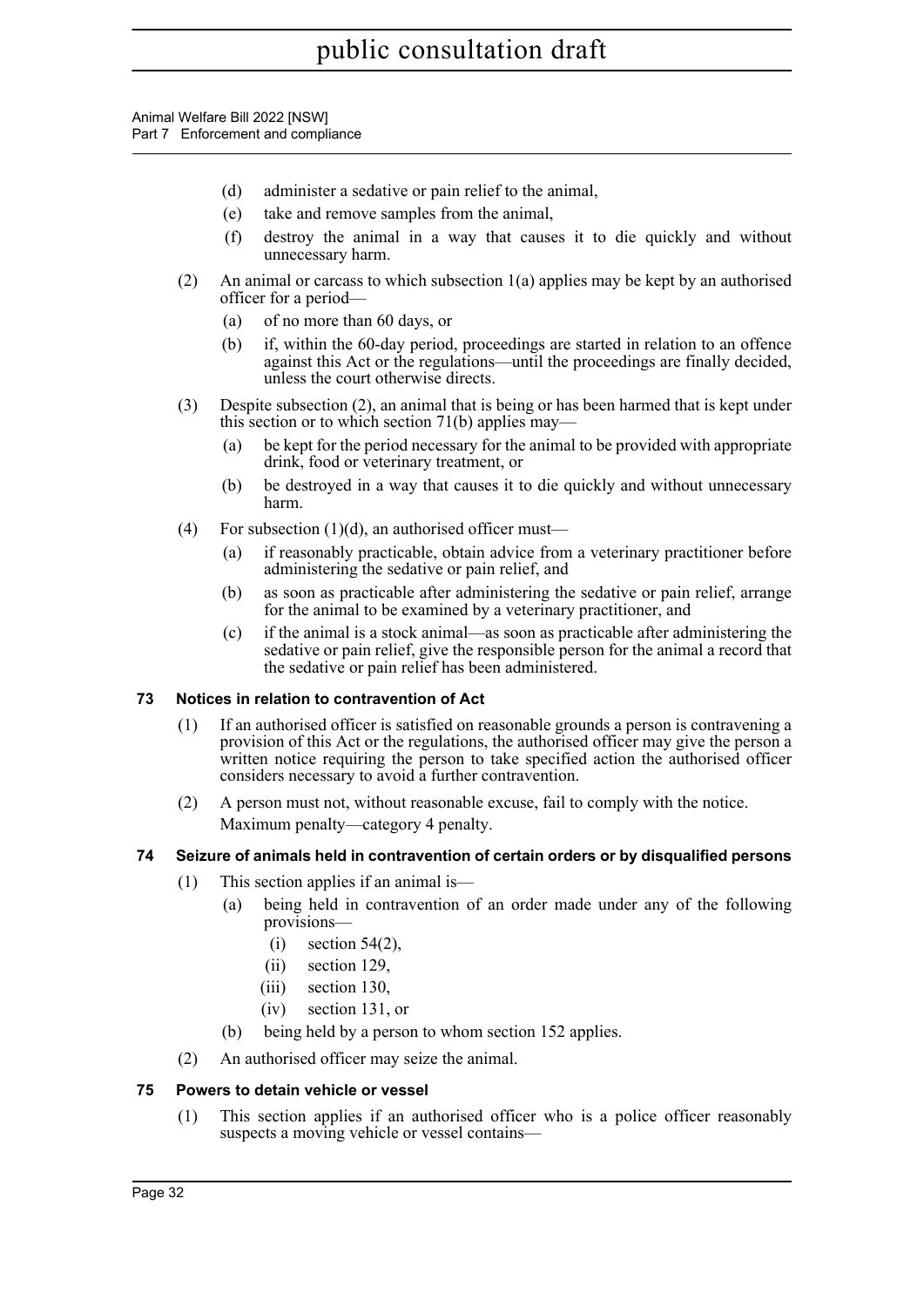(d) administer a sedative or pain relief to the animal,

(e) take and remove samples from the animal,

(f) destroy the animal in a way that causes it to die quickly and without unnecessary harm.

(2) An animal or carcass to which subsection 1(a) applies may be kept by an authorised officer for a period—

(a) of no more than 60 days, or

(b) if, within the 60-day period, proceedings are started in relation to an offence against this Act or the regulations—until the proceedings are finally decided, unless the court otherwise directs.

(3) Despite subsection (2), an animal that is being or has been harmed that is kept under this section or to which section 71(b) applies may—

(a) be kept for the period necessary for the animal to be provided with appropriate drink, food or veterinary treatment, or

(b) be destroyed in a way that causes it to die quickly and without unnecessary harm.

(4) For subsection (1)(d), an authorised officer must—

(a) if reasonably practicable, obtain advice from a veterinary practitioner before administering the sedative or pain relief, and

(b) as soon as practicable after administering the sedative or pain relief, arrange for the animal to be examined by a veterinary practitioner, and

(c) if the animal is a stock animal—as soon as practicable after administering the sedative or pain relief, give the responsible person for the animal a record that the sedative or pain relief has been administered.

### 73 Notices in relation to contravention of Act

(1) If an authorised officer is satisfied on reasonable grounds a person is contravening a provision of this Act or the regulations, the authorised officer may give the person a written notice requiring the person to take specified action the authorised officer considers necessary to avoid a further contravention.

(2) A person must not, without reasonable excuse, fail to comply with the notice.

Maximum penalty—category 4 penalty.

### 74 Seizure of animals held in contravention of certain orders or by disqualified persons

(1) This section applies if an animal is—

(a) being held in contravention of an order made under any of the following provisions—

(i) section 54(2),

(ii) section 129,

(iii) section 130,

(iv) section 131, or

(b) being held by a person to whom section 152 applies.

(2) An authorised officer may seize the animal.

### 75 Powers to detain vehicle or vessel

(1) This section applies if an authorised officer who is a police officer reasonably suspects a moving vehicle or vessel contains—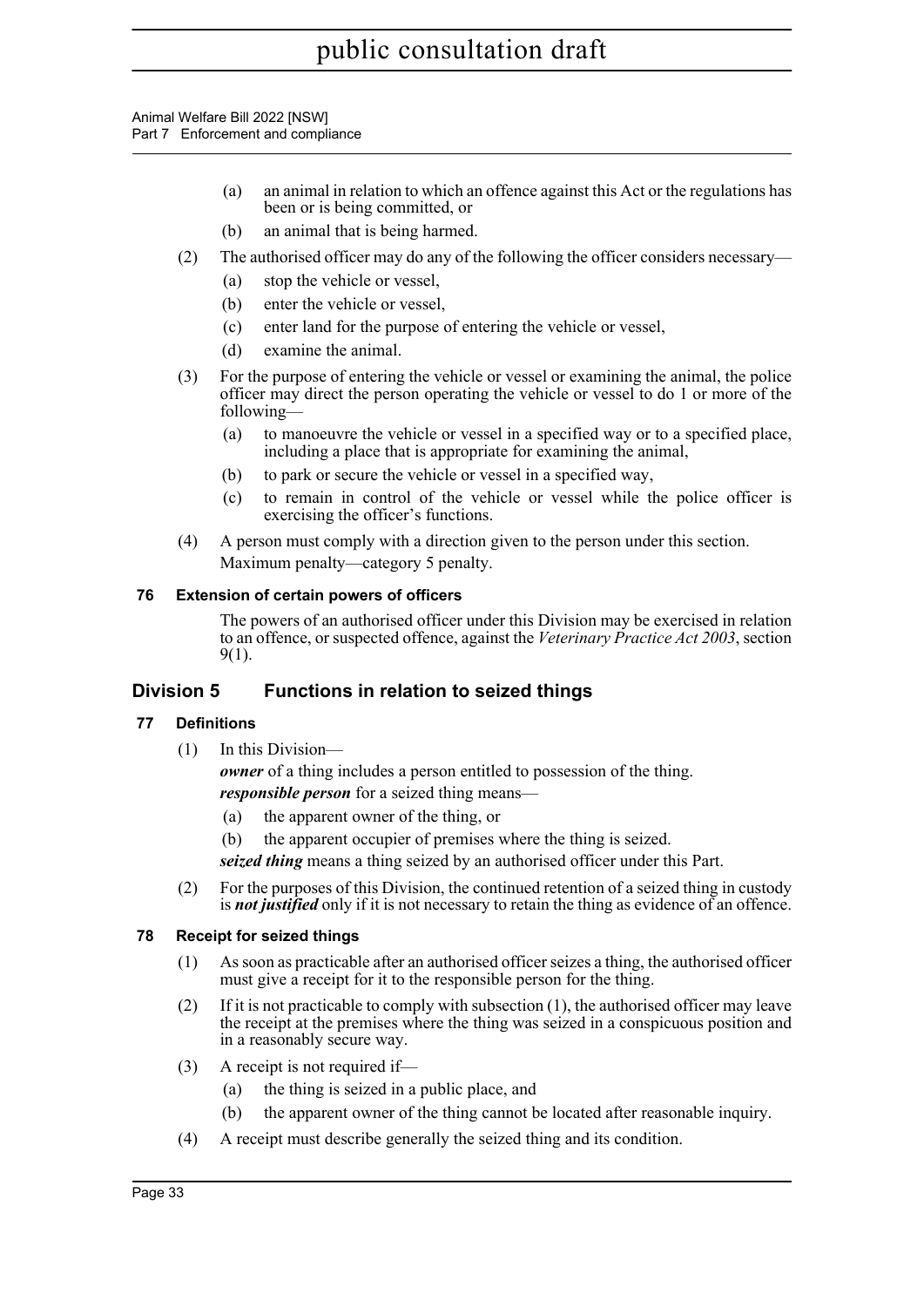(a) an animal in relation to which an offence against this Act or the regulations has been or is being committed, or

(b) an animal that is being harmed.

(2) The authorised officer may do any of the following the officer considers necessary—

(a) stop the vehicle or vessel,

(b) enter the vehicle or vessel,

(c) enter land for the purpose of entering the vehicle or vessel,

(d) examine the animal.

(3) For the purpose of entering the vehicle or vessel or examining the animal, the police officer may direct the person operating the vehicle or vessel to do 1 or more of the following—

(a) to manoeuvre the vehicle or vessel in a specified way or to a specified place, including a place that is appropriate for examining the animal,

(b) to park or secure the vehicle or vessel in a specified way,

(c) to remain in control of the vehicle or vessel while the police officer is exercising the officer's functions.

(4) A person must comply with a direction given to the person under this section.

Maximum penalty—category 5 penalty.

### 76 Extension of certain powers of officers

The powers of an authorised officer under this Division may be exercised in relation to an offence, or suspected offence, against the *Veterinary Practice Act 2003*, section 9(1).

## Division 5 Functions in relation to seized things

### 77 Definitions

(1) In this Division—

***owner*** of a thing includes a person entitled to possession of the thing.

***responsible person*** for a seized thing means—

(a) the apparent owner of the thing, or

(b) the apparent occupier of premises where the thing is seized.

***seized thing*** means a thing seized by an authorised officer under this Part.

(2) For the purposes of this Division, the continued retention of a seized thing in custody is ***not justified*** only if it is not necessary to retain the thing as evidence of an offence.

### 78 Receipt for seized things

(1) As soon as practicable after an authorised officer seizes a thing, the authorised officer must give a receipt for it to the responsible person for the thing.

(2) If it is not practicable to comply with subsection (1), the authorised officer may leave the receipt at the premises where the thing was seized in a conspicuous position and in a reasonably secure way.

(3) A receipt is not required if—

(a) the thing is seized in a public place, and

(b) the apparent owner of the thing cannot be located after reasonable inquiry.

(4) A receipt must describe generally the seized thing and its condition.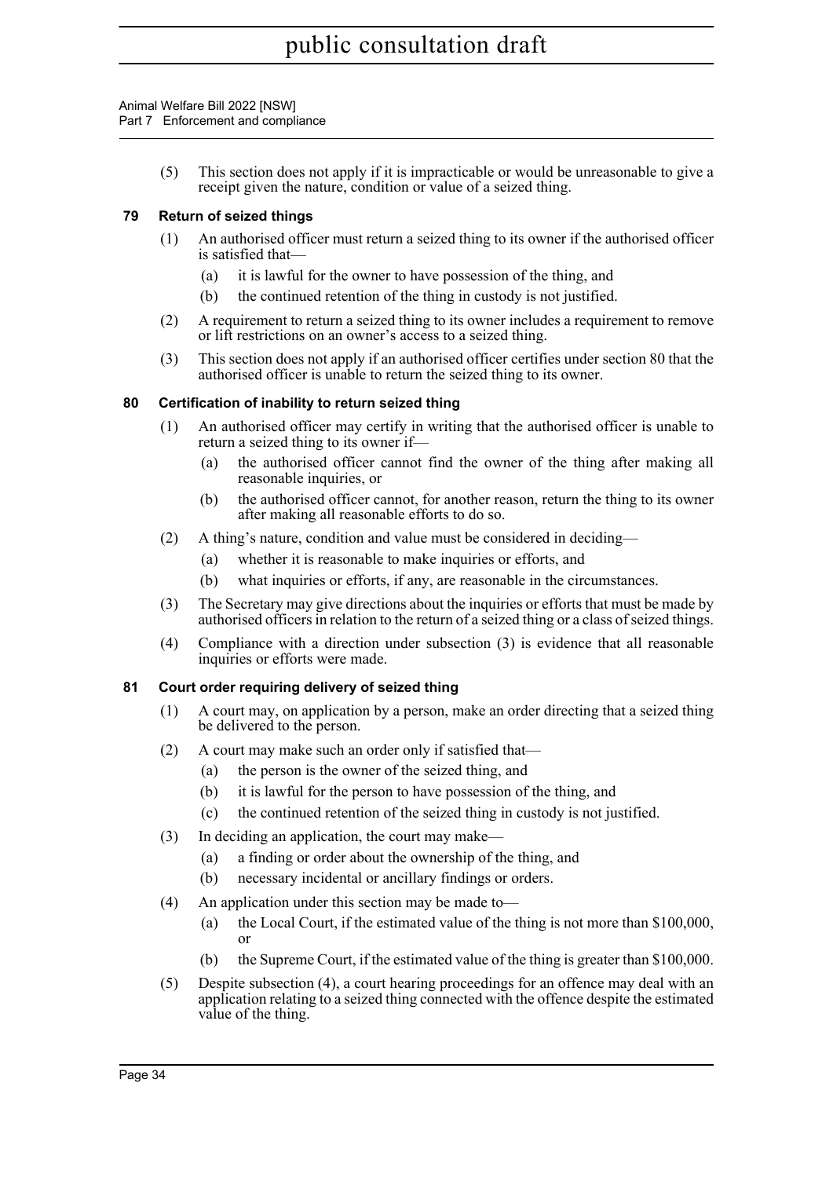(5) This section does not apply if it is impracticable or would be unreasonable to give a receipt given the nature, condition or value of a seized thing.

### 79 Return of seized things

(1) An authorised officer must return a seized thing to its owner if the authorised officer is satisfied that—

(a) it is lawful for the owner to have possession of the thing, and

(b) the continued retention of the thing in custody is not justified.

(2) A requirement to return a seized thing to its owner includes a requirement to remove or lift restrictions on an owner's access to a seized thing.

(3) This section does not apply if an authorised officer certifies under section 80 that the authorised officer is unable to return the seized thing to its owner.

### 80 Certification of inability to return seized thing

(1) An authorised officer may certify in writing that the authorised officer is unable to return a seized thing to its owner if—

(a) the authorised officer cannot find the owner of the thing after making all reasonable inquiries, or

(b) the authorised officer cannot, for another reason, return the thing to its owner after making all reasonable efforts to do so.

(2) A thing's nature, condition and value must be considered in deciding—

(a) whether it is reasonable to make inquiries or efforts, and

(b) what inquiries or efforts, if any, are reasonable in the circumstances.

(3) The Secretary may give directions about the inquiries or efforts that must be made by authorised officers in relation to the return of a seized thing or a class of seized things.

(4) Compliance with a direction under subsection (3) is evidence that all reasonable inquiries or efforts were made.

### 81 Court order requiring delivery of seized thing

(1) A court may, on application by a person, make an order directing that a seized thing be delivered to the person.

(2) A court may make such an order only if satisfied that—

(a) the person is the owner of the seized thing, and

(b) it is lawful for the person to have possession of the thing, and

(c) the continued retention of the seized thing in custody is not justified.

(3) In deciding an application, the court may make—

(a) a finding or order about the ownership of the thing, and

(b) necessary incidental or ancillary findings or orders.

(4) An application under this section may be made to—

(a) the Local Court, if the estimated value of the thing is not more than $100,000, or

(b) the Supreme Court, if the estimated value of the thing is greater than $100,000.

(5) Despite subsection (4), a court hearing proceedings for an offence may deal with an application relating to a seized thing connected with the offence despite the estimated value of the thing.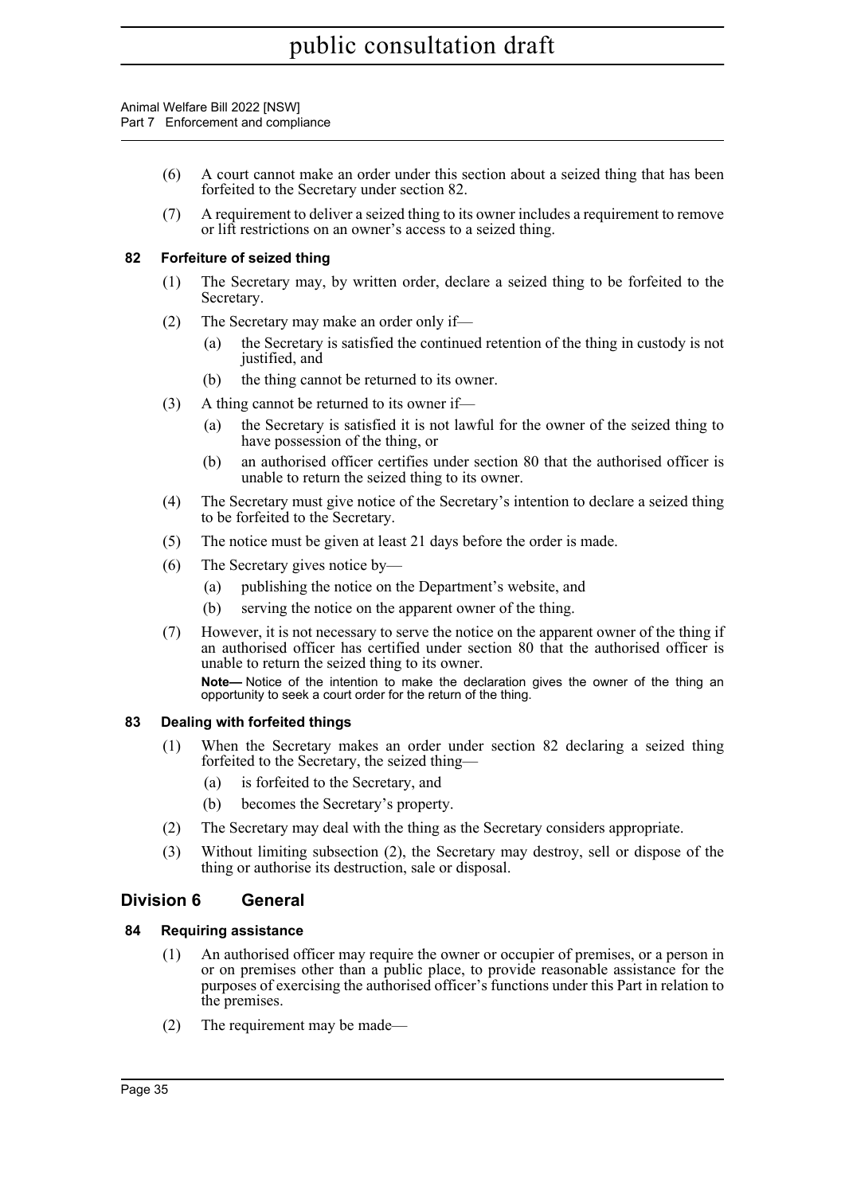(6) A court cannot make an order under this section about a seized thing that has been forfeited to the Secretary under section 82.

(7) A requirement to deliver a seized thing to its owner includes a requirement to remove or lift restrictions on an owner's access to a seized thing.

### 82 Forfeiture of seized thing

(1) The Secretary may, by written order, declare a seized thing to be forfeited to the Secretary.

(2) The Secretary may make an order only if—

(a) the Secretary is satisfied the continued retention of the thing in custody is not justified, and

(b) the thing cannot be returned to its owner.

(3) A thing cannot be returned to its owner if—

(a) the Secretary is satisfied it is not lawful for the owner of the seized thing to have possession of the thing, or

(b) an authorised officer certifies under section 80 that the authorised officer is unable to return the seized thing to its owner.

(4) The Secretary must give notice of the Secretary's intention to declare a seized thing to be forfeited to the Secretary.

(5) The notice must be given at least 21 days before the order is made.

(6) The Secretary gives notice by—

(a) publishing the notice on the Department's website, and

(b) serving the notice on the apparent owner of the thing.

(7) However, it is not necessary to serve the notice on the apparent owner of the thing if an authorised officer has certified under section 80 that the authorised officer is unable to return the seized thing to its owner.

**Note—** Notice of the intention to make the declaration gives the owner of the thing an opportunity to seek a court order for the return of the thing.

### 83 Dealing with forfeited things

(1) When the Secretary makes an order under section 82 declaring a seized thing forfeited to the Secretary, the seized thing—

(a) is forfeited to the Secretary, and

(b) becomes the Secretary's property.

(2) The Secretary may deal with the thing as the Secretary considers appropriate.

(3) Without limiting subsection (2), the Secretary may destroy, sell or dispose of the thing or authorise its destruction, sale or disposal.

## Division 6 General

### 84 Requiring assistance

(1) An authorised officer may require the owner or occupier of premises, or a person in or on premises other than a public place, to provide reasonable assistance for the purposes of exercising the authorised officer's functions under this Part in relation to the premises.

(2) The requirement may be made—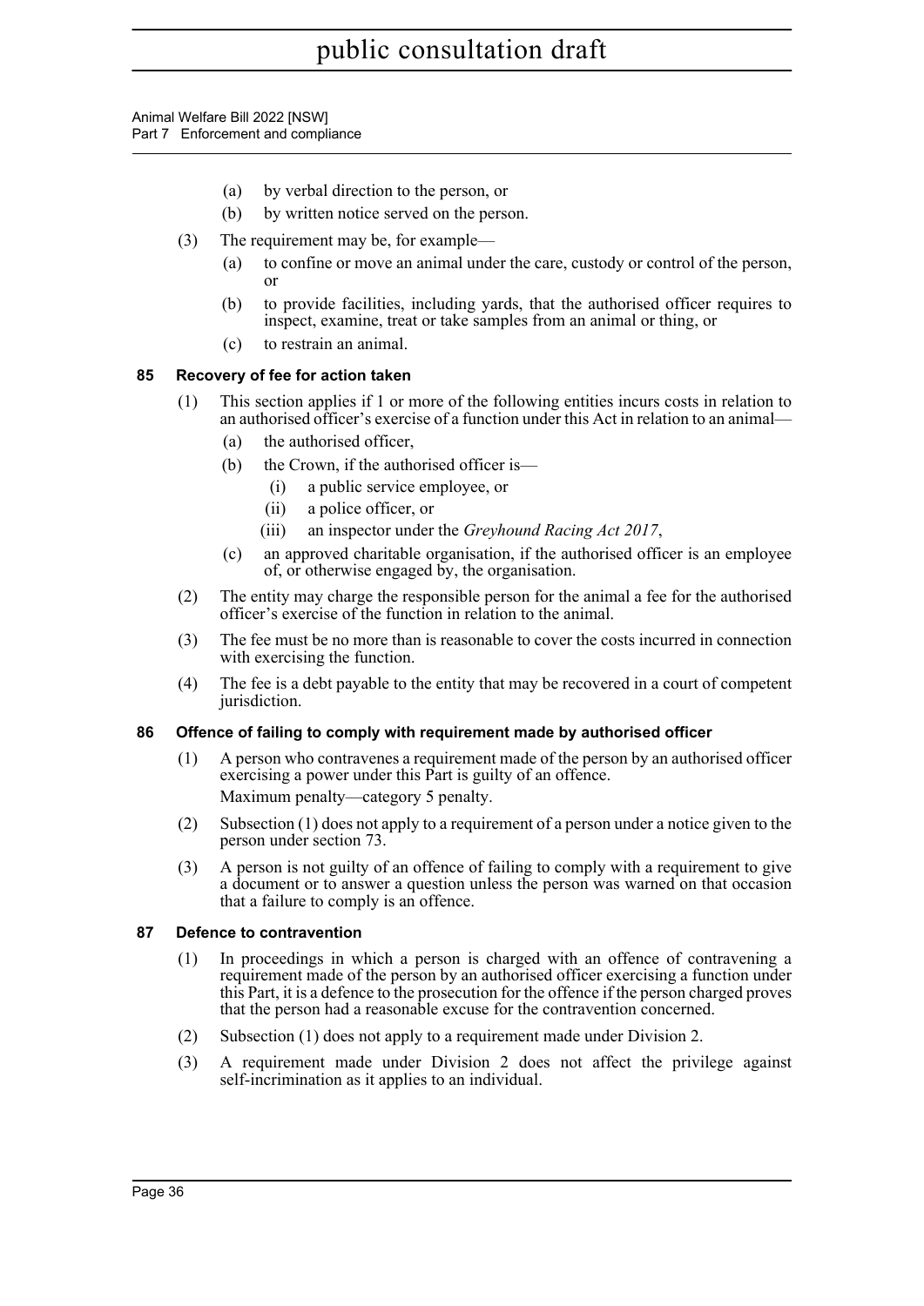(a) by verbal direction to the person, or

(b) by written notice served on the person.

(3) The requirement may be, for example—

(a) to confine or move an animal under the care, custody or control of the person, or

(b) to provide facilities, including yards, that the authorised officer requires to inspect, examine, treat or take samples from an animal or thing, or

(c) to restrain an animal.

### 85 Recovery of fee for action taken

(1) This section applies if 1 or more of the following entities incurs costs in relation to an authorised officer's exercise of a function under this Act in relation to an animal—

(a) the authorised officer,

(b) the Crown, if the authorised officer is—

(i) a public service employee, or

(ii) a police officer, or

(iii) an inspector under the *Greyhound Racing Act 2017*,

(c) an approved charitable organisation, if the authorised officer is an employee of, or otherwise engaged by, the organisation.

(2) The entity may charge the responsible person for the animal a fee for the authorised officer's exercise of the function in relation to the animal.

(3) The fee must be no more than is reasonable to cover the costs incurred in connection with exercising the function.

(4) The fee is a debt payable to the entity that may be recovered in a court of competent jurisdiction.

### 86 Offence of failing to comply with requirement made by authorised officer

(1) A person who contravenes a requirement made of the person by an authorised officer exercising a power under this Part is guilty of an offence.

Maximum penalty—category 5 penalty.

(2) Subsection (1) does not apply to a requirement of a person under a notice given to the person under section 73.

(3) A person is not guilty of an offence of failing to comply with a requirement to give a document or to answer a question unless the person was warned on that occasion that a failure to comply is an offence.

### 87 Defence to contravention

(1) In proceedings in which a person is charged with an offence of contravening a requirement made of the person by an authorised officer exercising a function under this Part, it is a defence to the prosecution for the offence if the person charged proves that the person had a reasonable excuse for the contravention concerned.

(2) Subsection (1) does not apply to a requirement made under Division 2.

(3) A requirement made under Division 2 does not affect the privilege against self-incrimination as it applies to an individual.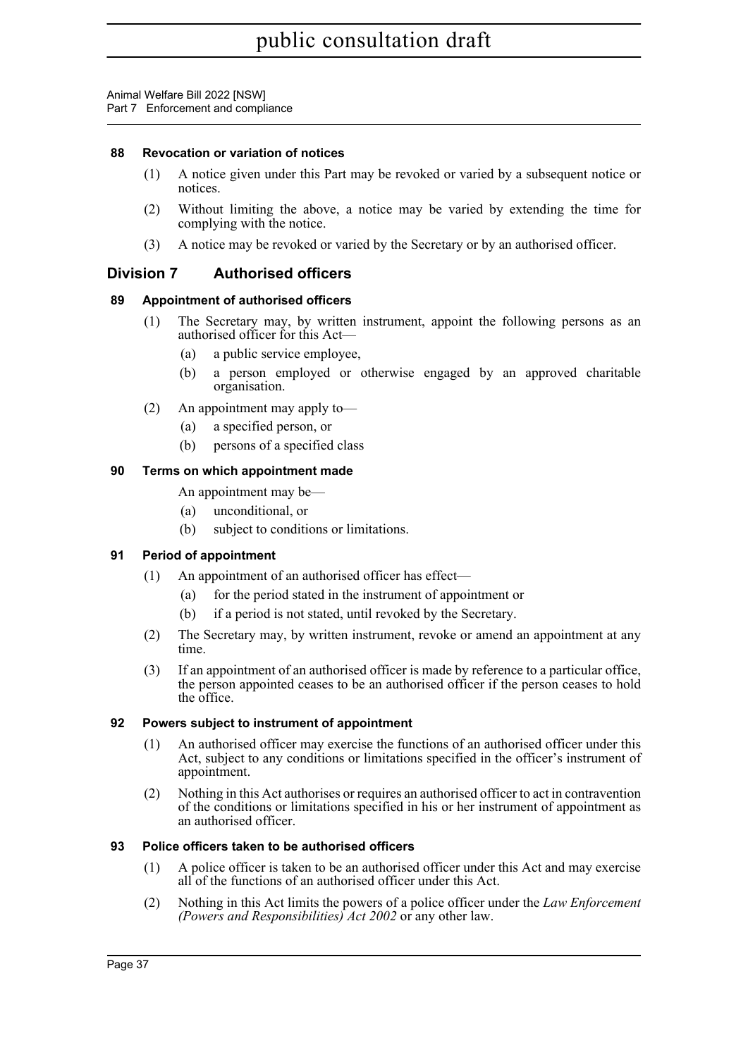### 88 Revocation or variation of notices

(1) A notice given under this Part may be revoked or varied by a subsequent notice or notices.

(2) Without limiting the above, a notice may be varied by extending the time for complying with the notice.

(3) A notice may be revoked or varied by the Secretary or by an authorised officer.

## Division 7 Authorised officers

### 89 Appointment of authorised officers

(1) The Secretary may, by written instrument, appoint the following persons as an authorised officer for this Act—

- (a) a public service employee,
- (b) a person employed or otherwise engaged by an approved charitable organisation.

(2) An appointment may apply to—

- (a) a specified person, or
- (b) persons of a specified class

### 90 Terms on which appointment made

An appointment may be—

- (a) unconditional, or
- (b) subject to conditions or limitations.

### 91 Period of appointment

(1) An appointment of an authorised officer has effect—

- (a) for the period stated in the instrument of appointment or
- (b) if a period is not stated, until revoked by the Secretary.

(2) The Secretary may, by written instrument, revoke or amend an appointment at any time.

(3) If an appointment of an authorised officer is made by reference to a particular office, the person appointed ceases to be an authorised officer if the person ceases to hold the office.

### 92 Powers subject to instrument of appointment

(1) An authorised officer may exercise the functions of an authorised officer under this Act, subject to any conditions or limitations specified in the officer's instrument of appointment.

(2) Nothing in this Act authorises or requires an authorised officer to act in contravention of the conditions or limitations specified in his or her instrument of appointment as an authorised officer.

### 93 Police officers taken to be authorised officers

(1) A police officer is taken to be an authorised officer under this Act and may exercise all of the functions of an authorised officer under this Act.

(2) Nothing in this Act limits the powers of a police officer under the *Law Enforcement (Powers and Responsibilities) Act 2002* or any other law.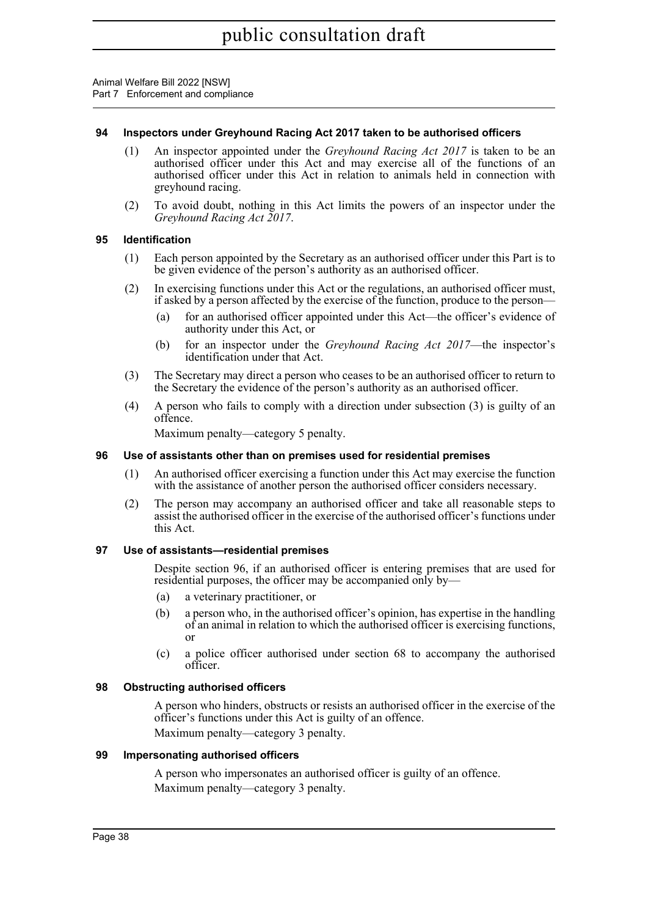#### 94 Inspectors under Greyhound Racing Act 2017 taken to be authorised officers

(1) An inspector appointed under the *Greyhound Racing Act 2017* is taken to be an authorised officer under this Act and may exercise all of the functions of an authorised officer under this Act in relation to animals held in connection with greyhound racing.

(2) To avoid doubt, nothing in this Act limits the powers of an inspector under the *Greyhound Racing Act 2017*.

#### 95 Identification

(1) Each person appointed by the Secretary as an authorised officer under this Part is to be given evidence of the person's authority as an authorised officer.

(2) In exercising functions under this Act or the regulations, an authorised officer must, if asked by a person affected by the exercise of the function, produce to the person—

(a) for an authorised officer appointed under this Act—the officer's evidence of authority under this Act, or

(b) for an inspector under the *Greyhound Racing Act 2017*—the inspector's identification under that Act.

(3) The Secretary may direct a person who ceases to be an authorised officer to return to the Secretary the evidence of the person's authority as an authorised officer.

(4) A person who fails to comply with a direction under subsection (3) is guilty of an offence.

Maximum penalty—category 5 penalty.

#### 96 Use of assistants other than on premises used for residential premises

(1) An authorised officer exercising a function under this Act may exercise the function with the assistance of another person the authorised officer considers necessary.

(2) The person may accompany an authorised officer and take all reasonable steps to assist the authorised officer in the exercise of the authorised officer's functions under this Act.

#### 97 Use of assistants—residential premises

Despite section 96, if an authorised officer is entering premises that are used for residential purposes, the officer may be accompanied only by—

(a) a veterinary practitioner, or

(b) a person who, in the authorised officer's opinion, has expertise in the handling of an animal in relation to which the authorised officer is exercising functions, or

(c) a police officer authorised under section 68 to accompany the authorised officer.

#### 98 Obstructing authorised officers

A person who hinders, obstructs or resists an authorised officer in the exercise of the officer's functions under this Act is guilty of an offence.

Maximum penalty—category 3 penalty.

#### 99 Impersonating authorised officers

A person who impersonates an authorised officer is guilty of an offence.

Maximum penalty—category 3 penalty.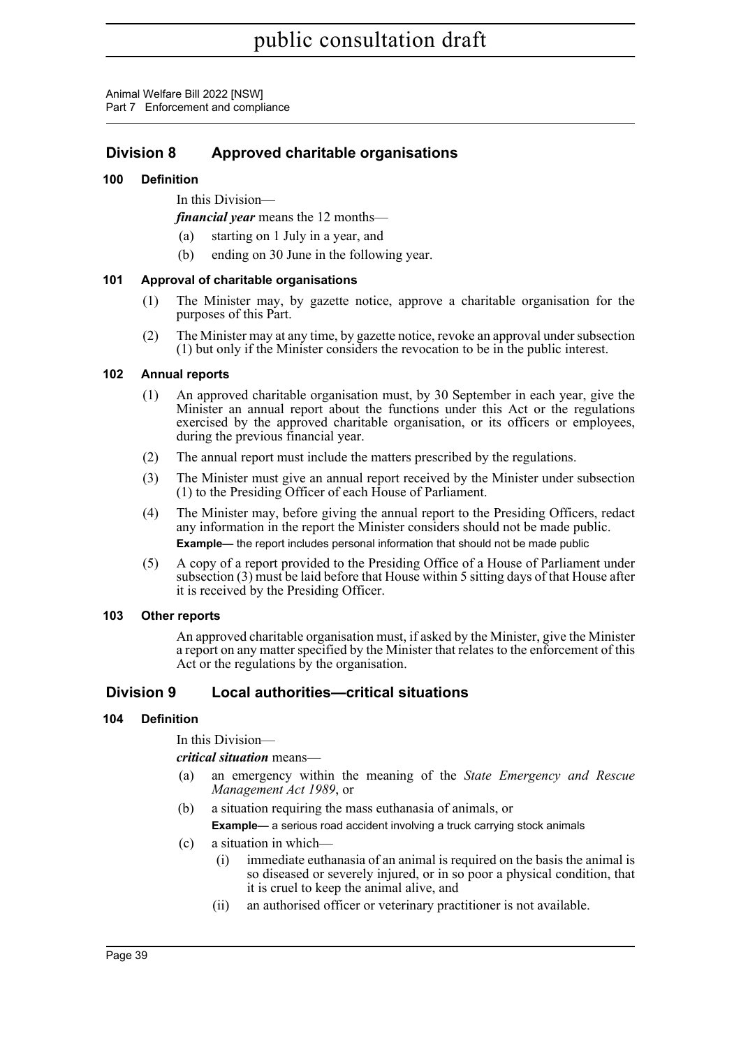## Division 8 Approved charitable organisations

### 100 Definition

In this Division—

***financial year*** means the 12 months—

(a) starting on 1 July in a year, and

(b) ending on 30 June in the following year.

### 101 Approval of charitable organisations

(1) The Minister may, by gazette notice, approve a charitable organisation for the purposes of this Part.

(2) The Minister may at any time, by gazette notice, revoke an approval under subsection (1) but only if the Minister considers the revocation to be in the public interest.

### 102 Annual reports

(1) An approved charitable organisation must, by 30 September in each year, give the Minister an annual report about the functions under this Act or the regulations exercised by the approved charitable organisation, or its officers or employees, during the previous financial year.

(2) The annual report must include the matters prescribed by the regulations.

(3) The Minister must give an annual report received by the Minister under subsection (1) to the Presiding Officer of each House of Parliament.

(4) The Minister may, before giving the annual report to the Presiding Officers, redact any information in the report the Minister considers should not be made public.

**Example—** the report includes personal information that should not be made public

(5) A copy of a report provided to the Presiding Office of a House of Parliament under subsection (3) must be laid before that House within 5 sitting days of that House after it is received by the Presiding Officer.

### 103 Other reports

An approved charitable organisation must, if asked by the Minister, give the Minister a report on any matter specified by the Minister that relates to the enforcement of this Act or the regulations by the organisation.

## Division 9 Local authorities—critical situations

### 104 Definition

In this Division—

***critical situation*** means—

(a) an emergency within the meaning of the *State Emergency and Rescue Management Act 1989*, or

(b) a situation requiring the mass euthanasia of animals, or

**Example—** a serious road accident involving a truck carrying stock animals

(c) a situation in which—

(i) immediate euthanasia of an animal is required on the basis the animal is so diseased or severely injured, or in so poor a physical condition, that it is cruel to keep the animal alive, and

(ii) an authorised officer or veterinary practitioner is not available.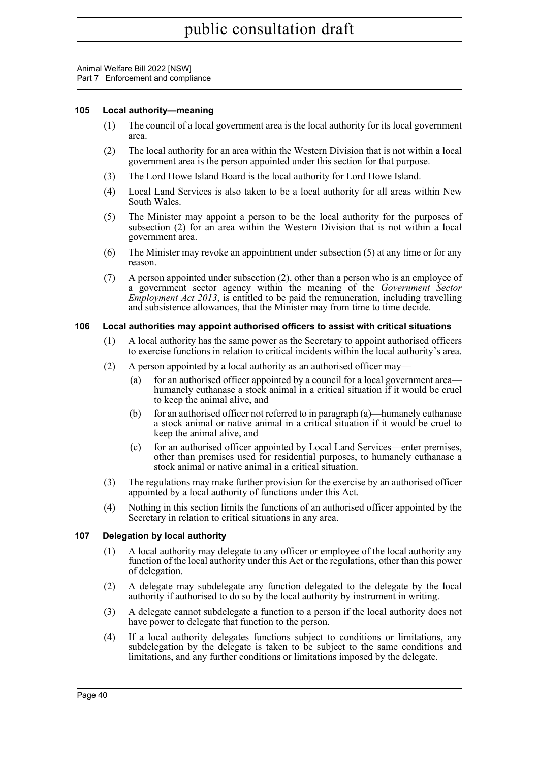### 105 Local authority—meaning

(1) The council of a local government area is the local authority for its local government area.

(2) The local authority for an area within the Western Division that is not within a local government area is the person appointed under this section for that purpose.

(3) The Lord Howe Island Board is the local authority for Lord Howe Island.

(4) Local Land Services is also taken to be a local authority for all areas within New South Wales.

(5) The Minister may appoint a person to be the local authority for the purposes of subsection (2) for an area within the Western Division that is not within a local government area.

(6) The Minister may revoke an appointment under subsection (5) at any time or for any reason.

(7) A person appointed under subsection (2), other than a person who is an employee of a government sector agency within the meaning of the *Government Sector Employment Act 2013*, is entitled to be paid the remuneration, including travelling and subsistence allowances, that the Minister may from time to time decide.

### 106 Local authorities may appoint authorised officers to assist with critical situations

(1) A local authority has the same power as the Secretary to appoint authorised officers to exercise functions in relation to critical incidents within the local authority's area.

(2) A person appointed by a local authority as an authorised officer may—

(a) for an authorised officer appointed by a council for a local government area—humanely euthanase a stock animal in a critical situation if it would be cruel to keep the animal alive, and

(b) for an authorised officer not referred to in paragraph (a)—humanely euthanase a stock animal or native animal in a critical situation if it would be cruel to keep the animal alive, and

(c) for an authorised officer appointed by Local Land Services—enter premises, other than premises used for residential purposes, to humanely euthanase a stock animal or native animal in a critical situation.

(3) The regulations may make further provision for the exercise by an authorised officer appointed by a local authority of functions under this Act.

(4) Nothing in this section limits the functions of an authorised officer appointed by the Secretary in relation to critical situations in any area.

### 107 Delegation by local authority

(1) A local authority may delegate to any officer or employee of the local authority any function of the local authority under this Act or the regulations, other than this power of delegation.

(2) A delegate may subdelegate any function delegated to the delegate by the local authority if authorised to do so by the local authority by instrument in writing.

(3) A delegate cannot subdelegate a function to a person if the local authority does not have power to delegate that function to the person.

(4) If a local authority delegates functions subject to conditions or limitations, any subdelegation by the delegate is taken to be subject to the same conditions and limitations, and any further conditions or limitations imposed by the delegate.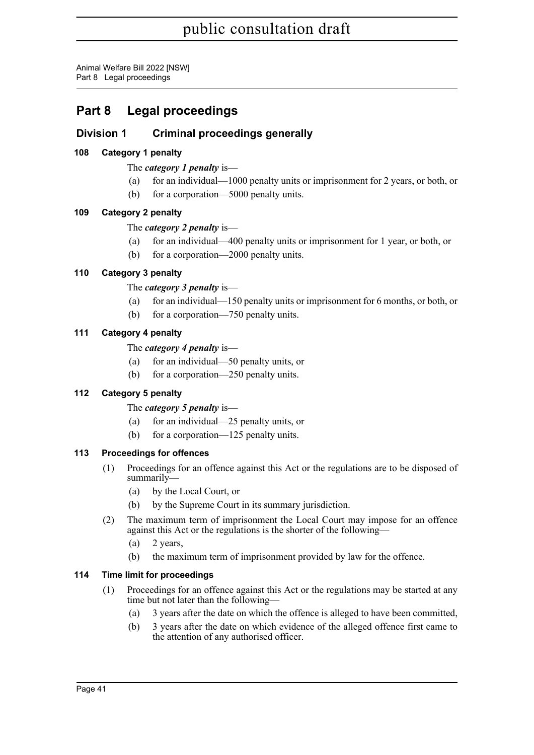# Part 8 Legal proceedings

## Division 1 Criminal proceedings generally

### 108 Category 1 penalty

The ***category 1 penalty*** is—

(a) for an individual—1000 penalty units or imprisonment for 2 years, or both, or

(b) for a corporation—5000 penalty units.

### 109 Category 2 penalty

The ***category 2 penalty*** is—

(a) for an individual—400 penalty units or imprisonment for 1 year, or both, or

(b) for a corporation—2000 penalty units.

### 110 Category 3 penalty

The ***category 3 penalty*** is—

(a) for an individual—150 penalty units or imprisonment for 6 months, or both, or

(b) for a corporation—750 penalty units.

### 111 Category 4 penalty

The ***category 4 penalty*** is—

(a) for an individual—50 penalty units, or

(b) for a corporation—250 penalty units.

### 112 Category 5 penalty

The ***category 5 penalty*** is—

(a) for an individual—25 penalty units, or

(b) for a corporation—125 penalty units.

### 113 Proceedings for offences

(1) Proceedings for an offence against this Act or the regulations are to be disposed of summarily—

(a) by the Local Court, or

(b) by the Supreme Court in its summary jurisdiction.

(2) The maximum term of imprisonment the Local Court may impose for an offence against this Act or the regulations is the shorter of the following—

(a) 2 years,

(b) the maximum term of imprisonment provided by law for the offence.

### 114 Time limit for proceedings

(1) Proceedings for an offence against this Act or the regulations may be started at any time but not later than the following—

(a) 3 years after the date on which the offence is alleged to have been committed,

(b) 3 years after the date on which evidence of the alleged offence first came to the attention of any authorised officer.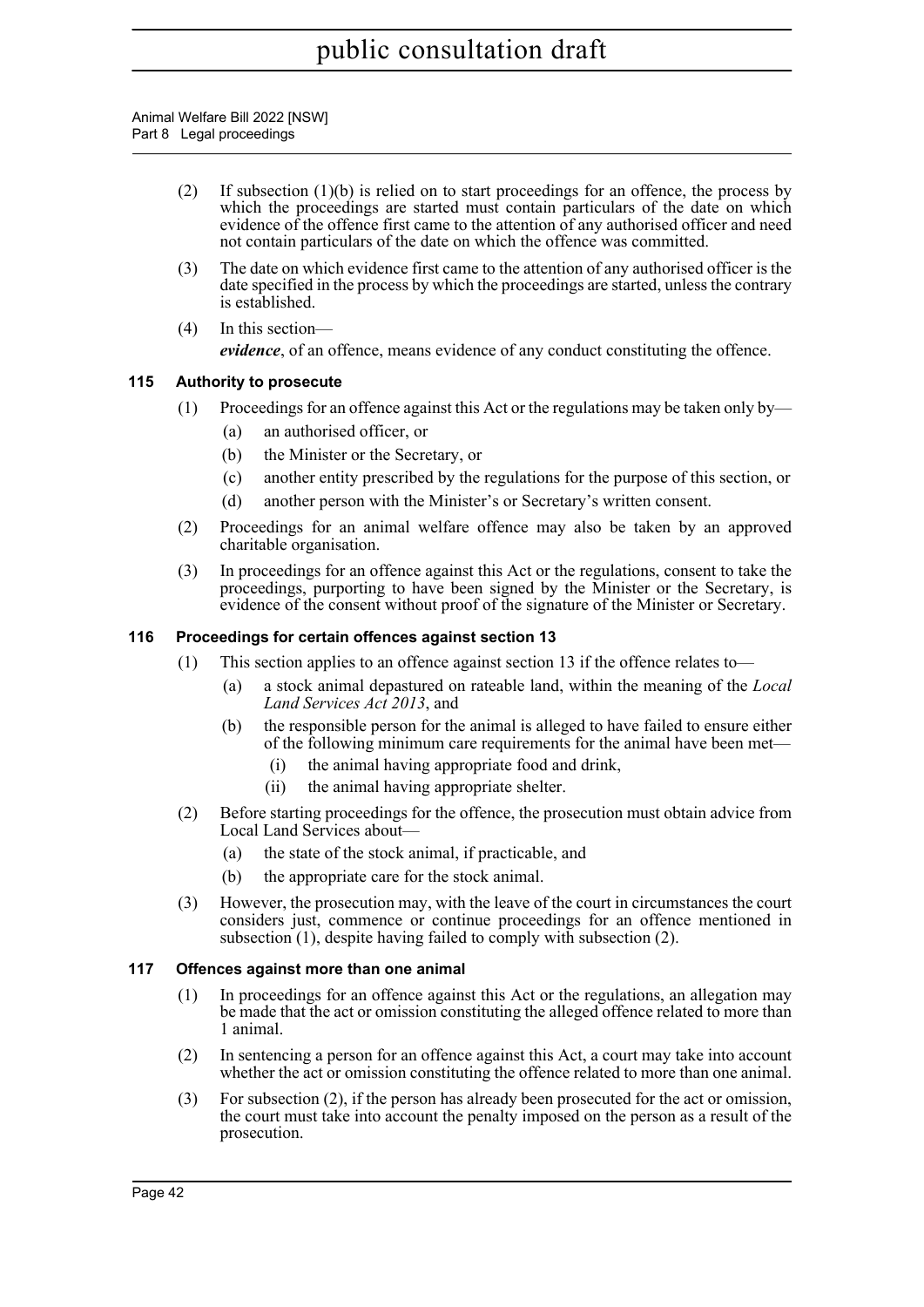(2) If subsection (1)(b) is relied on to start proceedings for an offence, the process by which the proceedings are started must contain particulars of the date on which evidence of the offence first came to the attention of any authorised officer and need not contain particulars of the date on which the offence was committed.

(3) The date on which evidence first came to the attention of any authorised officer is the date specified in the process by which the proceedings are started, unless the contrary is established.

(4) In this section—

***evidence***, of an offence, means evidence of any conduct constituting the offence.

### 115 Authority to prosecute

(1) Proceedings for an offence against this Act or the regulations may be taken only by—

(a) an authorised officer, or

(b) the Minister or the Secretary, or

(c) another entity prescribed by the regulations for the purpose of this section, or

(d) another person with the Minister's or Secretary's written consent.

(2) Proceedings for an animal welfare offence may also be taken by an approved charitable organisation.

(3) In proceedings for an offence against this Act or the regulations, consent to take the proceedings, purporting to have been signed by the Minister or the Secretary, is evidence of the consent without proof of the signature of the Minister or Secretary.

### 116 Proceedings for certain offences against section 13

(1) This section applies to an offence against section 13 if the offence relates to—

(a) a stock animal depastured on rateable land, within the meaning of the *Local Land Services Act 2013*, and

(b) the responsible person for the animal is alleged to have failed to ensure either of the following minimum care requirements for the animal have been met—

(i) the animal having appropriate food and drink,

(ii) the animal having appropriate shelter.

(2) Before starting proceedings for the offence, the prosecution must obtain advice from Local Land Services about—

(a) the state of the stock animal, if practicable, and

(b) the appropriate care for the stock animal.

(3) However, the prosecution may, with the leave of the court in circumstances the court considers just, commence or continue proceedings for an offence mentioned in subsection (1), despite having failed to comply with subsection (2).

### 117 Offences against more than one animal

(1) In proceedings for an offence against this Act or the regulations, an allegation may be made that the act or omission constituting the alleged offence related to more than 1 animal.

(2) In sentencing a person for an offence against this Act, a court may take into account whether the act or omission constituting the offence related to more than one animal.

(3) For subsection (2), if the person has already been prosecuted for the act or omission, the court must take into account the penalty imposed on the person as a result of the prosecution.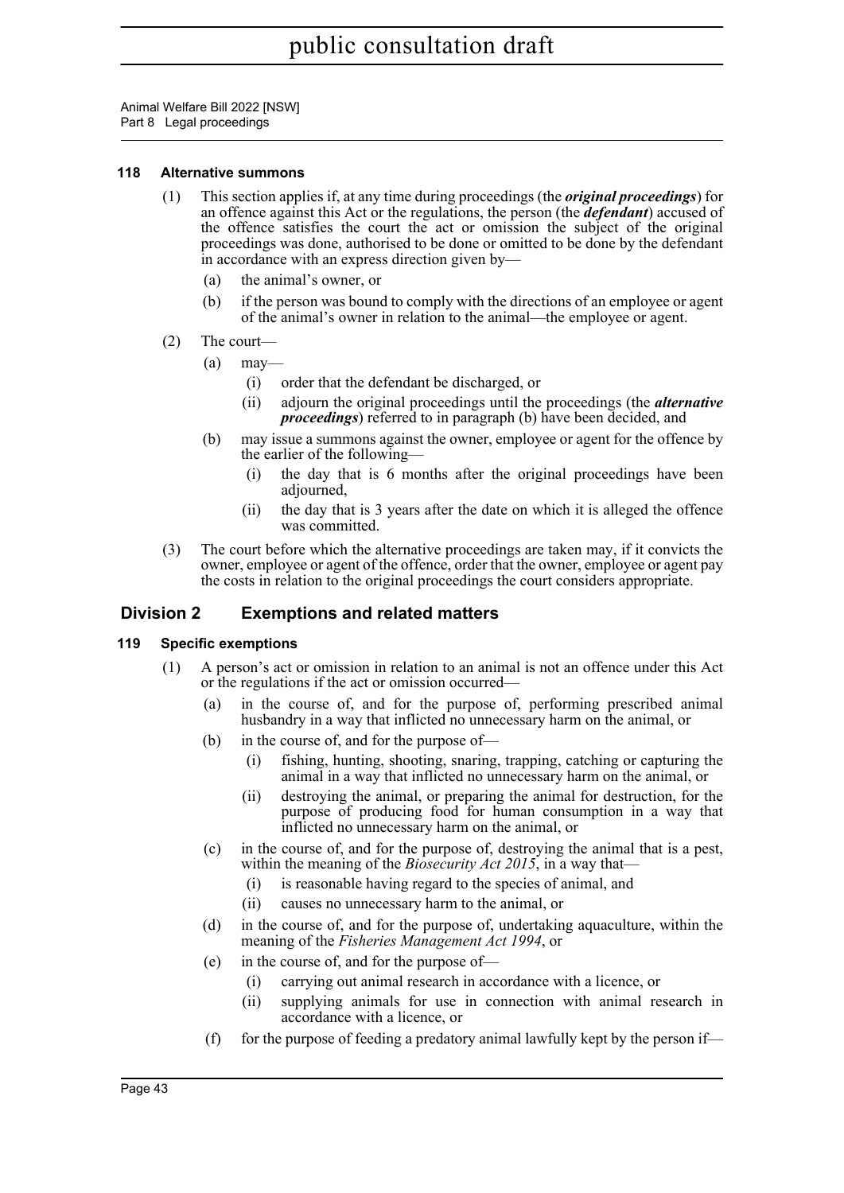#### 118 Alternative summons

(1) This section applies if, at any time during proceedings (the ***original proceedings***) for an offence against this Act or the regulations, the person (the ***defendant***) accused of the offence satisfies the court the act or omission the subject of the original proceedings was done, authorised to be done or omitted to be done by the defendant in accordance with an express direction given by—

(a) the animal's owner, or

(b) if the person was bound to comply with the directions of an employee or agent of the animal's owner in relation to the animal—the employee or agent.

(2) The court—

(a) may—

(i) order that the defendant be discharged, or

(ii) adjourn the original proceedings until the proceedings (the ***alternative proceedings***) referred to in paragraph (b) have been decided, and

(b) may issue a summons against the owner, employee or agent for the offence by the earlier of the following—

(i) the day that is 6 months after the original proceedings have been adjourned,

(ii) the day that is 3 years after the date on which it is alleged the offence was committed.

(3) The court before which the alternative proceedings are taken may, if it convicts the owner, employee or agent of the offence, order that the owner, employee or agent pay the costs in relation to the original proceedings the court considers appropriate.

## Division 2 Exemptions and related matters

#### 119 Specific exemptions

(1) A person's act or omission in relation to an animal is not an offence under this Act or the regulations if the act or omission occurred—

(a) in the course of, and for the purpose of, performing prescribed animal husbandry in a way that inflicted no unnecessary harm on the animal, or

(b) in the course of, and for the purpose of—

(i) fishing, hunting, shooting, snaring, trapping, catching or capturing the animal in a way that inflicted no unnecessary harm on the animal, or

(ii) destroying the animal, or preparing the animal for destruction, for the purpose of producing food for human consumption in a way that inflicted no unnecessary harm on the animal, or

(c) in the course of, and for the purpose of, destroying the animal that is a pest, within the meaning of the *Biosecurity Act 2015*, in a way that—

(i) is reasonable having regard to the species of animal, and

(ii) causes no unnecessary harm to the animal, or

(d) in the course of, and for the purpose of, undertaking aquaculture, within the meaning of the *Fisheries Management Act 1994*, or

(e) in the course of, and for the purpose of—

(i) carrying out animal research in accordance with a licence, or

(ii) supplying animals for use in connection with animal research in accordance with a licence, or

(f) for the purpose of feeding a predatory animal lawfully kept by the person if—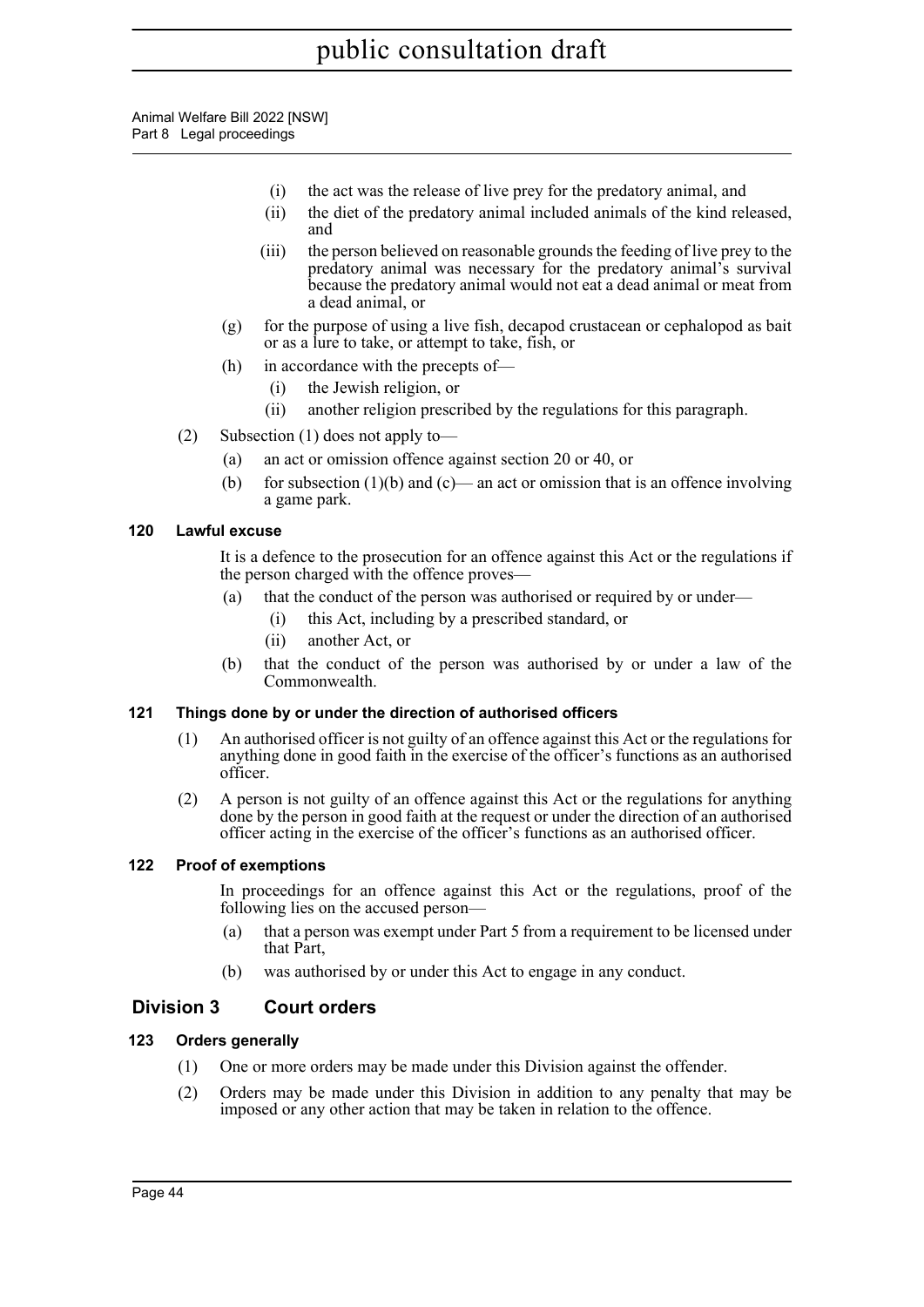(i) the act was the release of live prey for the predatory animal, and

(ii) the diet of the predatory animal included animals of the kind released, and

(iii) the person believed on reasonable grounds the feeding of live prey to the predatory animal was necessary for the predatory animal's survival because the predatory animal would not eat a dead animal or meat from a dead animal, or

(g) for the purpose of using a live fish, decapod crustacean or cephalopod as bait or as a lure to take, or attempt to take, fish, or

(h) in accordance with the precepts of—

(i) the Jewish religion, or

(ii) another religion prescribed by the regulations for this paragraph.

(2) Subsection (1) does not apply to—

(a) an act or omission offence against section 20 or 40, or

(b) for subsection (1)(b) and (c)— an act or omission that is an offence involving a game park.

### 120 Lawful excuse

It is a defence to the prosecution for an offence against this Act or the regulations if the person charged with the offence proves—

(a) that the conduct of the person was authorised or required by or under—

(i) this Act, including by a prescribed standard, or

(ii) another Act, or

(b) that the conduct of the person was authorised by or under a law of the Commonwealth.

### 121 Things done by or under the direction of authorised officers

(1) An authorised officer is not guilty of an offence against this Act or the regulations for anything done in good faith in the exercise of the officer's functions as an authorised officer.

(2) A person is not guilty of an offence against this Act or the regulations for anything done by the person in good faith at the request or under the direction of an authorised officer acting in the exercise of the officer's functions as an authorised officer.

### 122 Proof of exemptions

In proceedings for an offence against this Act or the regulations, proof of the following lies on the accused person—

(a) that a person was exempt under Part 5 from a requirement to be licensed under that Part,

(b) was authorised by or under this Act to engage in any conduct.

## Division 3 Court orders

### 123 Orders generally

(1) One or more orders may be made under this Division against the offender.

(2) Orders may be made under this Division in addition to any penalty that may be imposed or any other action that may be taken in relation to the offence.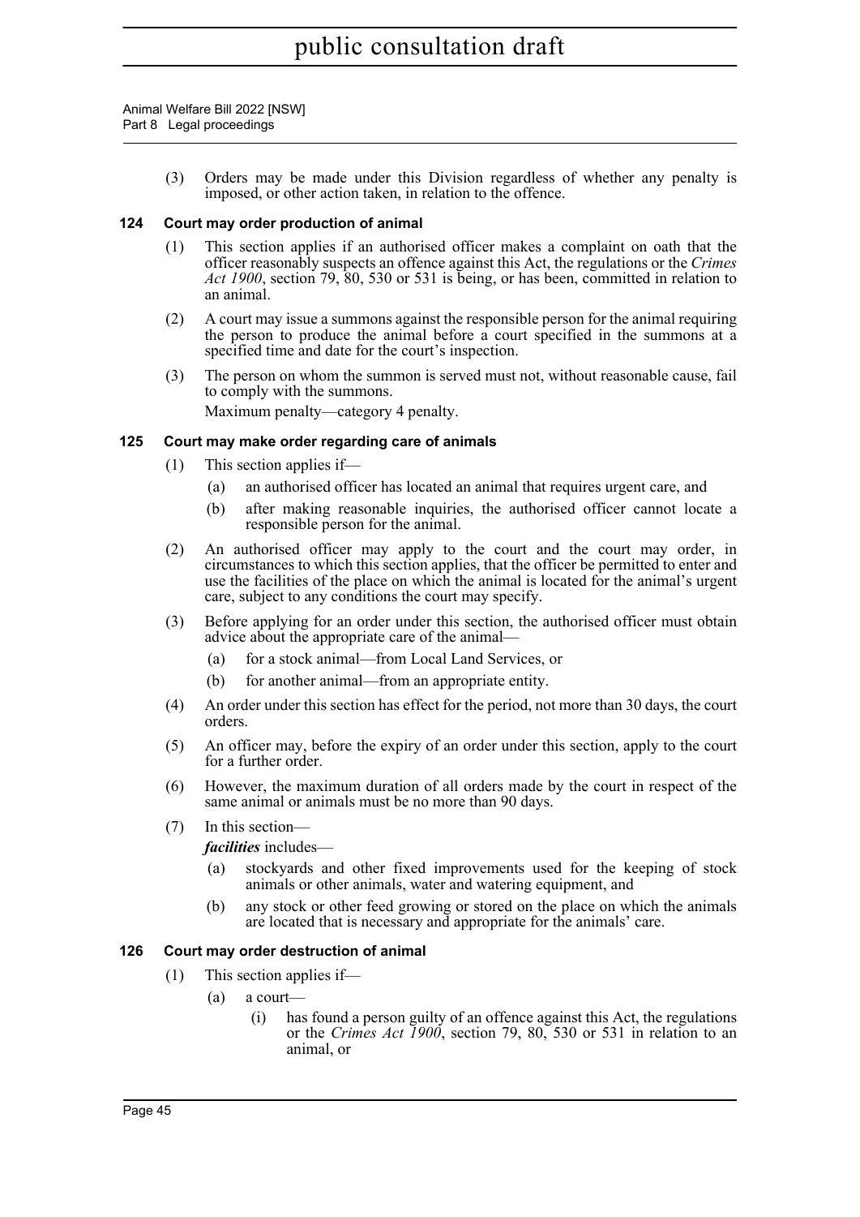(3) Orders may be made under this Division regardless of whether any penalty is imposed, or other action taken, in relation to the offence.

### 124 Court may order production of animal

(1) This section applies if an authorised officer makes a complaint on oath that the officer reasonably suspects an offence against this Act, the regulations or the *Crimes Act 1900*, section 79, 80, 530 or 531 is being, or has been, committed in relation to an animal.

(2) A court may issue a summons against the responsible person for the animal requiring the person to produce the animal before a court specified in the summons at a specified time and date for the court's inspection.

(3) The person on whom the summon is served must not, without reasonable cause, fail to comply with the summons.

Maximum penalty—category 4 penalty.

### 125 Court may make order regarding care of animals

(1) This section applies if—

(a) an authorised officer has located an animal that requires urgent care, and

(b) after making reasonable inquiries, the authorised officer cannot locate a responsible person for the animal.

(2) An authorised officer may apply to the court and the court may order, in circumstances to which this section applies, that the officer be permitted to enter and use the facilities of the place on which the animal is located for the animal's urgent care, subject to any conditions the court may specify.

(3) Before applying for an order under this section, the authorised officer must obtain advice about the appropriate care of the animal—

(a) for a stock animal—from Local Land Services, or

(b) for another animal—from an appropriate entity.

(4) An order under this section has effect for the period, not more than 30 days, the court orders.

(5) An officer may, before the expiry of an order under this section, apply to the court for a further order.

(6) However, the maximum duration of all orders made by the court in respect of the same animal or animals must be no more than 90 days.

(7) In this section—

***facilities*** includes—

(a) stockyards and other fixed improvements used for the keeping of stock animals or other animals, water and watering equipment, and

(b) any stock or other feed growing or stored on the place on which the animals are located that is necessary and appropriate for the animals' care.

### 126 Court may order destruction of animal

(1) This section applies if—

(a) a court—

(i) has found a person guilty of an offence against this Act, the regulations or the *Crimes Act 1900*, section 79, 80, 530 or 531 in relation to an animal, or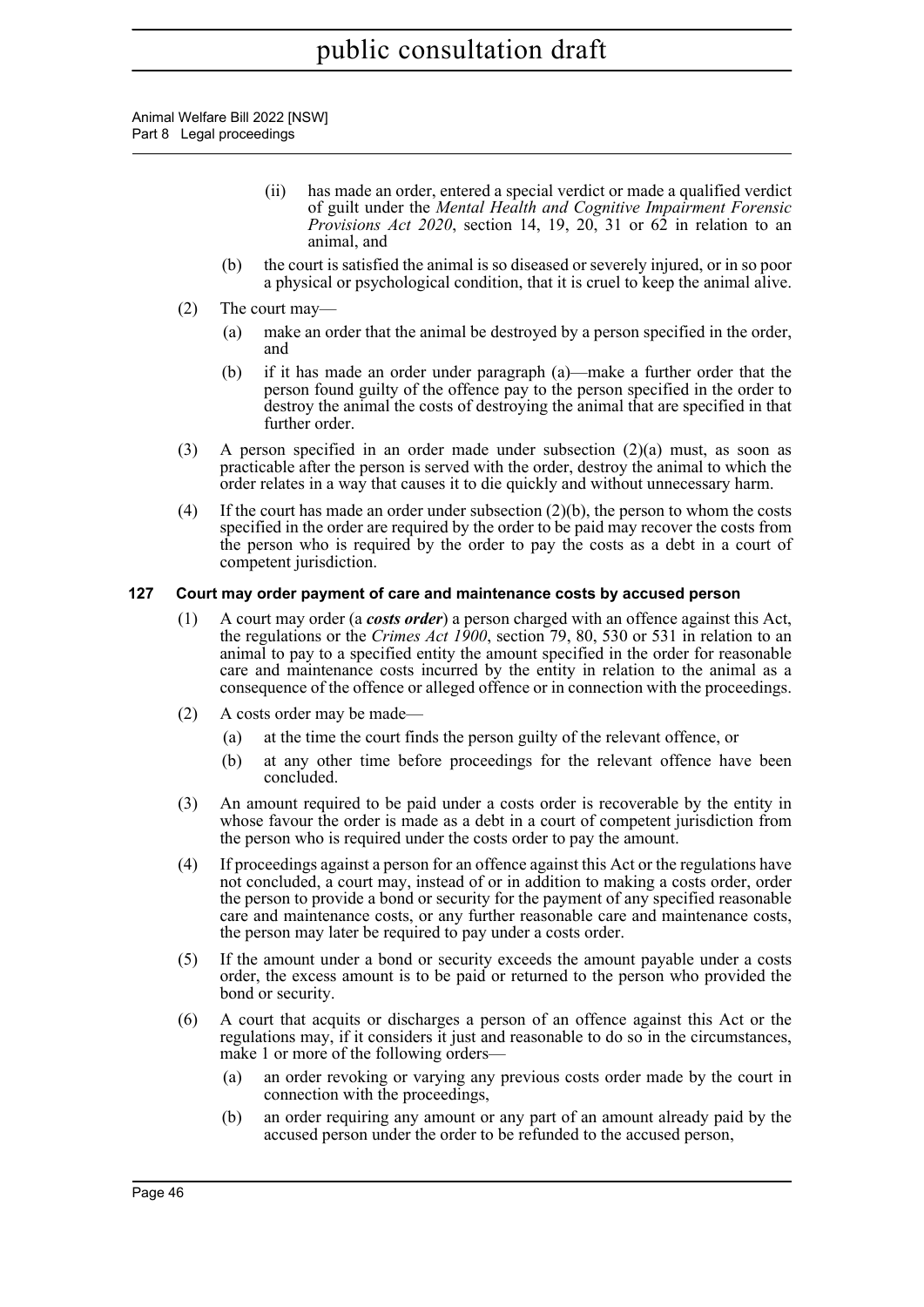(ii) has made an order, entered a special verdict or made a qualified verdict of guilt under the *Mental Health and Cognitive Impairment Forensic Provisions Act 2020*, section 14, 19, 20, 31 or 62 in relation to an animal, and

(b) the court is satisfied the animal is so diseased or severely injured, or in so poor a physical or psychological condition, that it is cruel to keep the animal alive.

(2) The court may—

(a) make an order that the animal be destroyed by a person specified in the order, and

(b) if it has made an order under paragraph (a)—make a further order that the person found guilty of the offence pay to the person specified in the order to destroy the animal the costs of destroying the animal that are specified in that further order.

(3) A person specified in an order made under subsection (2)(a) must, as soon as practicable after the person is served with the order, destroy the animal to which the order relates in a way that causes it to die quickly and without unnecessary harm.

(4) If the court has made an order under subsection (2)(b), the person to whom the costs specified in the order are required by the order to be paid may recover the costs from the person who is required by the order to pay the costs as a debt in a court of competent jurisdiction.

### 127 Court may order payment of care and maintenance costs by accused person

(1) A court may order (a ***costs order***) a person charged with an offence against this Act, the regulations or the *Crimes Act 1900*, section 79, 80, 530 or 531 in relation to an animal to pay to a specified entity the amount specified in the order for reasonable care and maintenance costs incurred by the entity in relation to the animal as a consequence of the offence or alleged offence or in connection with the proceedings.

(2) A costs order may be made—

(a) at the time the court finds the person guilty of the relevant offence, or

(b) at any other time before proceedings for the relevant offence have been concluded.

(3) An amount required to be paid under a costs order is recoverable by the entity in whose favour the order is made as a debt in a court of competent jurisdiction from the person who is required under the costs order to pay the amount.

(4) If proceedings against a person for an offence against this Act or the regulations have not concluded, a court may, instead of or in addition to making a costs order, order the person to provide a bond or security for the payment of any specified reasonable care and maintenance costs, or any further reasonable care and maintenance costs, the person may later be required to pay under a costs order.

(5) If the amount under a bond or security exceeds the amount payable under a costs order, the excess amount is to be paid or returned to the person who provided the bond or security.

(6) A court that acquits or discharges a person of an offence against this Act or the regulations may, if it considers it just and reasonable to do so in the circumstances, make 1 or more of the following orders—

(a) an order revoking or varying any previous costs order made by the court in connection with the proceedings,

(b) an order requiring any amount or any part of an amount already paid by the accused person under the order to be refunded to the accused person,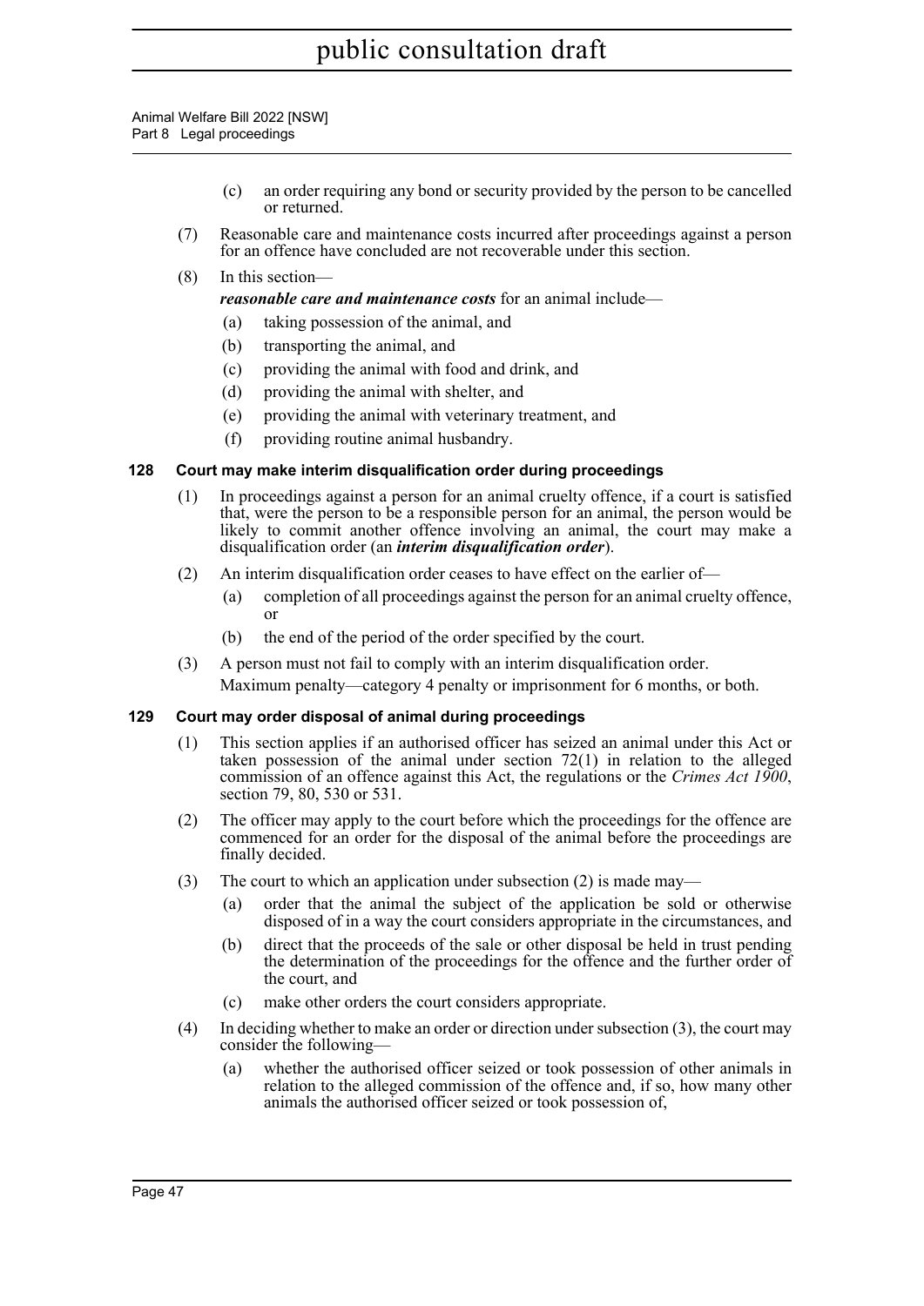(c) an order requiring any bond or security provided by the person to be cancelled or returned.

(7) Reasonable care and maintenance costs incurred after proceedings against a person for an offence have concluded are not recoverable under this section.

(8) In this section—

***reasonable care and maintenance costs*** for an animal include—

(a) taking possession of the animal, and

(b) transporting the animal, and

(c) providing the animal with food and drink, and

(d) providing the animal with shelter, and

(e) providing the animal with veterinary treatment, and

(f) providing routine animal husbandry.

### 128 Court may make interim disqualification order during proceedings

(1) In proceedings against a person for an animal cruelty offence, if a court is satisfied that, were the person to be a responsible person for an animal, the person would be likely to commit another offence involving an animal, the court may make a disqualification order (an ***interim disqualification order***).

(2) An interim disqualification order ceases to have effect on the earlier of—

(a) completion of all proceedings against the person for an animal cruelty offence, or

(b) the end of the period of the order specified by the court.

(3) A person must not fail to comply with an interim disqualification order.

Maximum penalty—category 4 penalty or imprisonment for 6 months, or both.

### 129 Court may order disposal of animal during proceedings

(1) This section applies if an authorised officer has seized an animal under this Act or taken possession of the animal under section 72(1) in relation to the alleged commission of an offence against this Act, the regulations or the *Crimes Act 1900*, section 79, 80, 530 or 531.

(2) The officer may apply to the court before which the proceedings for the offence are commenced for an order for the disposal of the animal before the proceedings are finally decided.

(3) The court to which an application under subsection (2) is made may—

(a) order that the animal the subject of the application be sold or otherwise disposed of in a way the court considers appropriate in the circumstances, and

(b) direct that the proceeds of the sale or other disposal be held in trust pending the determination of the proceedings for the offence and the further order of the court, and

(c) make other orders the court considers appropriate.

(4) In deciding whether to make an order or direction under subsection (3), the court may consider the following—

(a) whether the authorised officer seized or took possession of other animals in relation to the alleged commission of the offence and, if so, how many other animals the authorised officer seized or took possession of,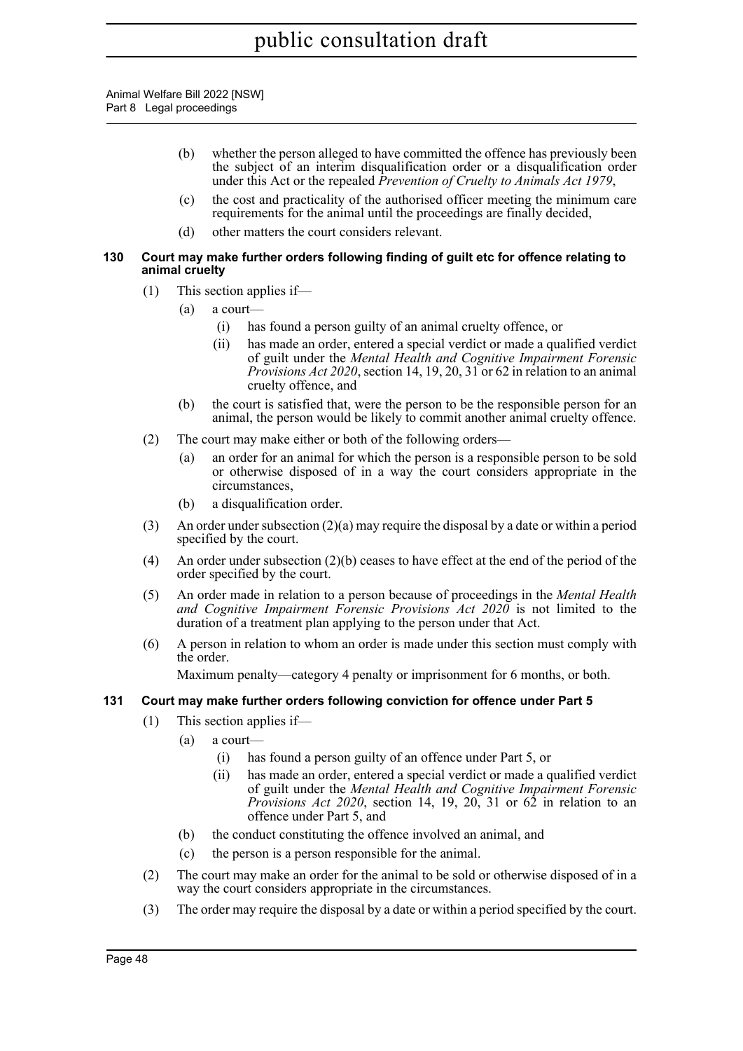(b) whether the person alleged to have committed the offence has previously been the subject of an interim disqualification order or a disqualification order under this Act or the repealed *Prevention of Cruelty to Animals Act 1979*,

(c) the cost and practicality of the authorised officer meeting the minimum care requirements for the animal until the proceedings are finally decided,

(d) other matters the court considers relevant.

**130 Court may make further orders following finding of guilt etc for offence relating to animal cruelty**

(1) This section applies if—

(a) a court—

(i) has found a person guilty of an animal cruelty offence, or

(ii) has made an order, entered a special verdict or made a qualified verdict of guilt under the *Mental Health and Cognitive Impairment Forensic Provisions Act 2020*, section 14, 19, 20, 31 or 62 in relation to an animal cruelty offence, and

(b) the court is satisfied that, were the person to be the responsible person for an animal, the person would be likely to commit another animal cruelty offence.

(2) The court may make either or both of the following orders—

(a) an order for an animal for which the person is a responsible person to be sold or otherwise disposed of in a way the court considers appropriate in the circumstances,

(b) a disqualification order.

(3) An order under subsection (2)(a) may require the disposal by a date or within a period specified by the court.

(4) An order under subsection (2)(b) ceases to have effect at the end of the period of the order specified by the court.

(5) An order made in relation to a person because of proceedings in the *Mental Health and Cognitive Impairment Forensic Provisions Act 2020* is not limited to the duration of a treatment plan applying to the person under that Act.

(6) A person in relation to whom an order is made under this section must comply with the order.

Maximum penalty—category 4 penalty or imprisonment for 6 months, or both.

**131 Court may make further orders following conviction for offence under Part 5**

(1) This section applies if—

(a) a court—

(i) has found a person guilty of an offence under Part 5, or

(ii) has made an order, entered a special verdict or made a qualified verdict of guilt under the *Mental Health and Cognitive Impairment Forensic Provisions Act 2020*, section 14, 19, 20, 31 or 62 in relation to an offence under Part 5, and

(b) the conduct constituting the offence involved an animal, and

(c) the person is a person responsible for the animal.

(2) The court may make an order for the animal to be sold or otherwise disposed of in a way the court considers appropriate in the circumstances.

(3) The order may require the disposal by a date or within a period specified by the court.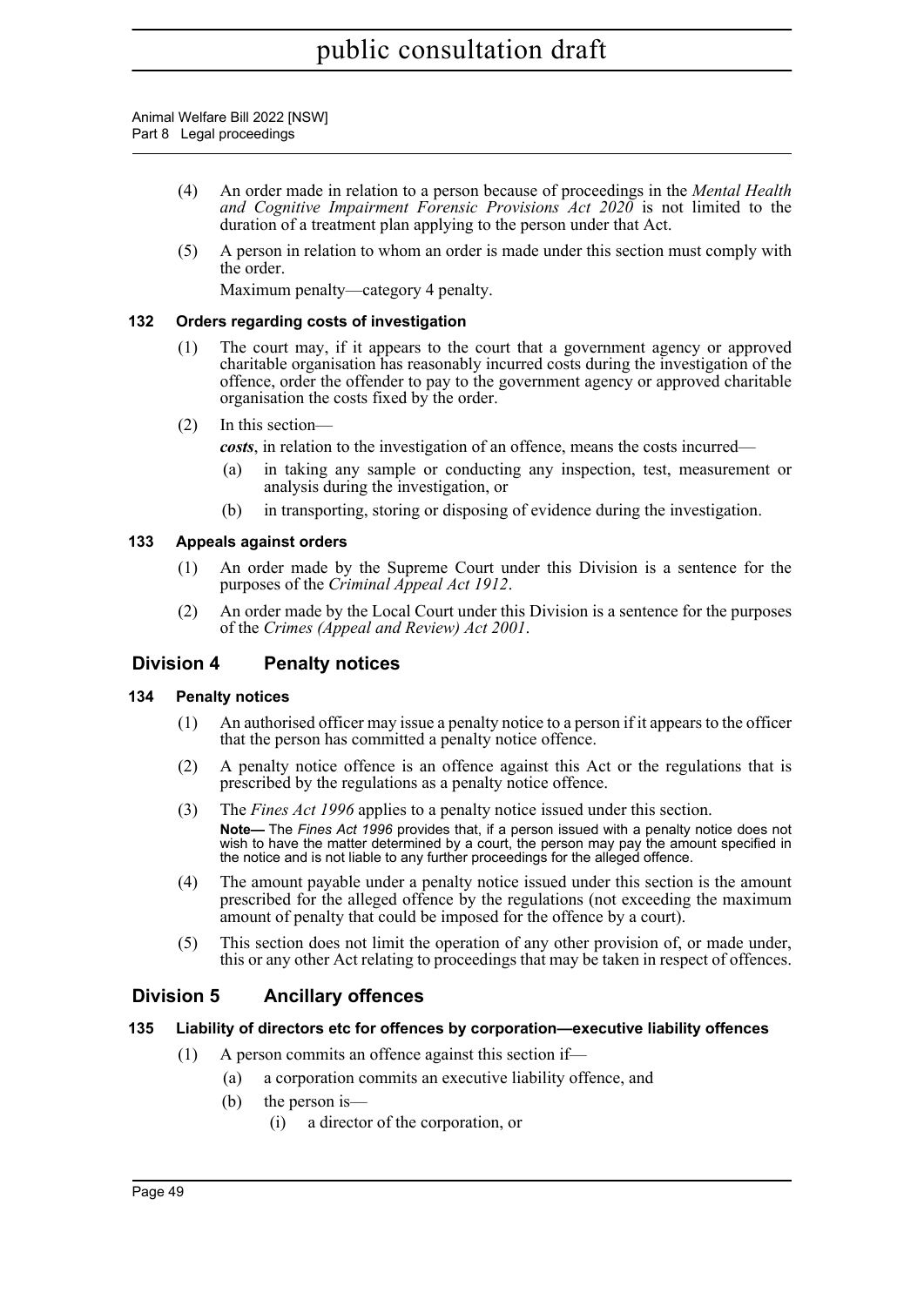(4) An order made in relation to a person because of proceedings in the *Mental Health and Cognitive Impairment Forensic Provisions Act 2020* is not limited to the duration of a treatment plan applying to the person under that Act.

(5) A person in relation to whom an order is made under this section must comply with the order.

Maximum penalty—category 4 penalty.

### 132 Orders regarding costs of investigation

(1) The court may, if it appears to the court that a government agency or approved charitable organisation has reasonably incurred costs during the investigation of the offence, order the offender to pay to the government agency or approved charitable organisation the costs fixed by the order.

(2) In this section—

***costs***, in relation to the investigation of an offence, means the costs incurred—

(a) in taking any sample or conducting any inspection, test, measurement or analysis during the investigation, or

(b) in transporting, storing or disposing of evidence during the investigation.

### 133 Appeals against orders

(1) An order made by the Supreme Court under this Division is a sentence for the purposes of the *Criminal Appeal Act 1912*.

(2) An order made by the Local Court under this Division is a sentence for the purposes of the *Crimes (Appeal and Review) Act 2001*.

## Division 4 Penalty notices

### 134 Penalty notices

(1) An authorised officer may issue a penalty notice to a person if it appears to the officer that the person has committed a penalty notice offence.

(2) A penalty notice offence is an offence against this Act or the regulations that is prescribed by the regulations as a penalty notice offence.

(3) The *Fines Act 1996* applies to a penalty notice issued under this section.

**Note—** The *Fines Act 1996* provides that, if a person issued with a penalty notice does not wish to have the matter determined by a court, the person may pay the amount specified in the notice and is not liable to any further proceedings for the alleged offence.

(4) The amount payable under a penalty notice issued under this section is the amount prescribed for the alleged offence by the regulations (not exceeding the maximum amount of penalty that could be imposed for the offence by a court).

(5) This section does not limit the operation of any other provision of, or made under, this or any other Act relating to proceedings that may be taken in respect of offences.

## Division 5 Ancillary offences

### 135 Liability of directors etc for offences by corporation—executive liability offences

(1) A person commits an offence against this section if—

(a) a corporation commits an executive liability offence, and

(b) the person is—

(i) a director of the corporation, or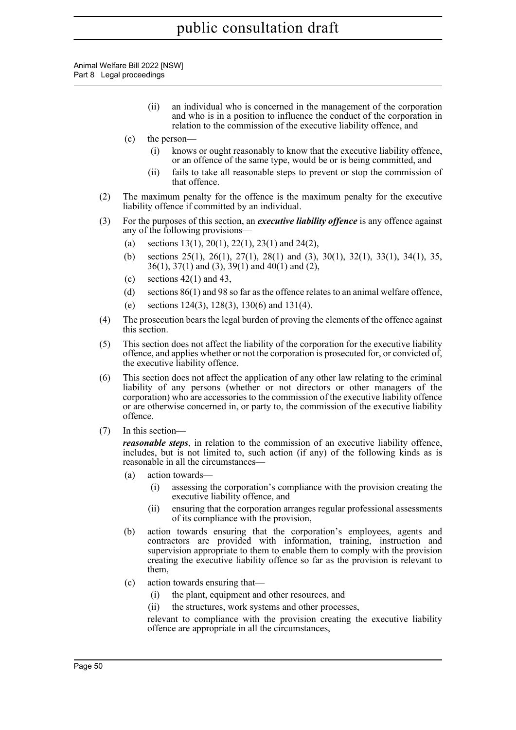(ii) an individual who is concerned in the management of the corporation and who is in a position to influence the conduct of the corporation in relation to the commission of the executive liability offence, and

(c) the person—

(i) knows or ought reasonably to know that the executive liability offence, or an offence of the same type, would be or is being committed, and

(ii) fails to take all reasonable steps to prevent or stop the commission of that offence.

(2) The maximum penalty for the offence is the maximum penalty for the executive liability offence if committed by an individual.

(3) For the purposes of this section, an ***executive liability offence*** is any offence against any of the following provisions—

(a) sections 13(1), 20(1), 22(1), 23(1) and 24(2),

(b) sections 25(1), 26(1), 27(1), 28(1) and (3), 30(1), 32(1), 33(1), 34(1), 35, 36(1), 37(1) and (3), 39(1) and 40(1) and (2),

(c) sections 42(1) and 43,

(d) sections 86(1) and 98 so far as the offence relates to an animal welfare offence,

(e) sections 124(3), 128(3), 130(6) and 131(4).

(4) The prosecution bears the legal burden of proving the elements of the offence against this section.

(5) This section does not affect the liability of the corporation for the executive liability offence, and applies whether or not the corporation is prosecuted for, or convicted of, the executive liability offence.

(6) This section does not affect the application of any other law relating to the criminal liability of any persons (whether or not directors or other managers of the corporation) who are accessories to the commission of the executive liability offence or are otherwise concerned in, or party to, the commission of the executive liability offence.

(7) In this section—

***reasonable steps***, in relation to the commission of an executive liability offence, includes, but is not limited to, such action (if any) of the following kinds as is reasonable in all the circumstances—

(a) action towards—

(i) assessing the corporation's compliance with the provision creating the executive liability offence, and

(ii) ensuring that the corporation arranges regular professional assessments of its compliance with the provision,

(b) action towards ensuring that the corporation's employees, agents and contractors are provided with information, training, instruction and supervision appropriate to them to enable them to comply with the provision creating the executive liability offence so far as the provision is relevant to them,

(c) action towards ensuring that—

(i) the plant, equipment and other resources, and

(ii) the structures, work systems and other processes,

relevant to compliance with the provision creating the executive liability offence are appropriate in all the circumstances,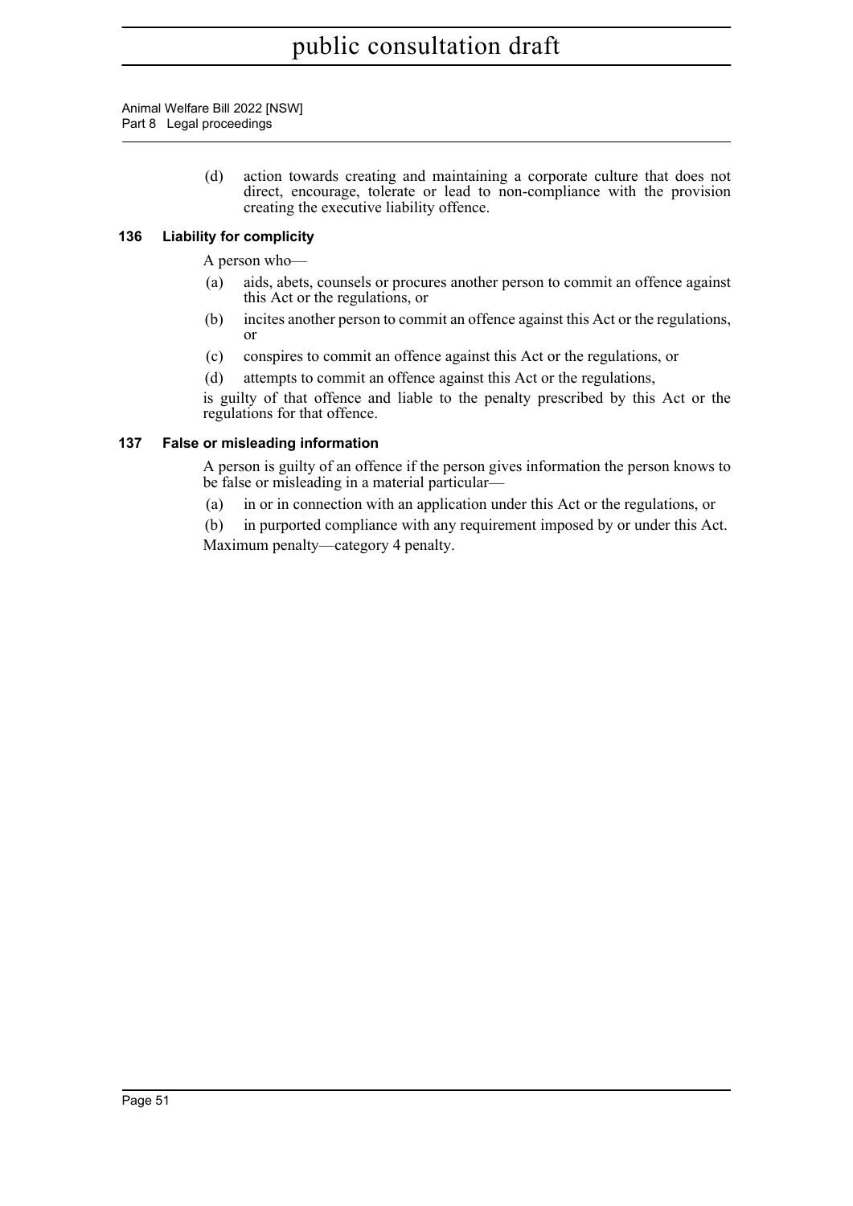(d) action towards creating and maintaining a corporate culture that does not direct, encourage, tolerate or lead to non-compliance with the provision creating the executive liability offence.

### 136 Liability for complicity

A person who—

(a) aids, abets, counsels or procures another person to commit an offence against this Act or the regulations, or

(b) incites another person to commit an offence against this Act or the regulations, or

(c) conspires to commit an offence against this Act or the regulations, or

(d) attempts to commit an offence against this Act or the regulations,

is guilty of that offence and liable to the penalty prescribed by this Act or the regulations for that offence.

### 137 False or misleading information

A person is guilty of an offence if the person gives information the person knows to be false or misleading in a material particular—

(a) in or in connection with an application under this Act or the regulations, or

(b) in purported compliance with any requirement imposed by or under this Act.

Maximum penalty—category 4 penalty.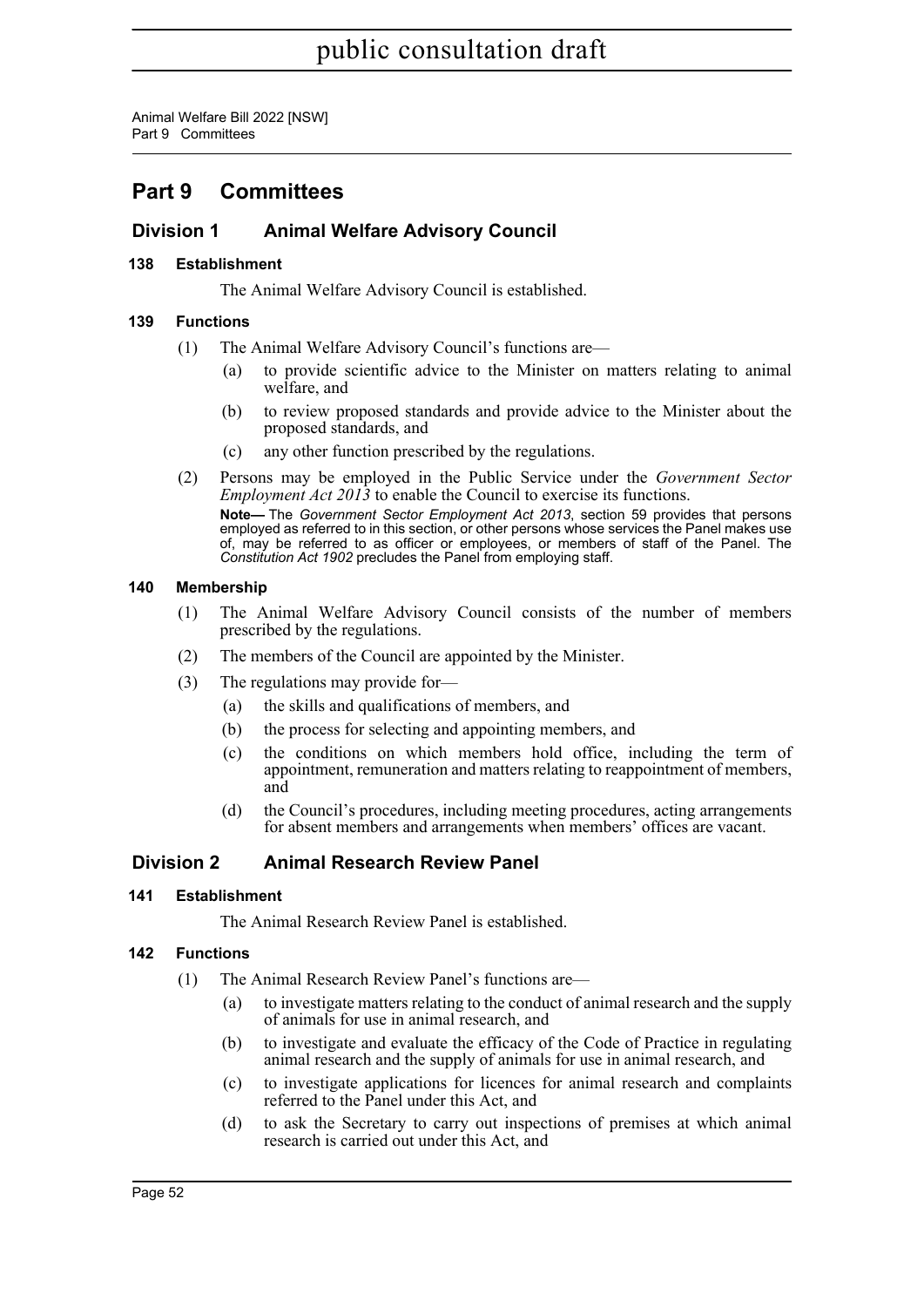# Part 9 Committees

## Division 1 Animal Welfare Advisory Council

### 138 Establishment

The Animal Welfare Advisory Council is established.

### 139 Functions

(1) The Animal Welfare Advisory Council's functions are—

- (a) to provide scientific advice to the Minister on matters relating to animal welfare, and
- (b) to review proposed standards and provide advice to the Minister about the proposed standards, and
- (c) any other function prescribed by the regulations.

(2) Persons may be employed in the Public Service under the *Government Sector Employment Act 2013* to enable the Council to exercise its functions.

**Note—** The *Government Sector Employment Act 2013*, section 59 provides that persons employed as referred to in this section, or other persons whose services the Panel makes use of, may be referred to as officer or employees, or members of staff of the Panel. The *Constitution Act 1902* precludes the Panel from employing staff.

### 140 Membership

(1) The Animal Welfare Advisory Council consists of the number of members prescribed by the regulations.

(2) The members of the Council are appointed by the Minister.

(3) The regulations may provide for—

- (a) the skills and qualifications of members, and
- (b) the process for selecting and appointing members, and
- (c) the conditions on which members hold office, including the term of appointment, remuneration and matters relating to reappointment of members, and
- (d) the Council's procedures, including meeting procedures, acting arrangements for absent members and arrangements when members' offices are vacant.

## Division 2 Animal Research Review Panel

### 141 Establishment

The Animal Research Review Panel is established.

### 142 Functions

(1) The Animal Research Review Panel's functions are—

- (a) to investigate matters relating to the conduct of animal research and the supply of animals for use in animal research, and
- (b) to investigate and evaluate the efficacy of the Code of Practice in regulating animal research and the supply of animals for use in animal research, and
- (c) to investigate applications for licences for animal research and complaints referred to the Panel under this Act, and
- (d) to ask the Secretary to carry out inspections of premises at which animal research is carried out under this Act, and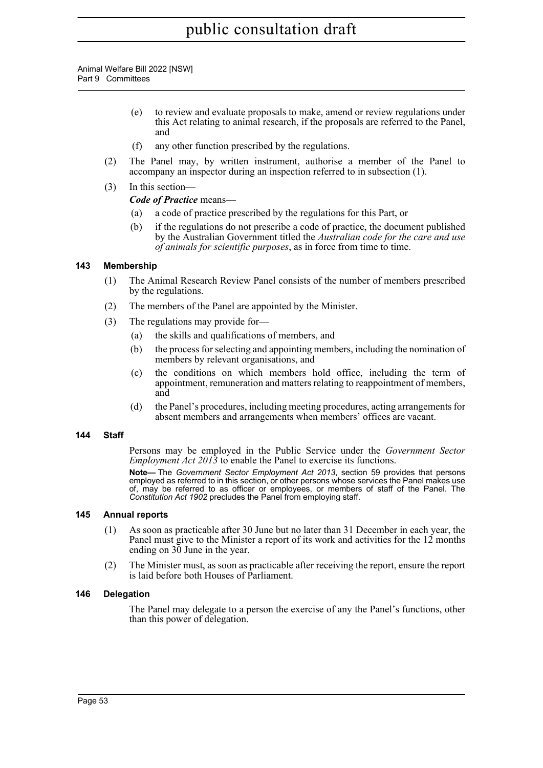(e) to review and evaluate proposals to make, amend or review regulations under this Act relating to animal research, if the proposals are referred to the Panel, and

(f) any other function prescribed by the regulations.

(2) The Panel may, by written instrument, authorise a member of the Panel to accompany an inspector during an inspection referred to in subsection (1).

(3) In this section—

***Code of Practice*** means—

(a) a code of practice prescribed by the regulations for this Part, or

(b) if the regulations do not prescribe a code of practice, the document published by the Australian Government titled the *Australian code for the care and use of animals for scientific purposes*, as in force from time to time.

### 143 Membership

(1) The Animal Research Review Panel consists of the number of members prescribed by the regulations.

(2) The members of the Panel are appointed by the Minister.

(3) The regulations may provide for—

(a) the skills and qualifications of members, and

(b) the process for selecting and appointing members, including the nomination of members by relevant organisations, and

(c) the conditions on which members hold office, including the term of appointment, remuneration and matters relating to reappointment of members, and

(d) the Panel's procedures, including meeting procedures, acting arrangements for absent members and arrangements when members' offices are vacant.

### 144 Staff

Persons may be employed in the Public Service under the *Government Sector Employment Act 2013* to enable the Panel to exercise its functions.

**Note—** The *Government Sector Employment Act 2013*, section 59 provides that persons employed as referred to in this section, or other persons whose services the Panel makes use of, may be referred to as officer or employees, or members of staff of the Panel. The *Constitution Act 1902* precludes the Panel from employing staff.

### 145 Annual reports

(1) As soon as practicable after 30 June but no later than 31 December in each year, the Panel must give to the Minister a report of its work and activities for the 12 months ending on 30 June in the year.

(2) The Minister must, as soon as practicable after receiving the report, ensure the report is laid before both Houses of Parliament.

### 146 Delegation

The Panel may delegate to a person the exercise of any the Panel's functions, other than this power of delegation.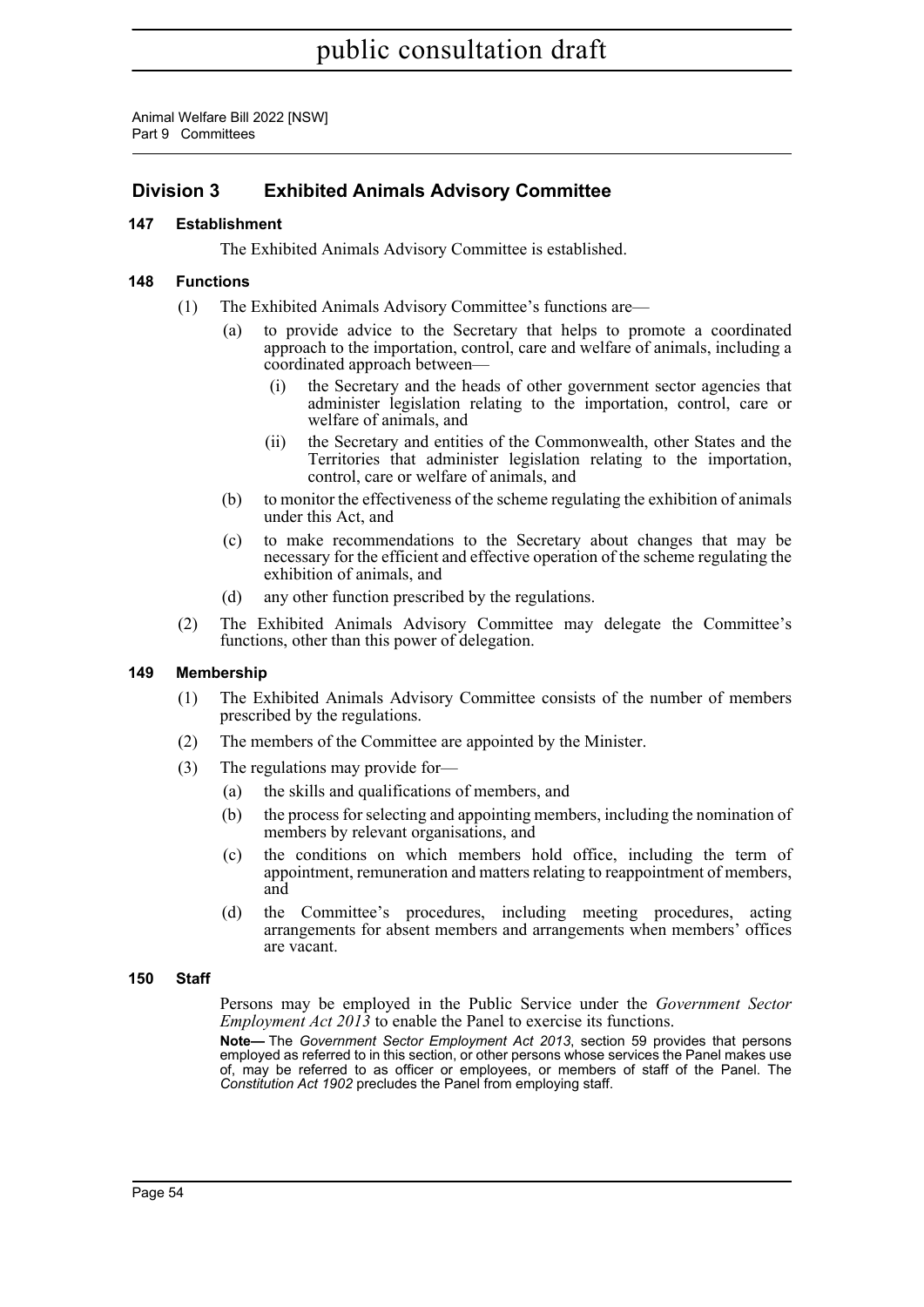## Division 3 Exhibited Animals Advisory Committee

### 147 Establishment

The Exhibited Animals Advisory Committee is established.

### 148 Functions

(1) The Exhibited Animals Advisory Committee's functions are—

(a) to provide advice to the Secretary that helps to promote a coordinated approach to the importation, control, care and welfare of animals, including a coordinated approach between—

(i) the Secretary and the heads of other government sector agencies that administer legislation relating to the importation, control, care or welfare of animals, and

(ii) the Secretary and entities of the Commonwealth, other States and the Territories that administer legislation relating to the importation, control, care or welfare of animals, and

(b) to monitor the effectiveness of the scheme regulating the exhibition of animals under this Act, and

(c) to make recommendations to the Secretary about changes that may be necessary for the efficient and effective operation of the scheme regulating the exhibition of animals, and

(d) any other function prescribed by the regulations.

(2) The Exhibited Animals Advisory Committee may delegate the Committee's functions, other than this power of delegation.

### 149 Membership

(1) The Exhibited Animals Advisory Committee consists of the number of members prescribed by the regulations.

(2) The members of the Committee are appointed by the Minister.

(3) The regulations may provide for—

(a) the skills and qualifications of members, and

(b) the process for selecting and appointing members, including the nomination of members by relevant organisations, and

(c) the conditions on which members hold office, including the term of appointment, remuneration and matters relating to reappointment of members, and

(d) the Committee's procedures, including meeting procedures, acting arrangements for absent members and arrangements when members' offices are vacant.

### 150 Staff

Persons may be employed in the Public Service under the *Government Sector Employment Act 2013* to enable the Panel to exercise its functions.

**Note—** The *Government Sector Employment Act 2013*, section 59 provides that persons employed as referred to in this section, or other persons whose services the Panel makes use of, may be referred to as officer or employees, or members of staff of the Panel. The *Constitution Act 1902* precludes the Panel from employing staff.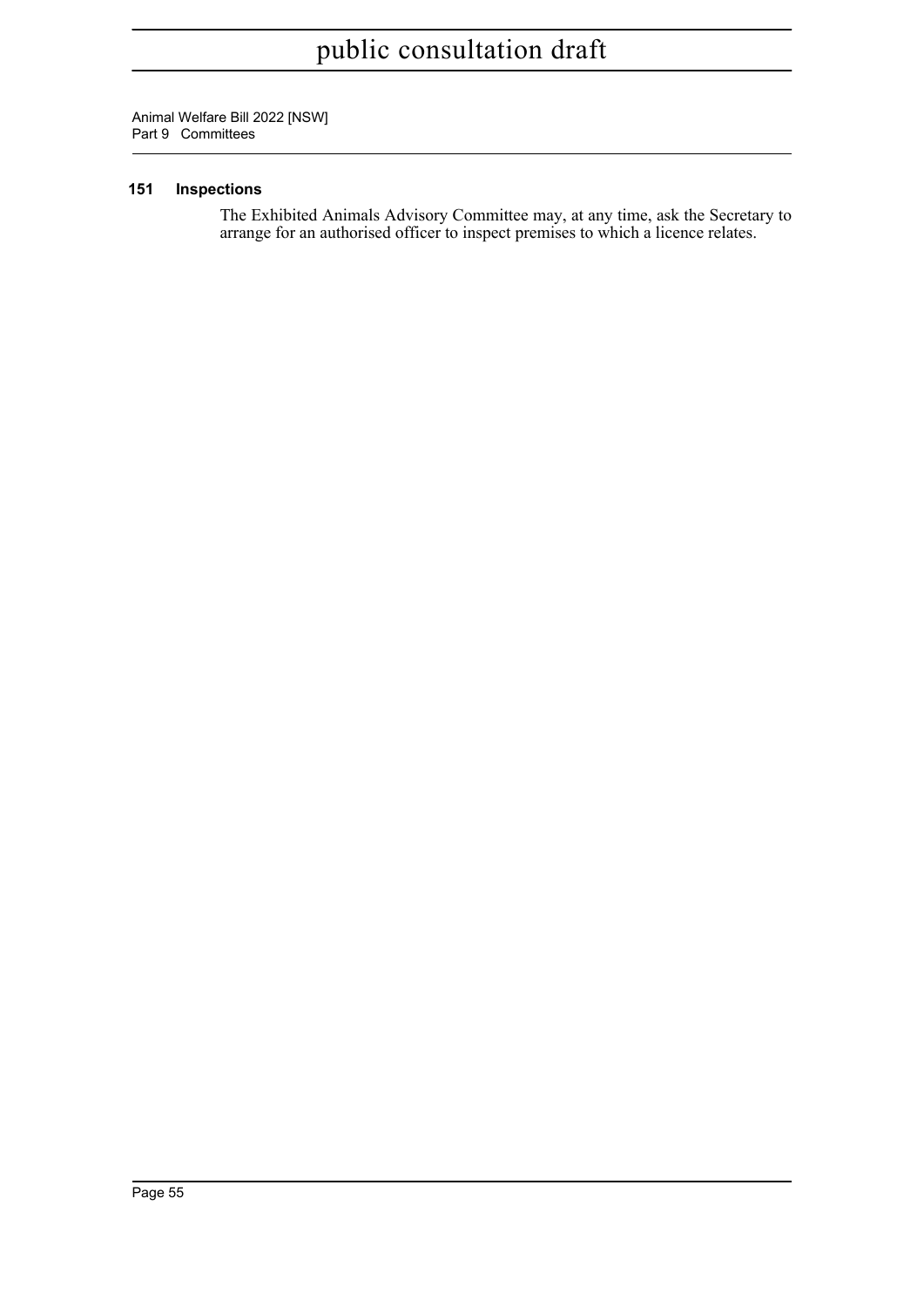### 151 Inspections

The Exhibited Animals Advisory Committee may, at any time, ask the Secretary to arrange for an authorised officer to inspect premises to which a licence relates.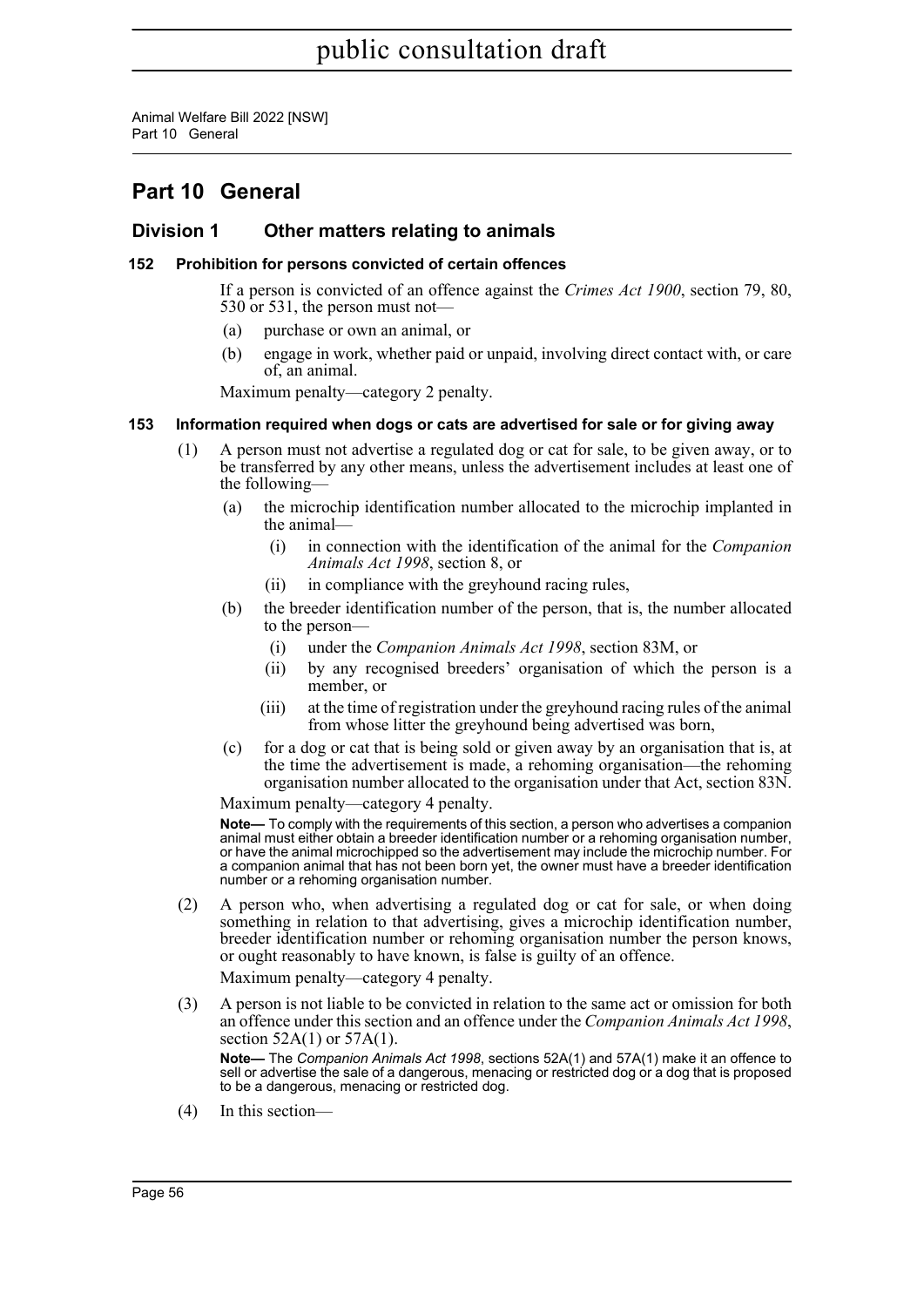# Part 10 General

## Division 1 Other matters relating to animals

### 152 Prohibition for persons convicted of certain offences

If a person is convicted of an offence against the *Crimes Act 1900*, section 79, 80, 530 or 531, the person must not—

(a) purchase or own an animal, or

(b) engage in work, whether paid or unpaid, involving direct contact with, or care of, an animal.

Maximum penalty—category 2 penalty.

### 153 Information required when dogs or cats are advertised for sale or for giving away

(1) A person must not advertise a regulated dog or cat for sale, to be given away, or to be transferred by any other means, unless the advertisement includes at least one of the following—

(a) the microchip identification number allocated to the microchip implanted in the animal—

(i) in connection with the identification of the animal for the *Companion Animals Act 1998*, section 8, or

(ii) in compliance with the greyhound racing rules,

(b) the breeder identification number of the person, that is, the number allocated to the person—

(i) under the *Companion Animals Act 1998*, section 83M, or

(ii) by any recognised breeders' organisation of which the person is a member, or

(iii) at the time of registration under the greyhound racing rules of the animal from whose litter the greyhound being advertised was born,

(c) for a dog or cat that is being sold or given away by an organisation that is, at the time the advertisement is made, a rehoming organisation—the rehoming organisation number allocated to the organisation under that Act, section 83N.

Maximum penalty—category 4 penalty.

**Note—** To comply with the requirements of this section, a person who advertises a companion animal must either obtain a breeder identification number or a rehoming organisation number, or have the animal microchipped so the advertisement may include the microchip number. For a companion animal that has not been born yet, the owner must have a breeder identification number or a rehoming organisation number.

(2) A person who, when advertising a regulated dog or cat for sale, or when doing something in relation to that advertising, gives a microchip identification number, breeder identification number or rehoming organisation number the person knows, or ought reasonably to have known, is false is guilty of an offence.

Maximum penalty—category 4 penalty.

(3) A person is not liable to be convicted in relation to the same act or omission for both an offence under this section and an offence under the *Companion Animals Act 1998*, section 52A(1) or 57A(1).

**Note—** The *Companion Animals Act 1998*, sections 52A(1) and 57A(1) make it an offence to sell or advertise the sale of a dangerous, menacing or restricted dog or a dog that is proposed to be a dangerous, menacing or restricted dog.

(4) In this section—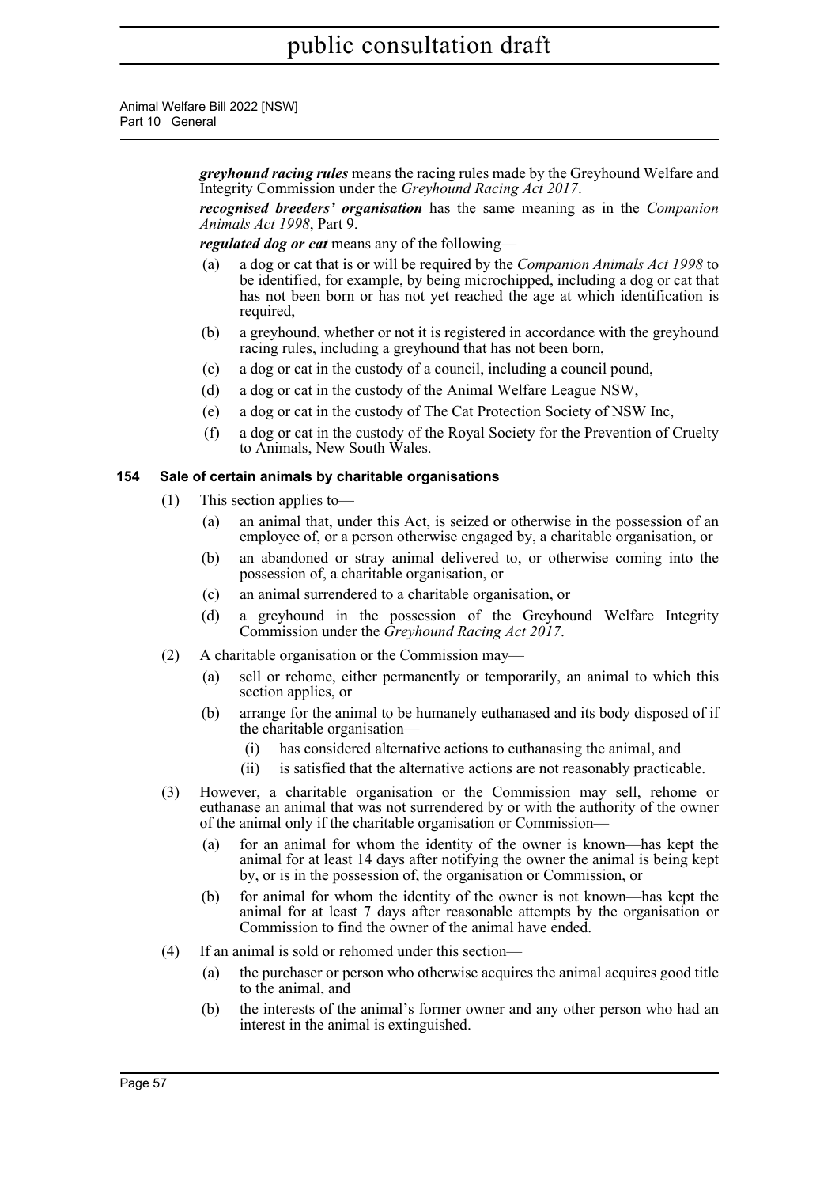***greyhound racing rules*** means the racing rules made by the Greyhound Welfare and Integrity Commission under the *Greyhound Racing Act 2017*.

***recognised breeders' organisation*** has the same meaning as in the *Companion Animals Act 1998*, Part 9.

***regulated dog or cat*** means any of the following—

- (a) a dog or cat that is or will be required by the *Companion Animals Act 1998* to be identified, for example, by being microchipped, including a dog or cat that has not been born or has not yet reached the age at which identification is required,
- (b) a greyhound, whether or not it is registered in accordance with the greyhound racing rules, including a greyhound that has not been born,
- (c) a dog or cat in the custody of a council, including a council pound,
- (d) a dog or cat in the custody of the Animal Welfare League NSW,
- (e) a dog or cat in the custody of The Cat Protection Society of NSW Inc,
- (f) a dog or cat in the custody of the Royal Society for the Prevention of Cruelty to Animals, New South Wales.

### 154 Sale of certain animals by charitable organisations

(1) This section applies to—

- (a) an animal that, under this Act, is seized or otherwise in the possession of an employee of, or a person otherwise engaged by, a charitable organisation, or
- (b) an abandoned or stray animal delivered to, or otherwise coming into the possession of, a charitable organisation, or
- (c) an animal surrendered to a charitable organisation, or
- (d) a greyhound in the possession of the Greyhound Welfare Integrity Commission under the *Greyhound Racing Act 2017*.

(2) A charitable organisation or the Commission may—

- (a) sell or rehome, either permanently or temporarily, an animal to which this section applies, or
- (b) arrange for the animal to be humanely euthanased and its body disposed of if the charitable organisation—
  - (i) has considered alternative actions to euthanasing the animal, and
  - (ii) is satisfied that the alternative actions are not reasonably practicable.

(3) However, a charitable organisation or the Commission may sell, rehome or euthanase an animal that was not surrendered by or with the authority of the owner of the animal only if the charitable organisation or Commission—

- (a) for an animal for whom the identity of the owner is known—has kept the animal for at least 14 days after notifying the owner the animal is being kept by, or is in the possession of, the organisation or Commission, or
- (b) for animal for whom the identity of the owner is not known—has kept the animal for at least 7 days after reasonable attempts by the organisation or Commission to find the owner of the animal have ended.

(4) If an animal is sold or rehomed under this section—

- (a) the purchaser or person who otherwise acquires the animal acquires good title to the animal, and
- (b) the interests of the animal's former owner and any other person who had an interest in the animal is extinguished.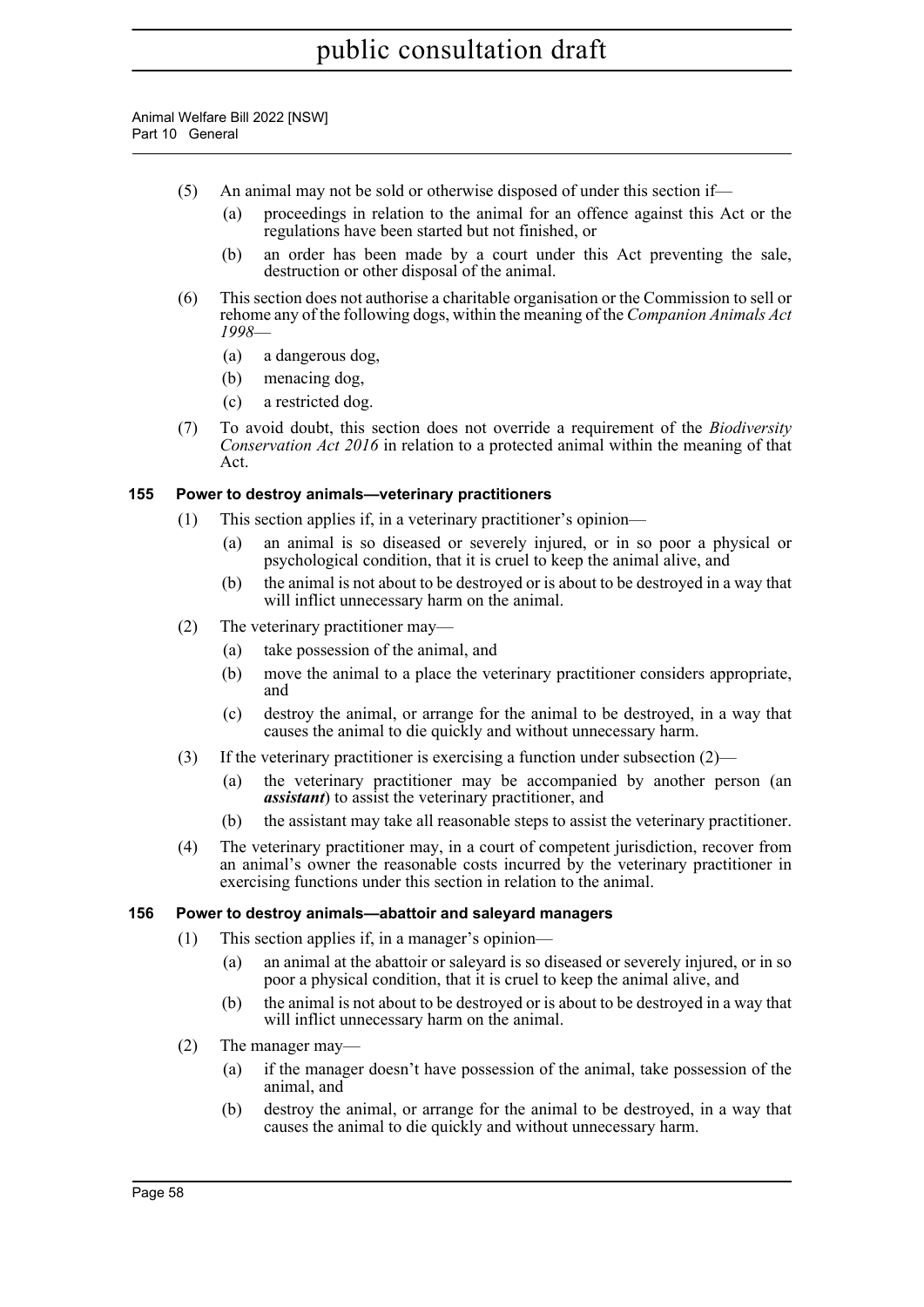(5) An animal may not be sold or otherwise disposed of under this section if—

(a) proceedings in relation to the animal for an offence against this Act or the regulations have been started but not finished, or

(b) an order has been made by a court under this Act preventing the sale, destruction or other disposal of the animal.

(6) This section does not authorise a charitable organisation or the Commission to sell or rehome any of the following dogs, within the meaning of the *Companion Animals Act 1998*—

(a) a dangerous dog,

(b) menacing dog,

(c) a restricted dog.

(7) To avoid doubt, this section does not override a requirement of the *Biodiversity Conservation Act 2016* in relation to a protected animal within the meaning of that Act.

### 155 Power to destroy animals—veterinary practitioners

(1) This section applies if, in a veterinary practitioner's opinion—

(a) an animal is so diseased or severely injured, or in so poor a physical or psychological condition, that it is cruel to keep the animal alive, and

(b) the animal is not about to be destroyed or is about to be destroyed in a way that will inflict unnecessary harm on the animal.

(2) The veterinary practitioner may—

(a) take possession of the animal, and

(b) move the animal to a place the veterinary practitioner considers appropriate, and

(c) destroy the animal, or arrange for the animal to be destroyed, in a way that causes the animal to die quickly and without unnecessary harm.

(3) If the veterinary practitioner is exercising a function under subsection (2)—

(a) the veterinary practitioner may be accompanied by another person (an ***assistant***) to assist the veterinary practitioner, and

(b) the assistant may take all reasonable steps to assist the veterinary practitioner.

(4) The veterinary practitioner may, in a court of competent jurisdiction, recover from an animal's owner the reasonable costs incurred by the veterinary practitioner in exercising functions under this section in relation to the animal.

### 156 Power to destroy animals—abattoir and saleyard managers

(1) This section applies if, in a manager's opinion—

(a) an animal at the abattoir or saleyard is so diseased or severely injured, or in so poor a physical condition, that it is cruel to keep the animal alive, and

(b) the animal is not about to be destroyed or is about to be destroyed in a way that will inflict unnecessary harm on the animal.

(2) The manager may—

(a) if the manager doesn't have possession of the animal, take possession of the animal, and

(b) destroy the animal, or arrange for the animal to be destroyed, in a way that causes the animal to die quickly and without unnecessary harm.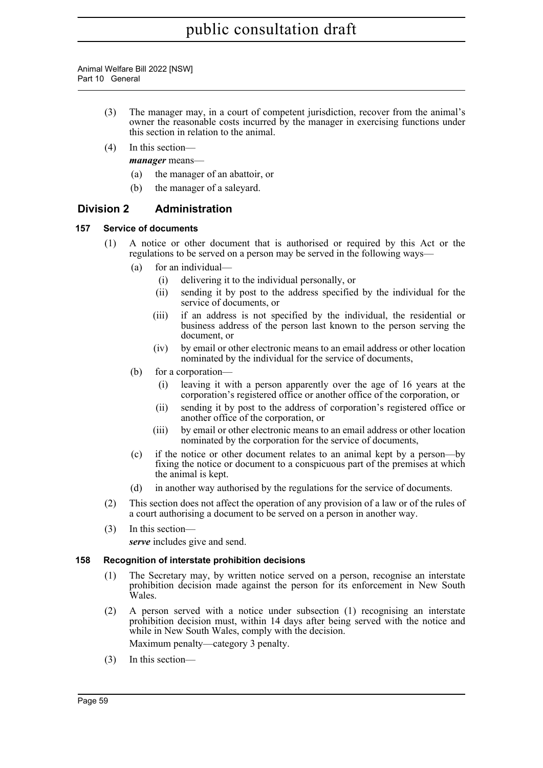(3) The manager may, in a court of competent jurisdiction, recover from the animal's owner the reasonable costs incurred by the manager in exercising functions under this section in relation to the animal.

(4) In this section—

***manager*** means—

- (a) the manager of an abattoir, or
- (b) the manager of a saleyard.

## Division 2 Administration

### 157 Service of documents

(1) A notice or other document that is authorised or required by this Act or the regulations to be served on a person may be served in the following ways—

- (a) for an individual—
  - (i) delivering it to the individual personally, or
  - (ii) sending it by post to the address specified by the individual for the service of documents, or
  - (iii) if an address is not specified by the individual, the residential or business address of the person last known to the person serving the document, or
  - (iv) by email or other electronic means to an email address or other location nominated by the individual for the service of documents,
- (b) for a corporation—
  - (i) leaving it with a person apparently over the age of 16 years at the corporation's registered office or another office of the corporation, or
  - (ii) sending it by post to the address of corporation's registered office or another office of the corporation, or
  - (iii) by email or other electronic means to an email address or other location nominated by the corporation for the service of documents,
- (c) if the notice or other document relates to an animal kept by a person—by fixing the notice or document to a conspicuous part of the premises at which the animal is kept.
- (d) in another way authorised by the regulations for the service of documents.

(2) This section does not affect the operation of any provision of a law or of the rules of a court authorising a document to be served on a person in another way.

(3) In this section—

***serve*** includes give and send.

### 158 Recognition of interstate prohibition decisions

(1) The Secretary may, by written notice served on a person, recognise an interstate prohibition decision made against the person for its enforcement in New South Wales.

(2) A person served with a notice under subsection (1) recognising an interstate prohibition decision must, within 14 days after being served with the notice and while in New South Wales, comply with the decision.

Maximum penalty—category 3 penalty.

(3) In this section—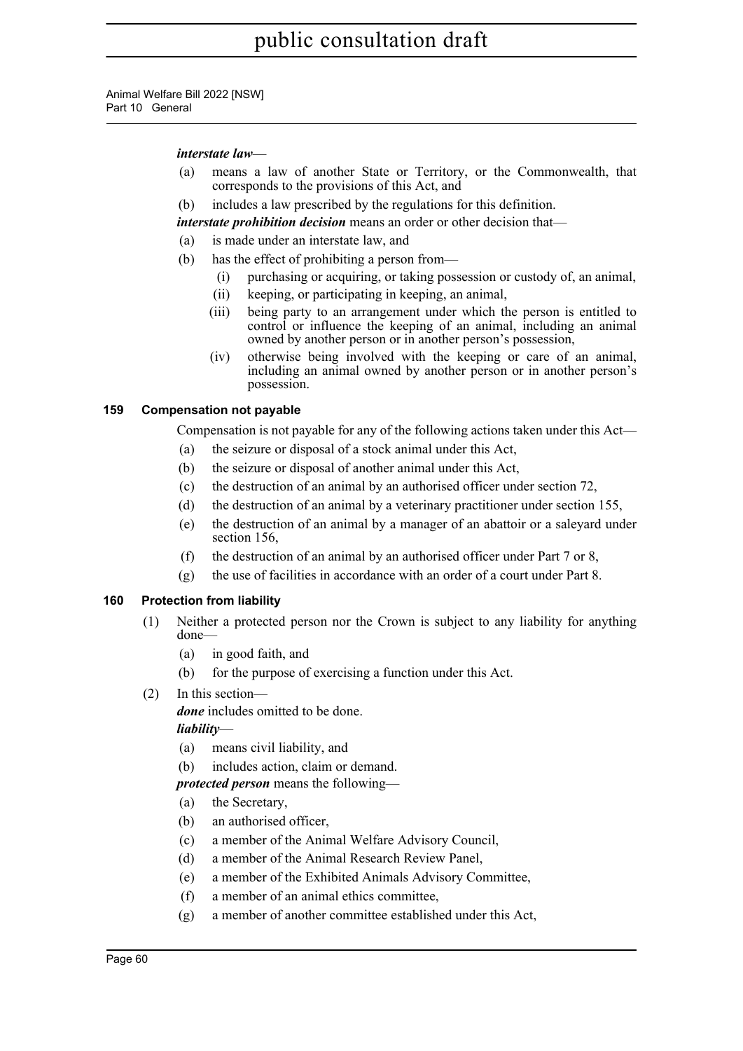***interstate law***—

(a) means a law of another State or Territory, or the Commonwealth, that corresponds to the provisions of this Act, and

(b) includes a law prescribed by the regulations for this definition.

***interstate prohibition decision*** means an order or other decision that—

(a) is made under an interstate law, and

(b) has the effect of prohibiting a person from—

(i) purchasing or acquiring, or taking possession or custody of, an animal,

(ii) keeping, or participating in keeping, an animal,

(iii) being party to an arrangement under which the person is entitled to control or influence the keeping of an animal, including an animal owned by another person or in another person's possession,

(iv) otherwise being involved with the keeping or care of an animal, including an animal owned by another person or in another person's possession.

### 159 Compensation not payable

Compensation is not payable for any of the following actions taken under this Act—

(a) the seizure or disposal of a stock animal under this Act,

(b) the seizure or disposal of another animal under this Act,

(c) the destruction of an animal by an authorised officer under section 72,

(d) the destruction of an animal by a veterinary practitioner under section 155,

(e) the destruction of an animal by a manager of an abattoir or a saleyard under section 156,

(f) the destruction of an animal by an authorised officer under Part 7 or 8,

(g) the use of facilities in accordance with an order of a court under Part 8.

### 160 Protection from liability

(1) Neither a protected person nor the Crown is subject to any liability for anything done—

(a) in good faith, and

(b) for the purpose of exercising a function under this Act.

(2) In this section—

***done*** includes omitted to be done.

***liability***—

(a) means civil liability, and

(b) includes action, claim or demand.

***protected person*** means the following—

(a) the Secretary,

(b) an authorised officer,

(c) a member of the Animal Welfare Advisory Council,

(d) a member of the Animal Research Review Panel,

(e) a member of the Exhibited Animals Advisory Committee,

(f) a member of an animal ethics committee,

(g) a member of another committee established under this Act,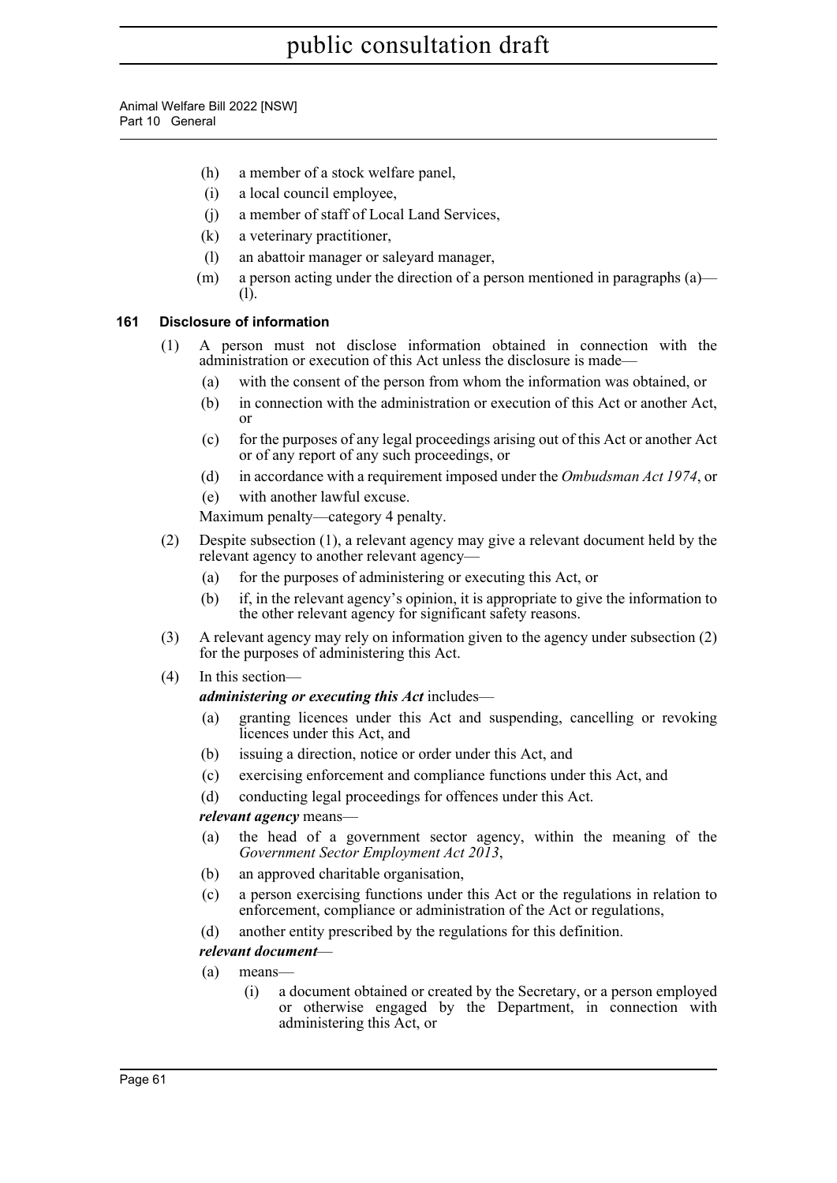(h) a member of a stock welfare panel,

(i) a local council employee,

(j) a member of staff of Local Land Services,

(k) a veterinary practitioner,

(l) an abattoir manager or saleyard manager,

(m) a person acting under the direction of a person mentioned in paragraphs (a)—(l).

### 161 Disclosure of information

(1) A person must not disclose information obtained in connection with the administration or execution of this Act unless the disclosure is made—

(a) with the consent of the person from whom the information was obtained, or

(b) in connection with the administration or execution of this Act or another Act, or

(c) for the purposes of any legal proceedings arising out of this Act or another Act or of any report of any such proceedings, or

(d) in accordance with a requirement imposed under the *Ombudsman Act 1974*, or

(e) with another lawful excuse.

Maximum penalty—category 4 penalty.

(2) Despite subsection (1), a relevant agency may give a relevant document held by the relevant agency to another relevant agency—

(a) for the purposes of administering or executing this Act, or

(b) if, in the relevant agency's opinion, it is appropriate to give the information to the other relevant agency for significant safety reasons.

(3) A relevant agency may rely on information given to the agency under subsection (2) for the purposes of administering this Act.

(4) In this section—

***administering or executing this Act*** includes—

(a) granting licences under this Act and suspending, cancelling or revoking licences under this Act, and

(b) issuing a direction, notice or order under this Act, and

(c) exercising enforcement and compliance functions under this Act, and

(d) conducting legal proceedings for offences under this Act.

***relevant agency*** means—

(a) the head of a government sector agency, within the meaning of the *Government Sector Employment Act 2013*,

(b) an approved charitable organisation,

(c) a person exercising functions under this Act or the regulations in relation to enforcement, compliance or administration of the Act or regulations,

(d) another entity prescribed by the regulations for this definition.

***relevant document***—

(a) means—

(i) a document obtained or created by the Secretary, or a person employed or otherwise engaged by the Department, in connection with administering this Act, or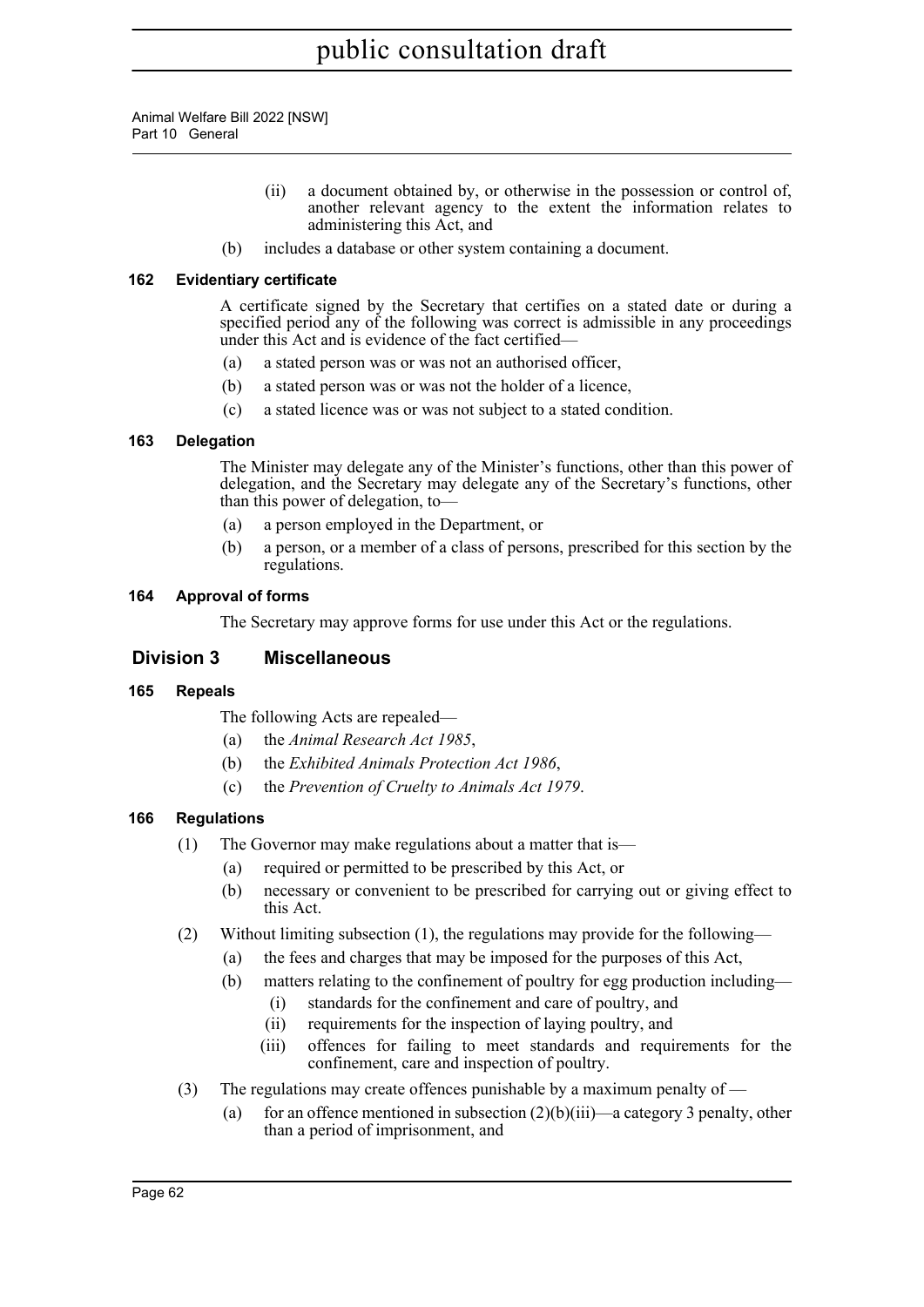(ii) a document obtained by, or otherwise in the possession or control of, another relevant agency to the extent the information relates to administering this Act, and

(b) includes a database or other system containing a document.

### 162 Evidentiary certificate

A certificate signed by the Secretary that certifies on a stated date or during a specified period any of the following was correct is admissible in any proceedings under this Act and is evidence of the fact certified—

(a) a stated person was or was not an authorised officer,

(b) a stated person was or was not the holder of a licence,

(c) a stated licence was or was not subject to a stated condition.

### 163 Delegation

The Minister may delegate any of the Minister's functions, other than this power of delegation, and the Secretary may delegate any of the Secretary's functions, other than this power of delegation, to—

(a) a person employed in the Department, or

(b) a person, or a member of a class of persons, prescribed for this section by the regulations.

### 164 Approval of forms

The Secretary may approve forms for use under this Act or the regulations.

## Division 3 Miscellaneous

### 165 Repeals

The following Acts are repealed—

(a) the *Animal Research Act 1985*,

(b) the *Exhibited Animals Protection Act 1986*,

(c) the *Prevention of Cruelty to Animals Act 1979*.

### 166 Regulations

(1) The Governor may make regulations about a matter that is—

(a) required or permitted to be prescribed by this Act, or

(b) necessary or convenient to be prescribed for carrying out or giving effect to this Act.

(2) Without limiting subsection (1), the regulations may provide for the following—

(a) the fees and charges that may be imposed for the purposes of this Act,

(b) matters relating to the confinement of poultry for egg production including—

(i) standards for the confinement and care of poultry, and

(ii) requirements for the inspection of laying poultry, and

(iii) offences for failing to meet standards and requirements for the confinement, care and inspection of poultry.

(3) The regulations may create offences punishable by a maximum penalty of —

(a) for an offence mentioned in subsection (2)(b)(iii)—a category 3 penalty, other than a period of imprisonment, and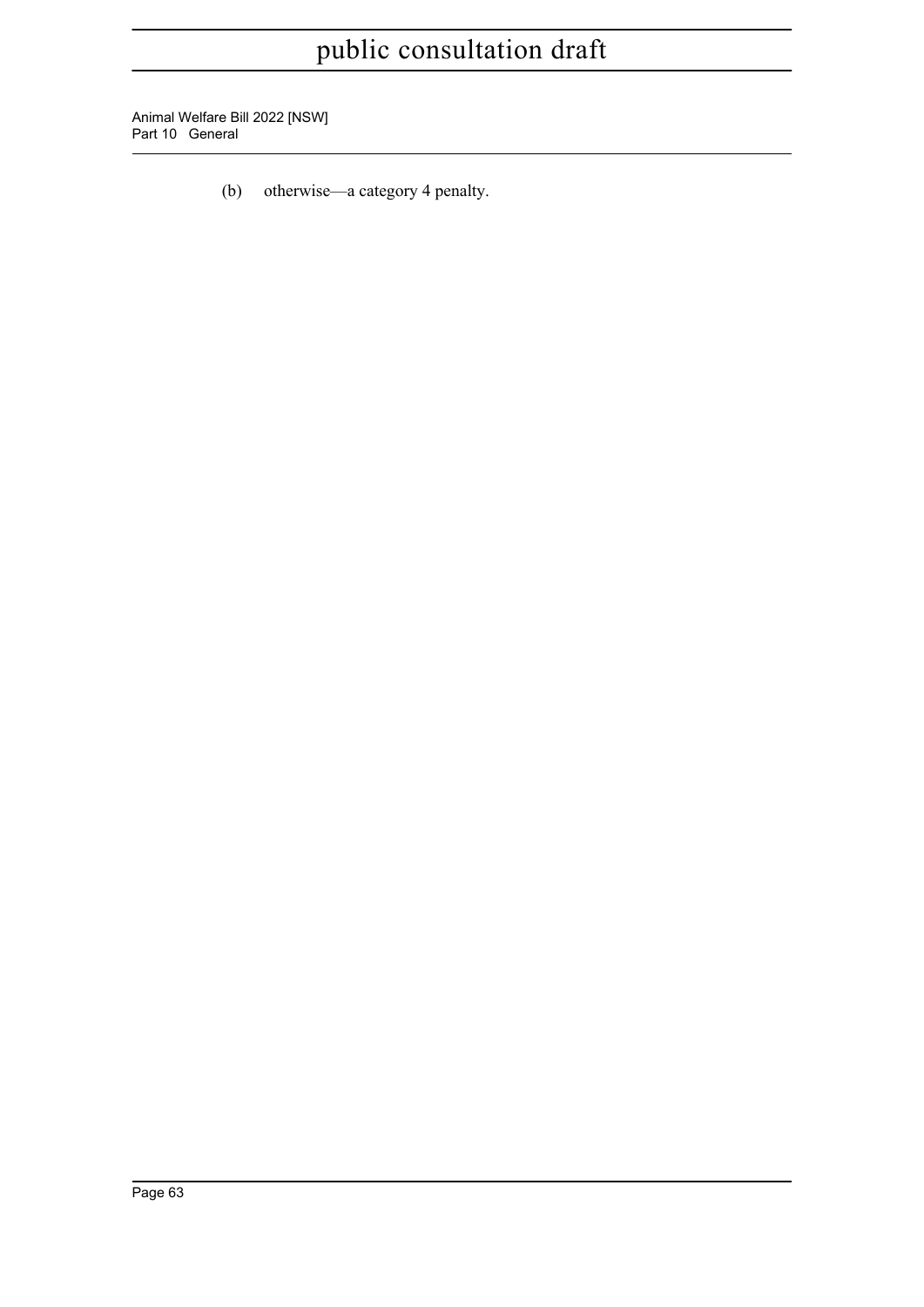(b) otherwise—a category 4 penalty.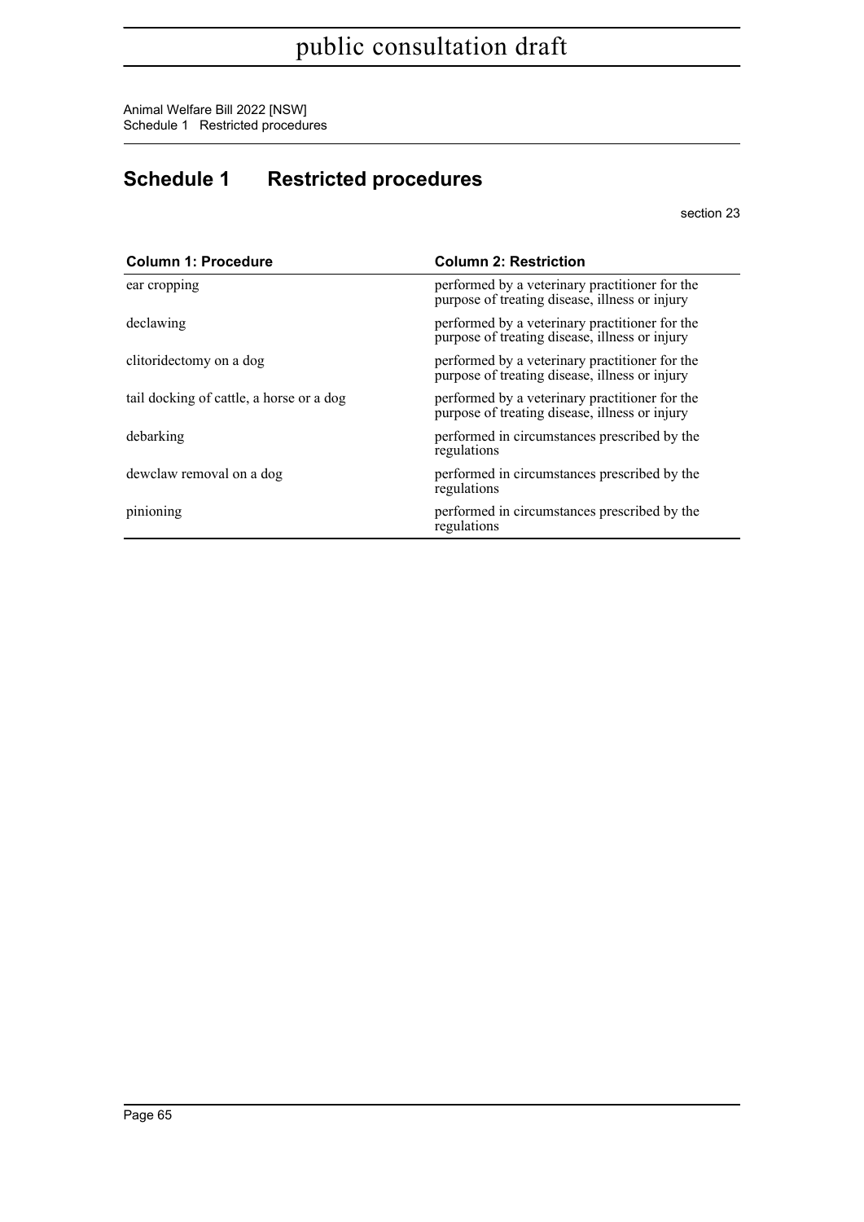# Schedule 1 Restricted procedures

section 23

| Column 1: Procedure | Column 2: Restriction |
| --- | --- |
| ear cropping | performed by a veterinary practitioner for the purpose of treating disease, illness or injury |
| declawing | performed by a veterinary practitioner for the purpose of treating disease, illness or injury |
| clitoridectomy on a dog | performed by a veterinary practitioner for the purpose of treating disease, illness or injury |
| tail docking of cattle, a horse or a dog | performed by a veterinary practitioner for the purpose of treating disease, illness or injury |
| debarking | performed in circumstances prescribed by the regulations |
| dewclaw removal on a dog | performed in circumstances prescribed by the regulations |
| pinioning | performed in circumstances prescribed by the regulations |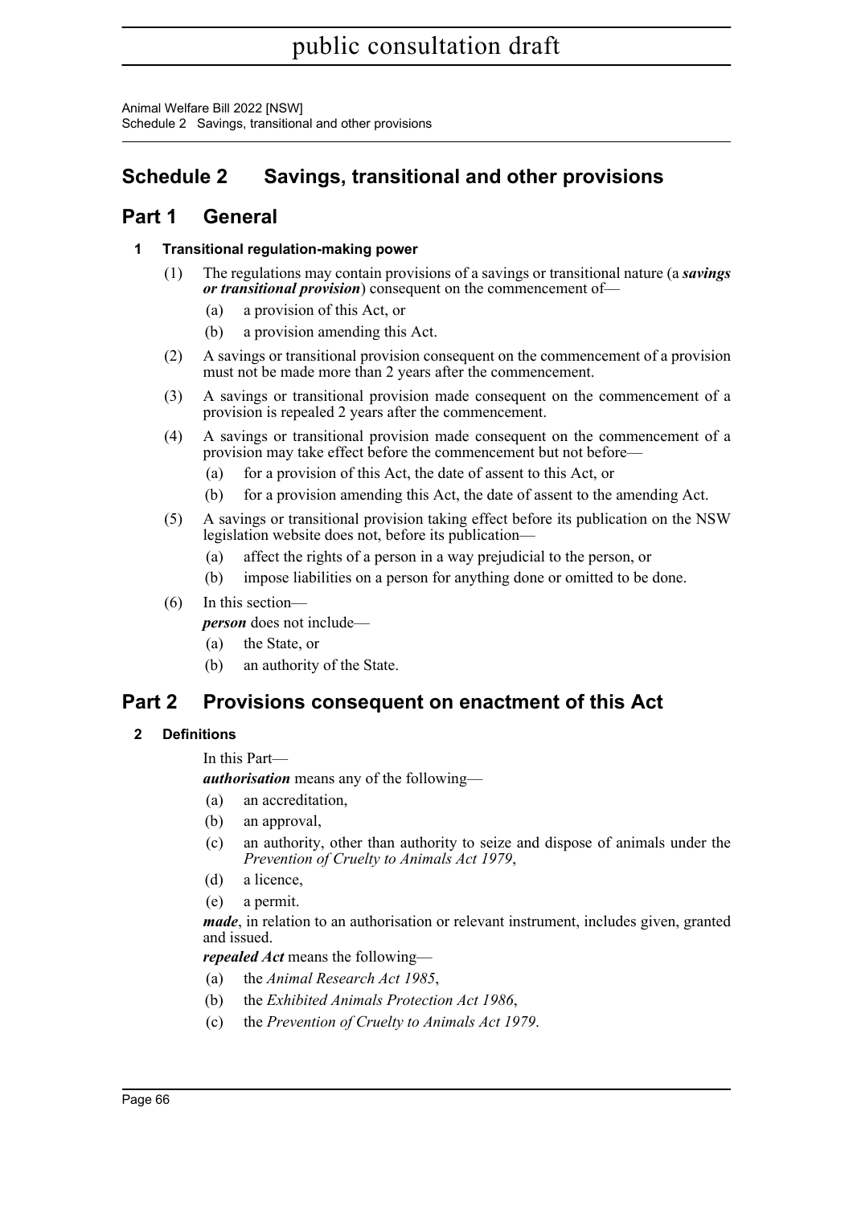# Schedule 2 Savings, transitional and other provisions

## Part 1 General

### 1 Transitional regulation-making power

(1) The regulations may contain provisions of a savings or transitional nature (a ***savings or transitional provision***) consequent on the commencement of—

(a) a provision of this Act, or

(b) a provision amending this Act.

(2) A savings or transitional provision consequent on the commencement of a provision must not be made more than 2 years after the commencement.

(3) A savings or transitional provision made consequent on the commencement of a provision is repealed 2 years after the commencement.

(4) A savings or transitional provision made consequent on the commencement of a provision may take effect before the commencement but not before—

(a) for a provision of this Act, the date of assent to this Act, or

(b) for a provision amending this Act, the date of assent to the amending Act.

(5) A savings or transitional provision taking effect before its publication on the NSW legislation website does not, before its publication—

(a) affect the rights of a person in a way prejudicial to the person, or

(b) impose liabilities on a person for anything done or omitted to be done.

(6) In this section—

***person*** does not include—

(a) the State, or

(b) an authority of the State.

## Part 2 Provisions consequent on enactment of this Act

### 2 Definitions

In this Part—

***authorisation*** means any of the following—

(a) an accreditation,

(b) an approval,

(c) an authority, other than authority to seize and dispose of animals under the *Prevention of Cruelty to Animals Act 1979*,

(d) a licence,

(e) a permit.

***made***, in relation to an authorisation or relevant instrument, includes given, granted and issued.

***repealed Act*** means the following—

(a) the *Animal Research Act 1985*,

(b) the *Exhibited Animals Protection Act 1986*,

(c) the *Prevention of Cruelty to Animals Act 1979*.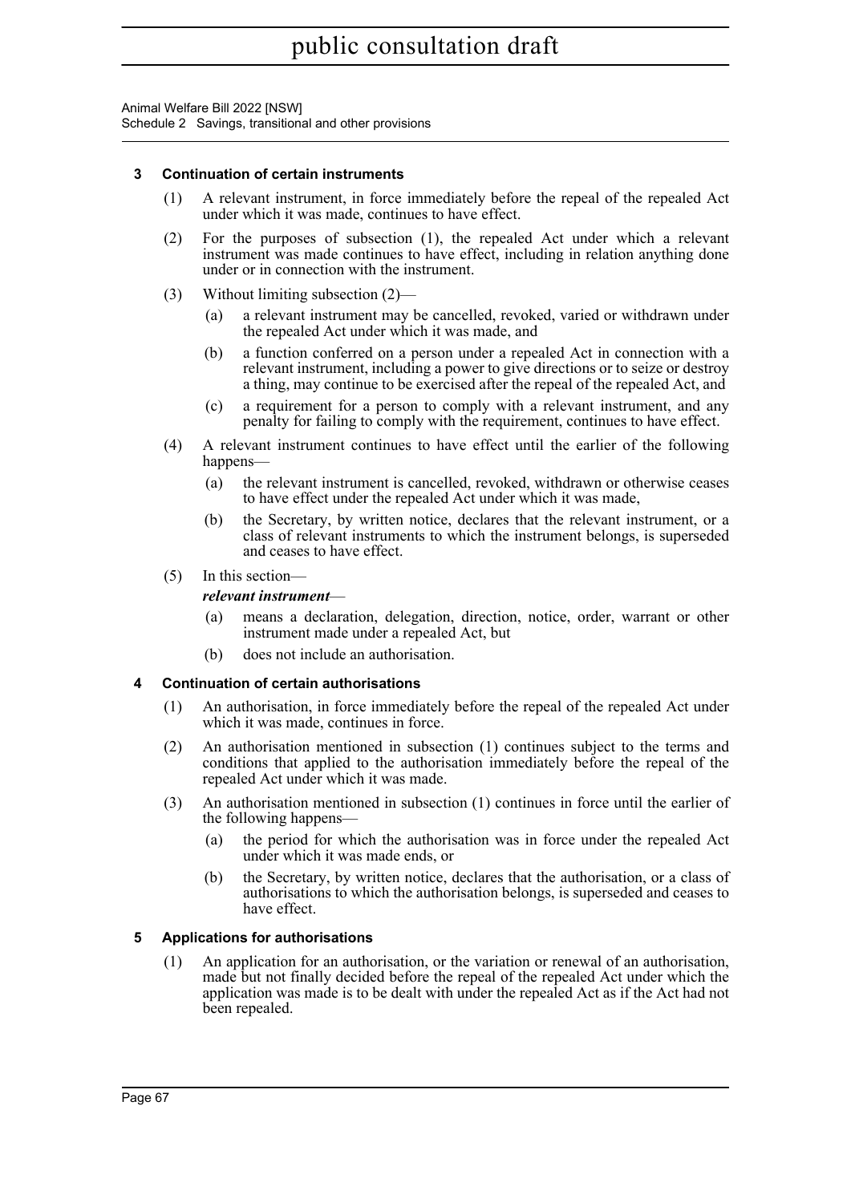### 3 Continuation of certain instruments

(1) A relevant instrument, in force immediately before the repeal of the repealed Act under which it was made, continues to have effect.

(2) For the purposes of subsection (1), the repealed Act under which a relevant instrument was made continues to have effect, including in relation anything done under or in connection with the instrument.

(3) Without limiting subsection (2)—

(a) a relevant instrument may be cancelled, revoked, varied or withdrawn under the repealed Act under which it was made, and

(b) a function conferred on a person under a repealed Act in connection with a relevant instrument, including a power to give directions or to seize or destroy a thing, may continue to be exercised after the repeal of the repealed Act, and

(c) a requirement for a person to comply with a relevant instrument, and any penalty for failing to comply with the requirement, continues to have effect.

(4) A relevant instrument continues to have effect until the earlier of the following happens—

(a) the relevant instrument is cancelled, revoked, withdrawn or otherwise ceases to have effect under the repealed Act under which it was made,

(b) the Secretary, by written notice, declares that the relevant instrument, or a class of relevant instruments to which the instrument belongs, is superseded and ceases to have effect.

(5) In this section—

***relevant instrument***—

(a) means a declaration, delegation, direction, notice, order, warrant or other instrument made under a repealed Act, but

(b) does not include an authorisation.

### 4 Continuation of certain authorisations

(1) An authorisation, in force immediately before the repeal of the repealed Act under which it was made, continues in force.

(2) An authorisation mentioned in subsection (1) continues subject to the terms and conditions that applied to the authorisation immediately before the repeal of the repealed Act under which it was made.

(3) An authorisation mentioned in subsection (1) continues in force until the earlier of the following happens—

(a) the period for which the authorisation was in force under the repealed Act under which it was made ends, or

(b) the Secretary, by written notice, declares that the authorisation, or a class of authorisations to which the authorisation belongs, is superseded and ceases to have effect.

### 5 Applications for authorisations

(1) An application for an authorisation, or the variation or renewal of an authorisation, made but not finally decided before the repeal of the repealed Act under which the application was made is to be dealt with under the repealed Act as if the Act had not been repealed.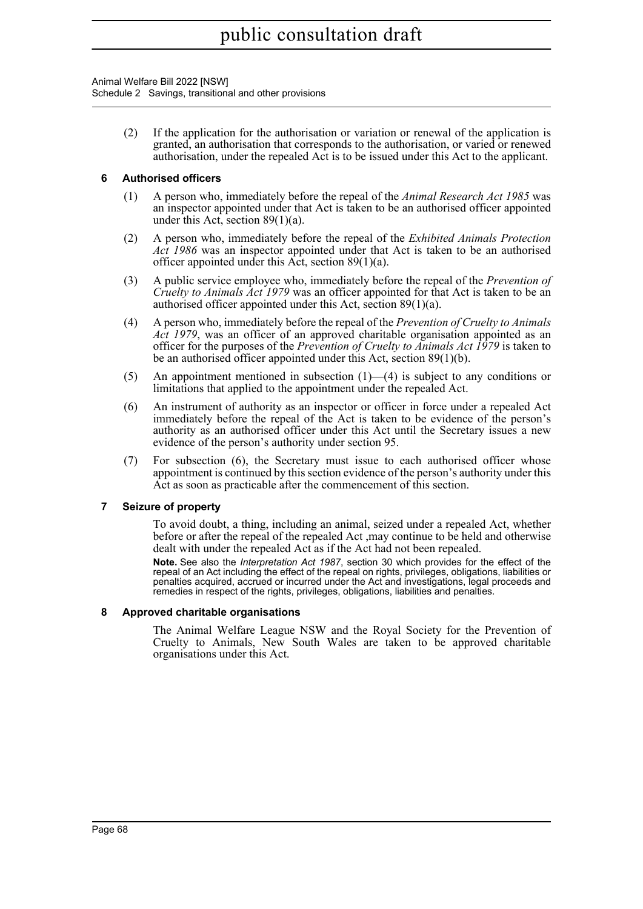(2) If the application for the authorisation or variation or renewal of the application is granted, an authorisation that corresponds to the authorisation, or varied or renewed authorisation, under the repealed Act is to be issued under this Act to the applicant.

### 6 Authorised officers

(1) A person who, immediately before the repeal of the *Animal Research Act 1985* was an inspector appointed under that Act is taken to be an authorised officer appointed under this Act, section 89(1)(a).

(2) A person who, immediately before the repeal of the *Exhibited Animals Protection Act 1986* was an inspector appointed under that Act is taken to be an authorised officer appointed under this Act, section 89(1)(a).

(3) A public service employee who, immediately before the repeal of the *Prevention of Cruelty to Animals Act 1979* was an officer appointed for that Act is taken to be an authorised officer appointed under this Act, section 89(1)(a).

(4) A person who, immediately before the repeal of the *Prevention of Cruelty to Animals Act 1979*, was an officer of an approved charitable organisation appointed as an officer for the purposes of the *Prevention of Cruelty to Animals Act 1979* is taken to be an authorised officer appointed under this Act, section 89(1)(b).

(5) An appointment mentioned in subsection (1)—(4) is subject to any conditions or limitations that applied to the appointment under the repealed Act.

(6) An instrument of authority as an inspector or officer in force under a repealed Act immediately before the repeal of the Act is taken to be evidence of the person's authority as an authorised officer under this Act until the Secretary issues a new evidence of the person's authority under section 95.

(7) For subsection (6), the Secretary must issue to each authorised officer whose appointment is continued by this section evidence of the person's authority under this Act as soon as practicable after the commencement of this section.

### 7 Seizure of property

To avoid doubt, a thing, including an animal, seized under a repealed Act, whether before or after the repeal of the repealed Act ,may continue to be held and otherwise dealt with under the repealed Act as if the Act had not been repealed.

**Note.** See also the *Interpretation Act 1987*, section 30 which provides for the effect of the repeal of an Act including the effect of the repeal on rights, privileges, obligations, liabilities or penalties acquired, accrued or incurred under the Act and investigations, legal proceeds and remedies in respect of the rights, privileges, obligations, liabilities and penalties.

### 8 Approved charitable organisations

The Animal Welfare League NSW and the Royal Society for the Prevention of Cruelty to Animals, New South Wales are taken to be approved charitable organisations under this Act.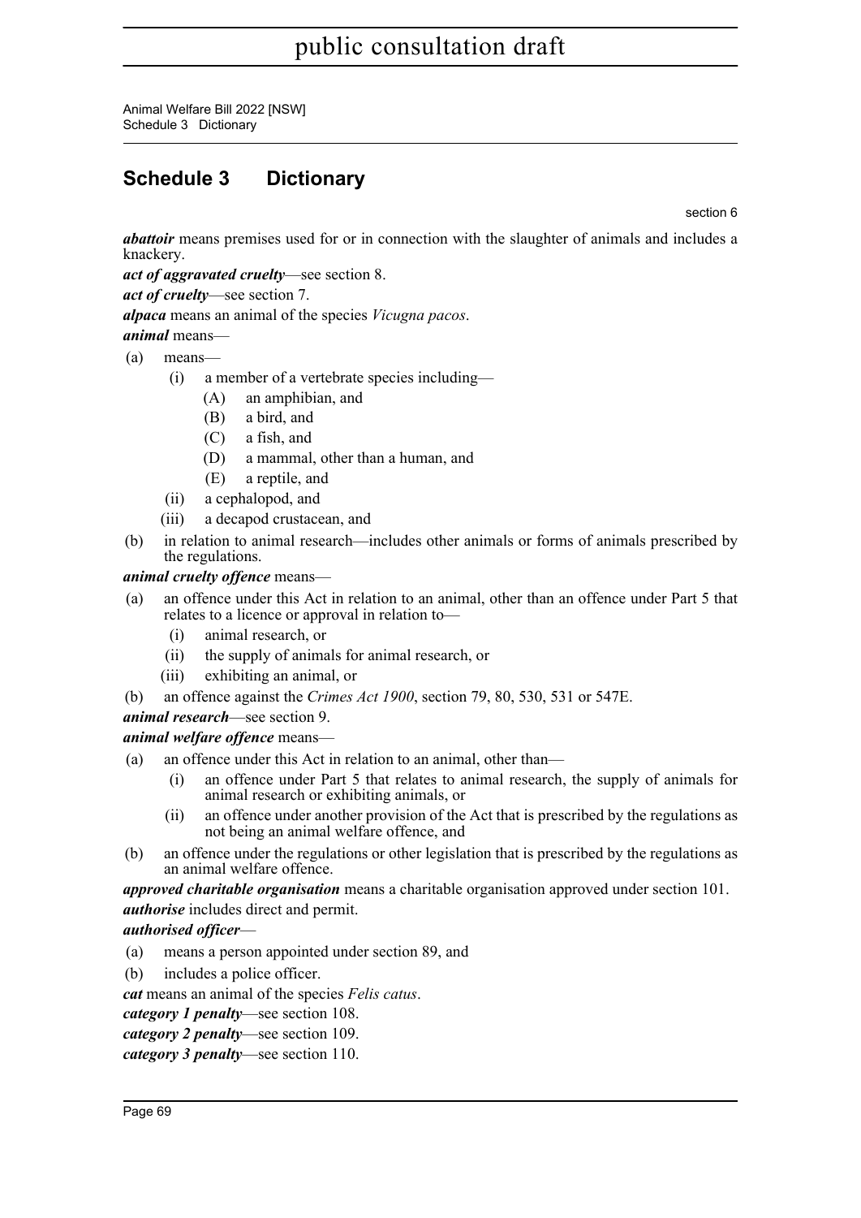## Schedule 3 Dictionary

section 6

***abattoir*** means premises used for or in connection with the slaughter of animals and includes a knackery.

***act of aggravated cruelty***—see section 8.

***act of cruelty***—see section 7.

***alpaca*** means an animal of the species *Vicugna pacos*.

***animal*** means—

- (a) means—
  - (i) a member of a vertebrate species including—
    - (A) an amphibian, and
    - (B) a bird, and
    - (C) a fish, and
    - (D) a mammal, other than a human, and
    - (E) a reptile, and
  - (ii) a cephalopod, and
  - (iii) a decapod crustacean, and
- (b) in relation to animal research—includes other animals or forms of animals prescribed by the regulations.

***animal cruelty offence*** means—

- (a) an offence under this Act in relation to an animal, other than an offence under Part 5 that relates to a licence or approval in relation to—
  - (i) animal research, or
  - (ii) the supply of animals for animal research, or
  - (iii) exhibiting an animal, or
- (b) an offence against the *Crimes Act 1900*, section 79, 80, 530, 531 or 547E.

***animal research***—see section 9.

***animal welfare offence*** means—

- (a) an offence under this Act in relation to an animal, other than—
  - (i) an offence under Part 5 that relates to animal research, the supply of animals for animal research or exhibiting animals, or
  - (ii) an offence under another provision of the Act that is prescribed by the regulations as not being an animal welfare offence, and
- (b) an offence under the regulations or other legislation that is prescribed by the regulations as an animal welfare offence.

***approved charitable organisation*** means a charitable organisation approved under section 101.

***authorise*** includes direct and permit.

***authorised officer***—

- (a) means a person appointed under section 89, and
- (b) includes a police officer.

***cat*** means an animal of the species *Felis catus*.

***category 1 penalty***—see section 108.

***category 2 penalty***—see section 109.

***category 3 penalty***—see section 110.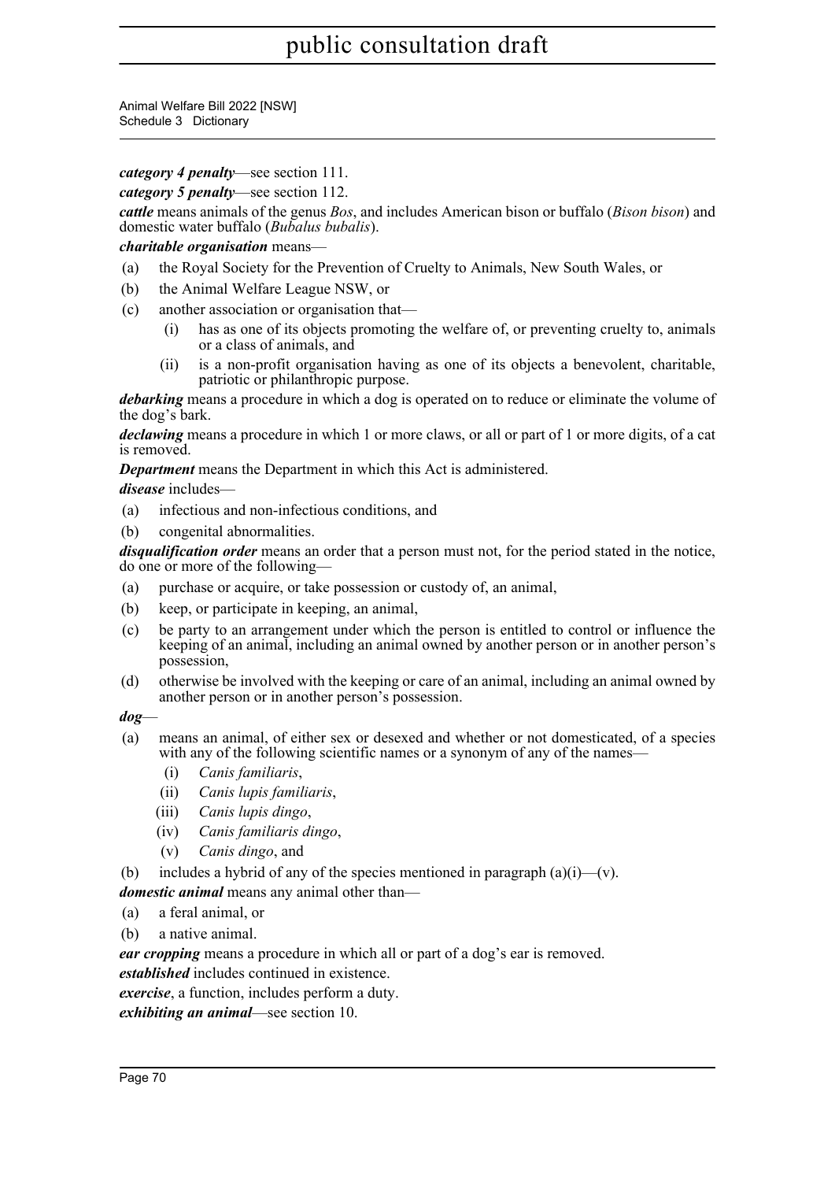***category 4 penalty***—see section 111.

***category 5 penalty***—see section 112.

***cattle*** means animals of the genus *Bos*, and includes American bison or buffalo (*Bison bison*) and domestic water buffalo (*Bubalus bubalis*).

***charitable organisation*** means—

(a) the Royal Society for the Prevention of Cruelty to Animals, New South Wales, or

(b) the Animal Welfare League NSW, or

(c) another association or organisation that—

  (i) has as one of its objects promoting the welfare of, or preventing cruelty to, animals or a class of animals, and

  (ii) is a non-profit organisation having as one of its objects a benevolent, charitable, patriotic or philanthropic purpose.

***debarking*** means a procedure in which a dog is operated on to reduce or eliminate the volume of the dog's bark.

***declawing*** means a procedure in which 1 or more claws, or all or part of 1 or more digits, of a cat is removed.

***Department*** means the Department in which this Act is administered.

***disease*** includes—

(a) infectious and non-infectious conditions, and

(b) congenital abnormalities.

***disqualification order*** means an order that a person must not, for the period stated in the notice, do one or more of the following—

(a) purchase or acquire, or take possession or custody of, an animal,

(b) keep, or participate in keeping, an animal,

(c) be party to an arrangement under which the person is entitled to control or influence the keeping of an animal, including an animal owned by another person or in another person's possession,

(d) otherwise be involved with the keeping or care of an animal, including an animal owned by another person or in another person's possession.

***dog***—

(a) means an animal, of either sex or desexed and whether or not domesticated, of a species with any of the following scientific names or a synonym of any of the names—

  (i) *Canis familiaris*,

  (ii) *Canis lupis familiaris*,

  (iii) *Canis lupis dingo*,

  (iv) *Canis familiaris dingo*,

  (v) *Canis dingo*, and

(b) includes a hybrid of any of the species mentioned in paragraph (a)(i)—(v).

***domestic animal*** means any animal other than—

(a) a feral animal, or

(b) a native animal.

***ear cropping*** means a procedure in which all or part of a dog's ear is removed.

***established*** includes continued in existence.

***exercise***, a function, includes perform a duty.

***exhibiting an animal***—see section 10.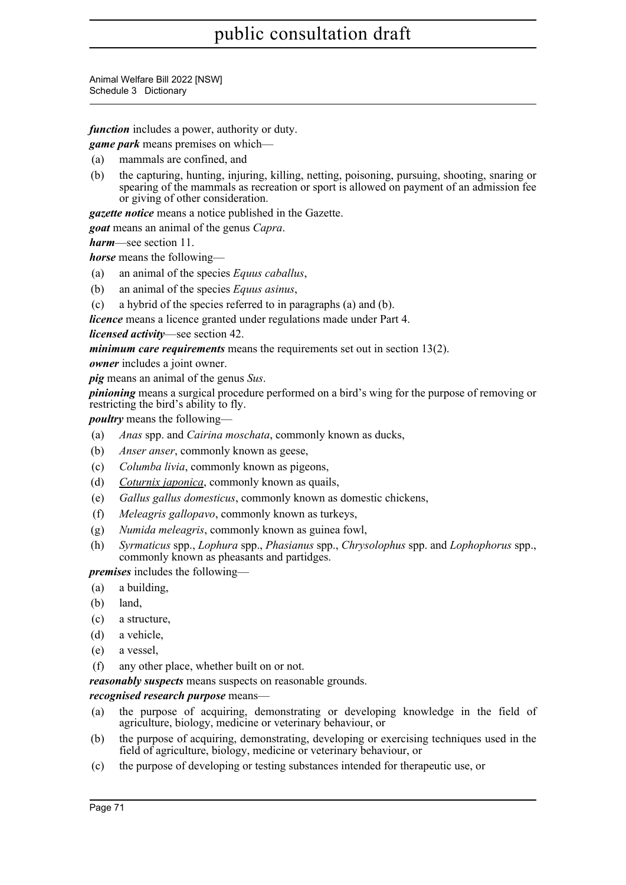***function*** includes a power, authority or duty.

***game park*** means premises on which—

(a) mammals are confined, and

(b) the capturing, hunting, injuring, killing, netting, poisoning, pursuing, shooting, snaring or spearing of the mammals as recreation or sport is allowed on payment of an admission fee or giving of other consideration.

***gazette notice*** means a notice published in the Gazette.

***goat*** means an animal of the genus *Capra*.

***harm***—see section 11.

***horse*** means the following—

(a) an animal of the species *Equus caballus*,

(b) an animal of the species *Equus asinus*,

(c) a hybrid of the species referred to in paragraphs (a) and (b).

***licence*** means a licence granted under regulations made under Part 4.

***licensed activity***—see section 42.

***minimum care requirements*** means the requirements set out in section 13(2).

***owner*** includes a joint owner.

***pig*** means an animal of the genus *Sus*.

***pinioning*** means a surgical procedure performed on a bird's wing for the purpose of removing or restricting the bird's ability to fly.

***poultry*** means the following—

(a) *Anas* spp. and *Cairina moschata*, commonly known as ducks,

(b) *Anser anser*, commonly known as geese,

(c) *Columba livia*, commonly known as pigeons,

(d) *Coturnix japonica*, commonly known as quails,

(e) *Gallus gallus domesticus*, commonly known as domestic chickens,

(f) *Meleagris gallopavo*, commonly known as turkeys,

(g) *Numida meleagris*, commonly known as guinea fowl,

(h) *Syrmaticus* spp., *Lophura* spp., *Phasianus* spp., *Chrysolophus* spp. and *Lophophorus* spp., commonly known as pheasants and partidges.

***premises*** includes the following—

(a) a building,

(b) land,

(c) a structure,

(d) a vehicle,

(e) a vessel,

(f) any other place, whether built on or not.

***reasonably suspects*** means suspects on reasonable grounds.

***recognised research purpose*** means—

(a) the purpose of acquiring, demonstrating or developing knowledge in the field of agriculture, biology, medicine or veterinary behaviour, or

(b) the purpose of acquiring, demonstrating, developing or exercising techniques used in the field of agriculture, biology, medicine or veterinary behaviour, or

(c) the purpose of developing or testing substances intended for therapeutic use, or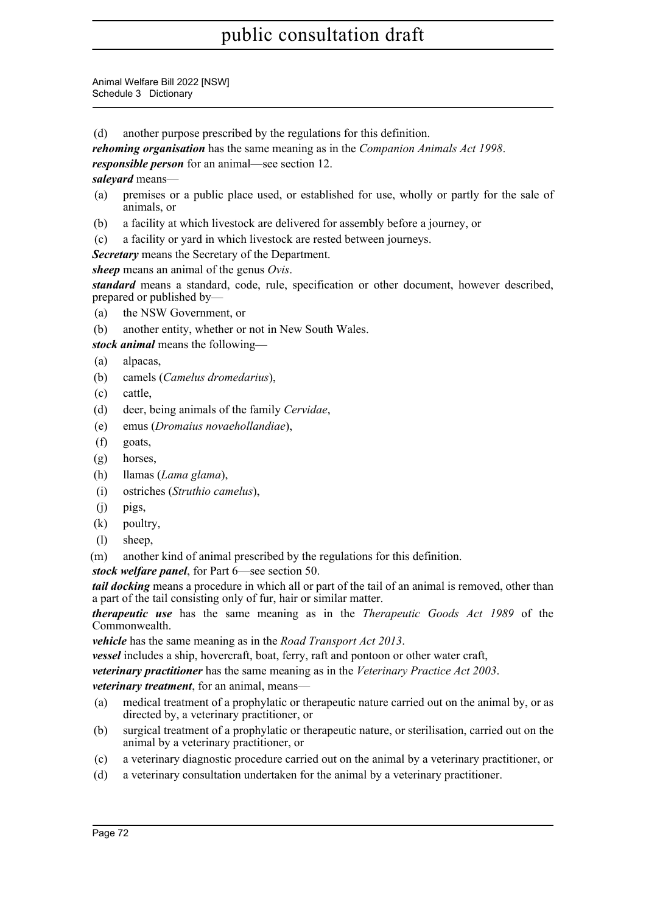(d) another purpose prescribed by the regulations for this definition.

***rehoming organisation*** has the same meaning as in the *Companion Animals Act 1998*.

***responsible person*** for an animal—see section 12.

***saleyard*** means—

(a) premises or a public place used, or established for use, wholly or partly for the sale of animals, or

(b) a facility at which livestock are delivered for assembly before a journey, or

(c) a facility or yard in which livestock are rested between journeys.

***Secretary*** means the Secretary of the Department.

***sheep*** means an animal of the genus *Ovis*.

***standard*** means a standard, code, rule, specification or other document, however described, prepared or published by—

(a) the NSW Government, or

(b) another entity, whether or not in New South Wales.

***stock animal*** means the following—

(a) alpacas,

(b) camels (*Camelus dromedarius*),

(c) cattle,

(d) deer, being animals of the family *Cervidae*,

(e) emus (*Dromaius novaehollandiae*),

(f) goats,

(g) horses,

(h) llamas (*Lama glama*),

(i) ostriches (*Struthio camelus*),

(j) pigs,

(k) poultry,

(l) sheep,

(m) another kind of animal prescribed by the regulations for this definition.

***stock welfare panel***, for Part 6—see section 50.

***tail docking*** means a procedure in which all or part of the tail of an animal is removed, other than a part of the tail consisting only of fur, hair or similar matter.

***therapeutic use*** has the same meaning as in the *Therapeutic Goods Act 1989* of the Commonwealth.

***vehicle*** has the same meaning as in the *Road Transport Act 2013*.

***vessel*** includes a ship, hovercraft, boat, ferry, raft and pontoon or other water craft,

***veterinary practitioner*** has the same meaning as in the *Veterinary Practice Act 2003*.

***veterinary treatment***, for an animal, means—

(a) medical treatment of a prophylatic or therapeutic nature carried out on the animal by, or as directed by, a veterinary practitioner, or

(b) surgical treatment of a prophylatic or therapeutic nature, or sterilisation, carried out on the animal by a veterinary practitioner, or

(c) a veterinary diagnostic procedure carried out on the animal by a veterinary practitioner, or

(d) a veterinary consultation undertaken for the animal by a veterinary practitioner.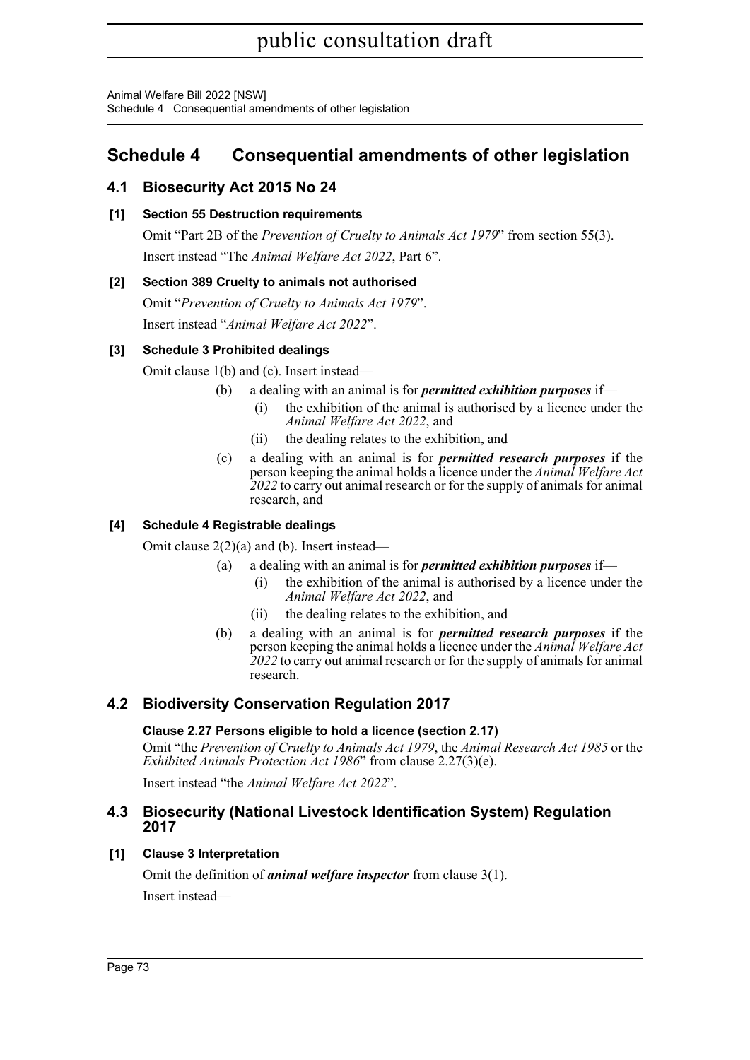# Schedule 4 Consequential amendments of other legislation

## 4.1 Biosecurity Act 2015 No 24

### [1] Section 55 Destruction requirements

Omit "Part 2B of the *Prevention of Cruelty to Animals Act 1979*" from section 55(3).

Insert instead "The *Animal Welfare Act 2022*, Part 6".

### [2] Section 389 Cruelty to animals not authorised

Omit "*Prevention of Cruelty to Animals Act 1979*".

Insert instead "*Animal Welfare Act 2022*".

### [3] Schedule 3 Prohibited dealings

Omit clause 1(b) and (c). Insert instead—

(b) a dealing with an animal is for ***permitted exhibition purposes*** if—

  (i) the exhibition of the animal is authorised by a licence under the *Animal Welfare Act 2022*, and

  (ii) the dealing relates to the exhibition, and

(c) a dealing with an animal is for ***permitted research purposes*** if the person keeping the animal holds a licence under the *Animal Welfare Act 2022* to carry out animal research or for the supply of animals for animal research, and

### [4] Schedule 4 Registrable dealings

Omit clause 2(2)(a) and (b). Insert instead—

(a) a dealing with an animal is for ***permitted exhibition purposes*** if—

  (i) the exhibition of the animal is authorised by a licence under the *Animal Welfare Act 2022*, and

  (ii) the dealing relates to the exhibition, and

(b) a dealing with an animal is for ***permitted research purposes*** if the person keeping the animal holds a licence under the *Animal Welfare Act 2022* to carry out animal research or for the supply of animals for animal research.

## 4.2 Biodiversity Conservation Regulation 2017

### Clause 2.27 Persons eligible to hold a licence (section 2.17)

Omit "the *Prevention of Cruelty to Animals Act 1979*, the *Animal Research Act 1985* or the *Exhibited Animals Protection Act 1986*" from clause 2.27(3)(e).

Insert instead "the *Animal Welfare Act 2022*".

## 4.3 Biosecurity (National Livestock Identification System) Regulation 2017

### [1] Clause 3 Interpretation

Omit the definition of ***animal welfare inspector*** from clause 3(1).

Insert instead—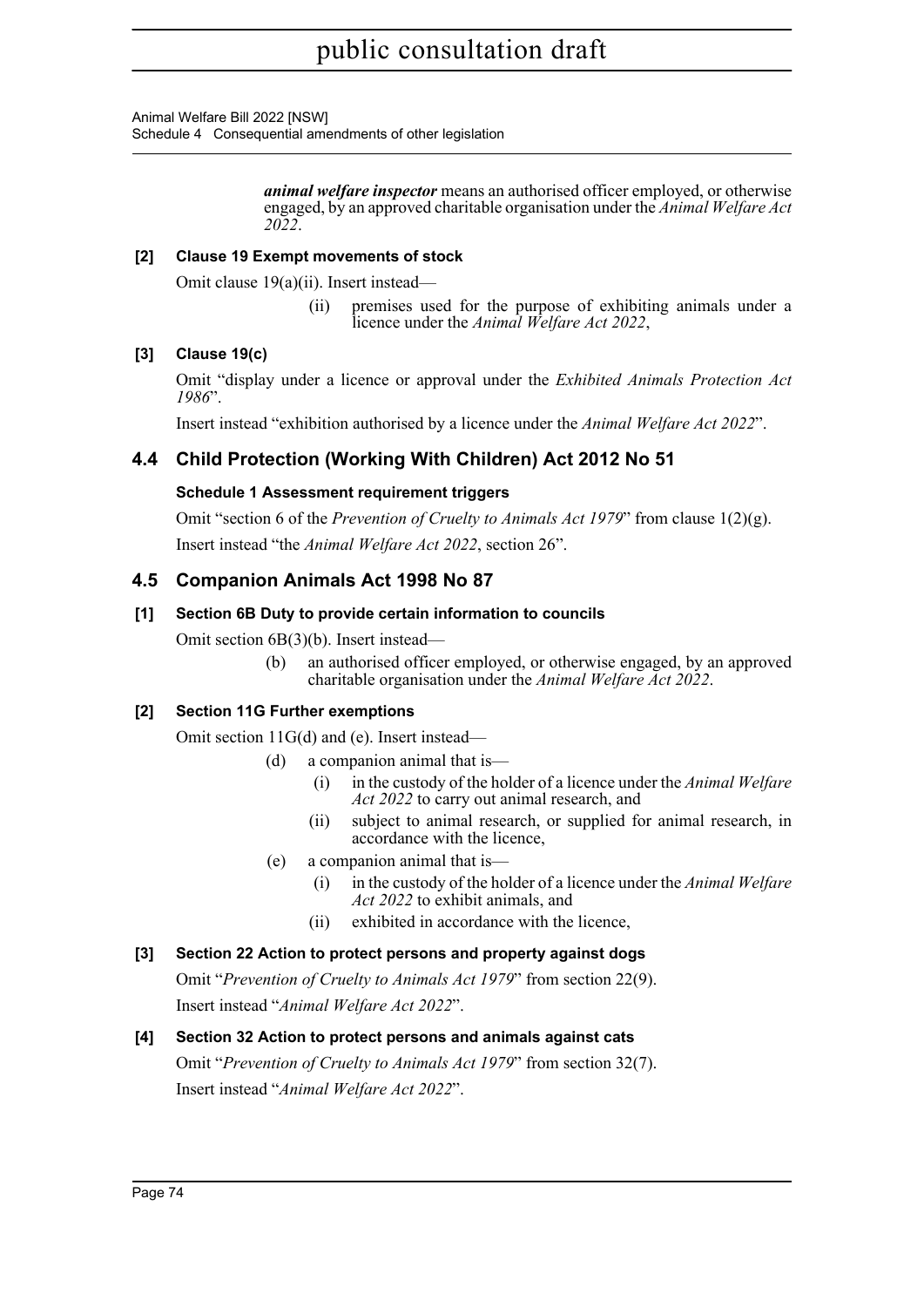***animal welfare inspector*** means an authorised officer employed, or otherwise engaged, by an approved charitable organisation under the *Animal Welfare Act 2022*.

**[2] Clause 19 Exempt movements of stock**

Omit clause 19(a)(ii). Insert instead—

(ii) premises used for the purpose of exhibiting animals under a licence under the *Animal Welfare Act 2022*,

**[3] Clause 19(c)**

Omit "display under a licence or approval under the *Exhibited Animals Protection Act 1986*".

Insert instead "exhibition authorised by a licence under the *Animal Welfare Act 2022*".

## 4.4 Child Protection (Working With Children) Act 2012 No 51

**Schedule 1 Assessment requirement triggers**

Omit "section 6 of the *Prevention of Cruelty to Animals Act 1979*" from clause 1(2)(g).

Insert instead "the *Animal Welfare Act 2022*, section 26".

## 4.5 Companion Animals Act 1998 No 87

**[1] Section 6B Duty to provide certain information to councils**

Omit section 6B(3)(b). Insert instead—

(b) an authorised officer employed, or otherwise engaged, by an approved charitable organisation under the *Animal Welfare Act 2022*.

**[2] Section 11G Further exemptions**

Omit section 11G(d) and (e). Insert instead—

(d) a companion animal that is—

(i) in the custody of the holder of a licence under the *Animal Welfare Act 2022* to carry out animal research, and

(ii) subject to animal research, or supplied for animal research, in accordance with the licence,

(e) a companion animal that is—

(i) in the custody of the holder of a licence under the *Animal Welfare Act 2022* to exhibit animals, and

(ii) exhibited in accordance with the licence,

**[3] Section 22 Action to protect persons and property against dogs**

Omit "*Prevention of Cruelty to Animals Act 1979*" from section 22(9).

Insert instead "*Animal Welfare Act 2022*".

**[4] Section 32 Action to protect persons and animals against cats**

Omit "*Prevention of Cruelty to Animals Act 1979*" from section 32(7).

Insert instead "*Animal Welfare Act 2022*".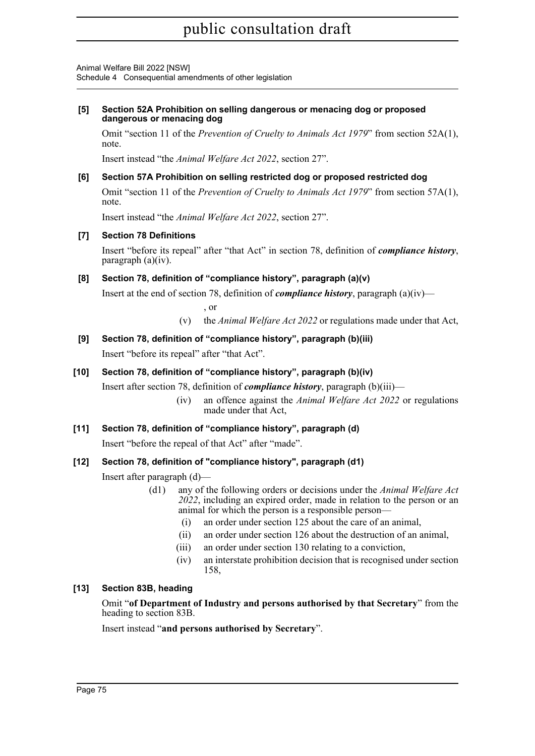**[5] Section 52A Prohibition on selling dangerous or menacing dog or proposed dangerous or menacing dog**

Omit "section 11 of the *Prevention of Cruelty to Animals Act 1979*" from section 52A(1), note.

Insert instead "the *Animal Welfare Act 2022*, section 27".

**[6] Section 57A Prohibition on selling restricted dog or proposed restricted dog**

Omit "section 11 of the *Prevention of Cruelty to Animals Act 1979*" from section 57A(1), note.

Insert instead "the *Animal Welfare Act 2022*, section 27".

**[7] Section 78 Definitions**

Insert "before its repeal" after "that Act" in section 78, definition of ***compliance history***, paragraph (a)(iv).

**[8] Section 78, definition of "compliance history", paragraph (a)(v)**

Insert at the end of section 78, definition of ***compliance history***, paragraph (a)(iv)—

, or

(v) the *Animal Welfare Act 2022* or regulations made under that Act,

**[9] Section 78, definition of "compliance history", paragraph (b)(iii)**

Insert "before its repeal" after "that Act".

**[10] Section 78, definition of "compliance history", paragraph (b)(iv)**

Insert after section 78, definition of ***compliance history***, paragraph (b)(iii)—

(iv) an offence against the *Animal Welfare Act 2022* or regulations made under that Act,

**[11] Section 78, definition of "compliance history", paragraph (d)**

Insert "before the repeal of that Act" after "made".

**[12] Section 78, definition of "compliance history", paragraph (d1)**

Insert after paragraph (d)—

(d1) any of the following orders or decisions under the *Animal Welfare Act 2022*, including an expired order, made in relation to the person or an animal for which the person is a responsible person—

(i) an order under section 125 about the care of an animal,

(ii) an order under section 126 about the destruction of an animal,

(iii) an order under section 130 relating to a conviction,

(iv) an interstate prohibition decision that is recognised under section 158,

**[13] Section 83B, heading**

Omit "**of Department of Industry and persons authorised by that Secretary**" from the heading to section 83B.

Insert instead "**and persons authorised by Secretary**".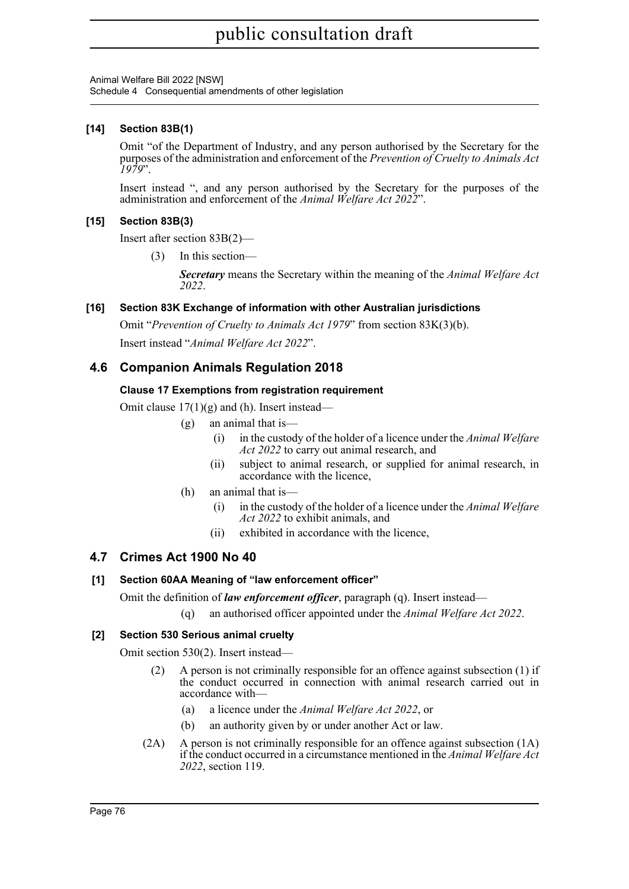**[14] Section 83B(1)**

Omit "of the Department of Industry, and any person authorised by the Secretary for the purposes of the administration and enforcement of the *Prevention of Cruelty to Animals Act 1979*".

Insert instead ", and any person authorised by the Secretary for the purposes of the administration and enforcement of the *Animal Welfare Act 2022*".

**[15] Section 83B(3)**

Insert after section 83B(2)—

(3) In this section—

***Secretary*** means the Secretary within the meaning of the *Animal Welfare Act 2022*.

**[16] Section 83K Exchange of information with other Australian jurisdictions**

Omit "*Prevention of Cruelty to Animals Act 1979*" from section 83K(3)(b).

Insert instead "*Animal Welfare Act 2022*".

## 4.6 Companion Animals Regulation 2018

**Clause 17 Exemptions from registration requirement**

Omit clause 17(1)(g) and (h). Insert instead—

(g) an animal that is—

(i) in the custody of the holder of a licence under the *Animal Welfare Act 2022* to carry out animal research, and

(ii) subject to animal research, or supplied for animal research, in accordance with the licence,

(h) an animal that is—

(i) in the custody of the holder of a licence under the *Animal Welfare Act 2022* to exhibit animals, and

(ii) exhibited in accordance with the licence,

## 4.7 Crimes Act 1900 No 40

**[1] Section 60AA Meaning of "law enforcement officer"**

Omit the definition of ***law enforcement officer***, paragraph (q). Insert instead—

(q) an authorised officer appointed under the *Animal Welfare Act 2022*.

**[2] Section 530 Serious animal cruelty**

Omit section 530(2). Insert instead—

(2) A person is not criminally responsible for an offence against subsection (1) if the conduct occurred in connection with animal research carried out in accordance with—

(a) a licence under the *Animal Welfare Act 2022*, or

(b) an authority given by or under another Act or law.

(2A) A person is not criminally responsible for an offence against subsection (1A) if the conduct occurred in a circumstance mentioned in the *Animal Welfare Act 2022*, section 119.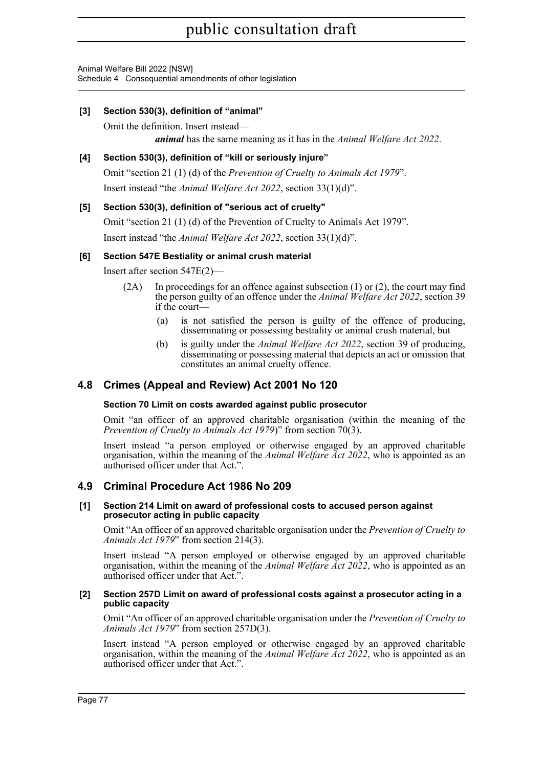#### [3] Section 530(3), definition of "animal"

Omit the definition. Insert instead—

***animal*** has the same meaning as it has in the *Animal Welfare Act 2022*.

#### [4] Section 530(3), definition of "kill or seriously injure"

Omit "section 21 (1) (d) of the *Prevention of Cruelty to Animals Act 1979*".

Insert instead "the *Animal Welfare Act 2022*, section 33(1)(d)".

#### [5] Section 530(3), definition of "serious act of cruelty"

Omit "section 21 (1) (d) of the Prevention of Cruelty to Animals Act 1979".

Insert instead "the *Animal Welfare Act 2022*, section 33(1)(d)".

#### [6] Section 547E Bestiality or animal crush material

Insert after section 547E(2)—

(2A) In proceedings for an offence against subsection (1) or (2), the court may find the person guilty of an offence under the *Animal Welfare Act 2022*, section 39 if the court—

(a) is not satisfied the person is guilty of the offence of producing, disseminating or possessing bestiality or animal crush material, but

(b) is guilty under the *Animal Welfare Act 2022*, section 39 of producing, disseminating or possessing material that depicts an act or omission that constitutes an animal cruelty offence.

## 4.8 Crimes (Appeal and Review) Act 2001 No 120

#### Section 70 Limit on costs awarded against public prosecutor

Omit "an officer of an approved charitable organisation (within the meaning of the *Prevention of Cruelty to Animals Act 1979*)" from section 70(3).

Insert instead "a person employed or otherwise engaged by an approved charitable organisation, within the meaning of the *Animal Welfare Act 2022*, who is appointed as an authorised officer under that Act.".

## 4.9 Criminal Procedure Act 1986 No 209

#### [1] Section 214 Limit on award of professional costs to accused person against prosecutor acting in public capacity

Omit "An officer of an approved charitable organisation under the *Prevention of Cruelty to Animals Act 1979*" from section 214(3).

Insert instead "A person employed or otherwise engaged by an approved charitable organisation, within the meaning of the *Animal Welfare Act 2022*, who is appointed as an authorised officer under that Act.".

#### [2] Section 257D Limit on award of professional costs against a prosecutor acting in a public capacity

Omit "An officer of an approved charitable organisation under the *Prevention of Cruelty to Animals Act 1979*" from section 257D(3).

Insert instead "A person employed or otherwise engaged by an approved charitable organisation, within the meaning of the *Animal Welfare Act 2022*, who is appointed as an authorised officer under that Act.".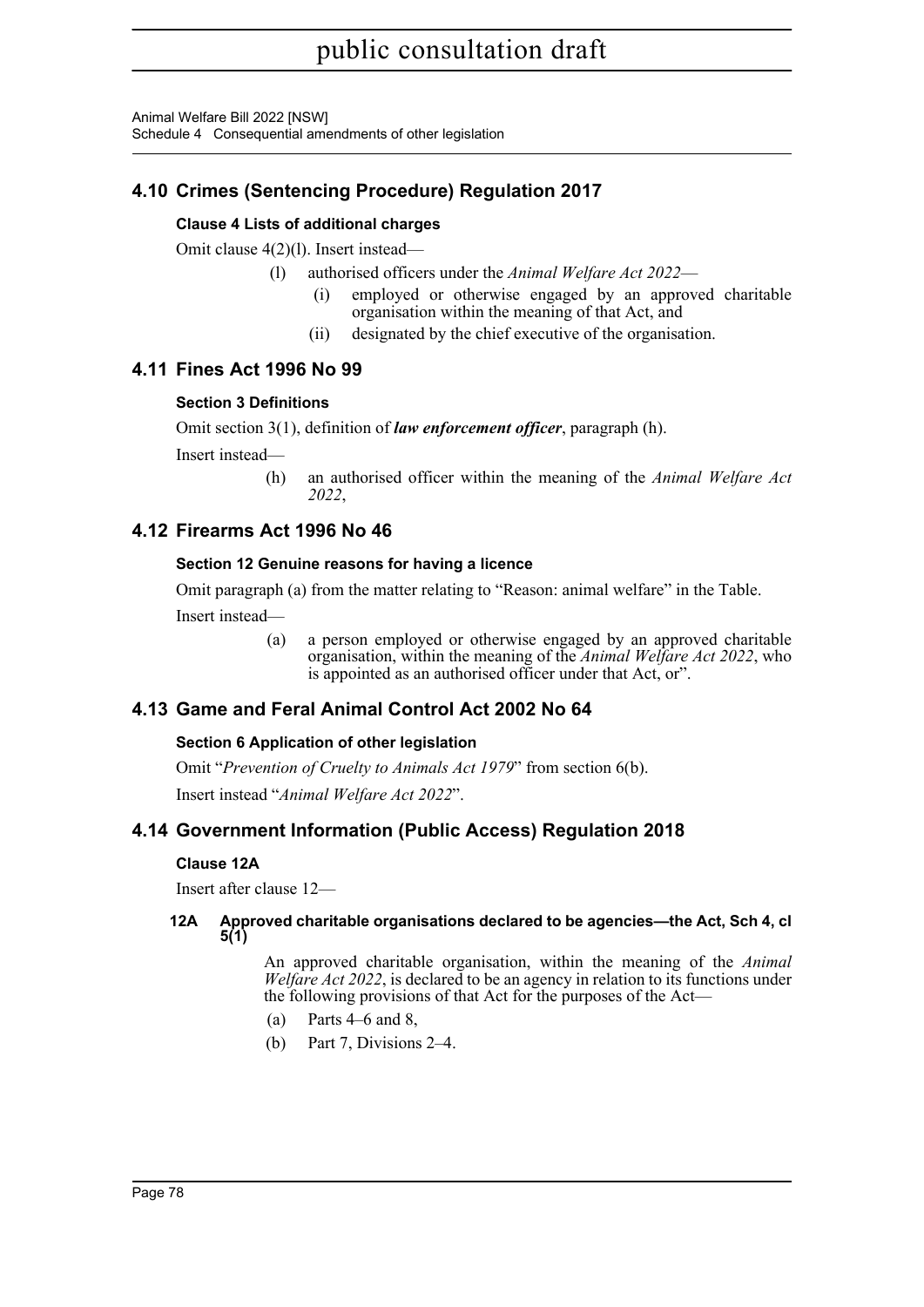## 4.10 Crimes (Sentencing Procedure) Regulation 2017

### Clause 4 Lists of additional charges

Omit clause 4(2)(l). Insert instead—

(l) authorised officers under the *Animal Welfare Act 2022*—

(i) employed or otherwise engaged by an approved charitable organisation within the meaning of that Act, and

(ii) designated by the chief executive of the organisation.

## 4.11 Fines Act 1996 No 99

### Section 3 Definitions

Omit section 3(1), definition of ***law enforcement officer***, paragraph (h).

Insert instead—

(h) an authorised officer within the meaning of the *Animal Welfare Act 2022*,

## 4.12 Firearms Act 1996 No 46

### Section 12 Genuine reasons for having a licence

Omit paragraph (a) from the matter relating to "Reason: animal welfare" in the Table.

Insert instead—

(a) a person employed or otherwise engaged by an approved charitable organisation, within the meaning of the *Animal Welfare Act 2022*, who is appointed as an authorised officer under that Act, or".

## 4.13 Game and Feral Animal Control Act 2002 No 64

### Section 6 Application of other legislation

Omit "*Prevention of Cruelty to Animals Act 1979*" from section 6(b).

Insert instead "*Animal Welfare Act 2022*".

## 4.14 Government Information (Public Access) Regulation 2018

### Clause 12A

Insert after clause 12—

**12A Approved charitable organisations declared to be agencies—the Act, Sch 4, cl 5(1)**

An approved charitable organisation, within the meaning of the *Animal Welfare Act 2022*, is declared to be an agency in relation to its functions under the following provisions of that Act for the purposes of the Act—

(a) Parts 4–6 and 8,

(b) Part 7, Divisions 2–4.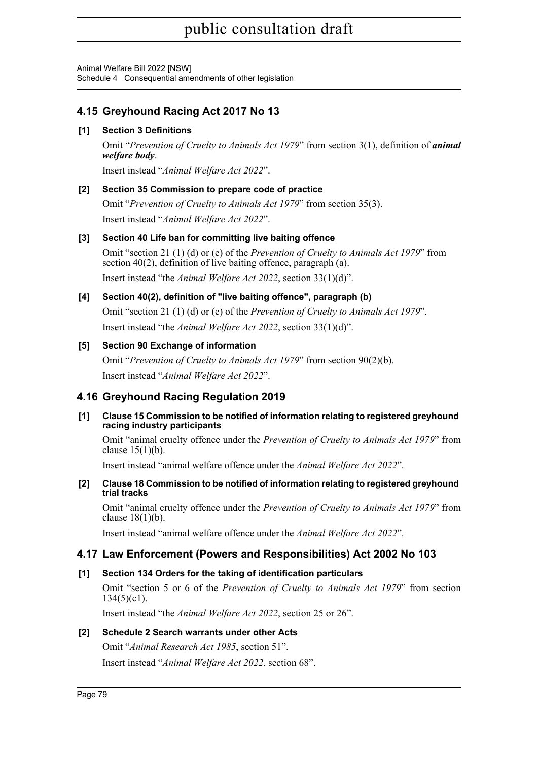## 4.15 Greyhound Racing Act 2017 No 13

**[1] Section 3 Definitions**

Omit "*Prevention of Cruelty to Animals Act 1979*" from section 3(1), definition of ***animal welfare body***.

Insert instead "*Animal Welfare Act 2022*".

**[2] Section 35 Commission to prepare code of practice**

Omit "*Prevention of Cruelty to Animals Act 1979*" from section 35(3).

Insert instead "*Animal Welfare Act 2022*".

**[3] Section 40 Life ban for committing live baiting offence**

Omit "section 21 (1) (d) or (e) of the *Prevention of Cruelty to Animals Act 1979*" from section 40(2), definition of live baiting offence, paragraph (a).

Insert instead "the *Animal Welfare Act 2022*, section 33(1)(d)".

**[4] Section 40(2), definition of "live baiting offence", paragraph (b)**

Omit "section 21 (1) (d) or (e) of the *Prevention of Cruelty to Animals Act 1979*".

Insert instead "the *Animal Welfare Act 2022*, section 33(1)(d)".

**[5] Section 90 Exchange of information**

Omit "*Prevention of Cruelty to Animals Act 1979*" from section 90(2)(b).

Insert instead "*Animal Welfare Act 2022*".

## 4.16 Greyhound Racing Regulation 2019

**[1] Clause 15 Commission to be notified of information relating to registered greyhound racing industry participants**

Omit "animal cruelty offence under the *Prevention of Cruelty to Animals Act 1979*" from clause 15(1)(b).

Insert instead "animal welfare offence under the *Animal Welfare Act 2022*".

**[2] Clause 18 Commission to be notified of information relating to registered greyhound trial tracks**

Omit "animal cruelty offence under the *Prevention of Cruelty to Animals Act 1979*" from clause 18(1)(b).

Insert instead "animal welfare offence under the *Animal Welfare Act 2022*".

## 4.17 Law Enforcement (Powers and Responsibilities) Act 2002 No 103

**[1] Section 134 Orders for the taking of identification particulars**

Omit "section 5 or 6 of the *Prevention of Cruelty to Animals Act 1979*" from section 134(5)(c1).

Insert instead "the *Animal Welfare Act 2022*, section 25 or 26".

**[2] Schedule 2 Search warrants under other Acts**

Omit "*Animal Research Act 1985*, section 51".

Insert instead "*Animal Welfare Act 2022*, section 68".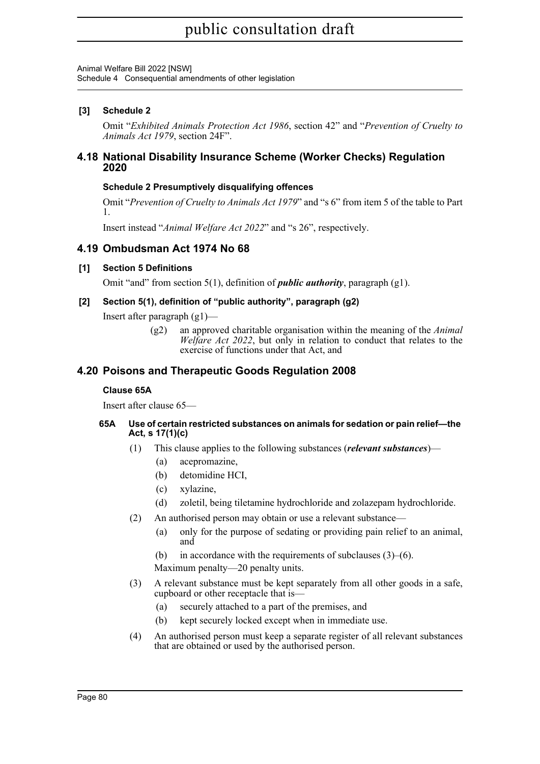**[3] Schedule 2**

Omit "*Exhibited Animals Protection Act 1986*, section 42" and "*Prevention of Cruelty to Animals Act 1979*, section 24F".

## 4.18 National Disability Insurance Scheme (Worker Checks) Regulation 2020

### Schedule 2 Presumptively disqualifying offences

Omit "*Prevention of Cruelty to Animals Act 1979*" and "s 6" from item 5 of the table to Part 1.

Insert instead "*Animal Welfare Act 2022*" and "s 26", respectively.

## 4.19 Ombudsman Act 1974 No 68

**[1] Section 5 Definitions**

Omit "and" from section 5(1), definition of ***public authority***, paragraph (g1).

**[2] Section 5(1), definition of "public authority", paragraph (g2)**

Insert after paragraph (g1)—

> (g2) an approved charitable organisation within the meaning of the *Animal Welfare Act 2022*, but only in relation to conduct that relates to the exercise of functions under that Act, and

## 4.20 Poisons and Therapeutic Goods Regulation 2008

### Clause 65A

Insert after clause 65—

**65A Use of certain restricted substances on animals for sedation or pain relief—the Act, s 17(1)(c)**

(1) This clause applies to the following substances (***relevant substances***)—

  (a) acepromazine,

  (b) detomidine HCI,

  (c) xylazine,

  (d) zoletil, being tiletamine hydrochloride and zolazepam hydrochloride.

(2) An authorised person may obtain or use a relevant substance—

  (a) only for the purpose of sedating or providing pain relief to an animal, and

  (b) in accordance with the requirements of subclauses (3)–(6).

Maximum penalty—20 penalty units.

(3) A relevant substance must be kept separately from all other goods in a safe, cupboard or other receptacle that is—

  (a) securely attached to a part of the premises, and

  (b) kept securely locked except when in immediate use.

(4) An authorised person must keep a separate register of all relevant substances that are obtained or used by the authorised person.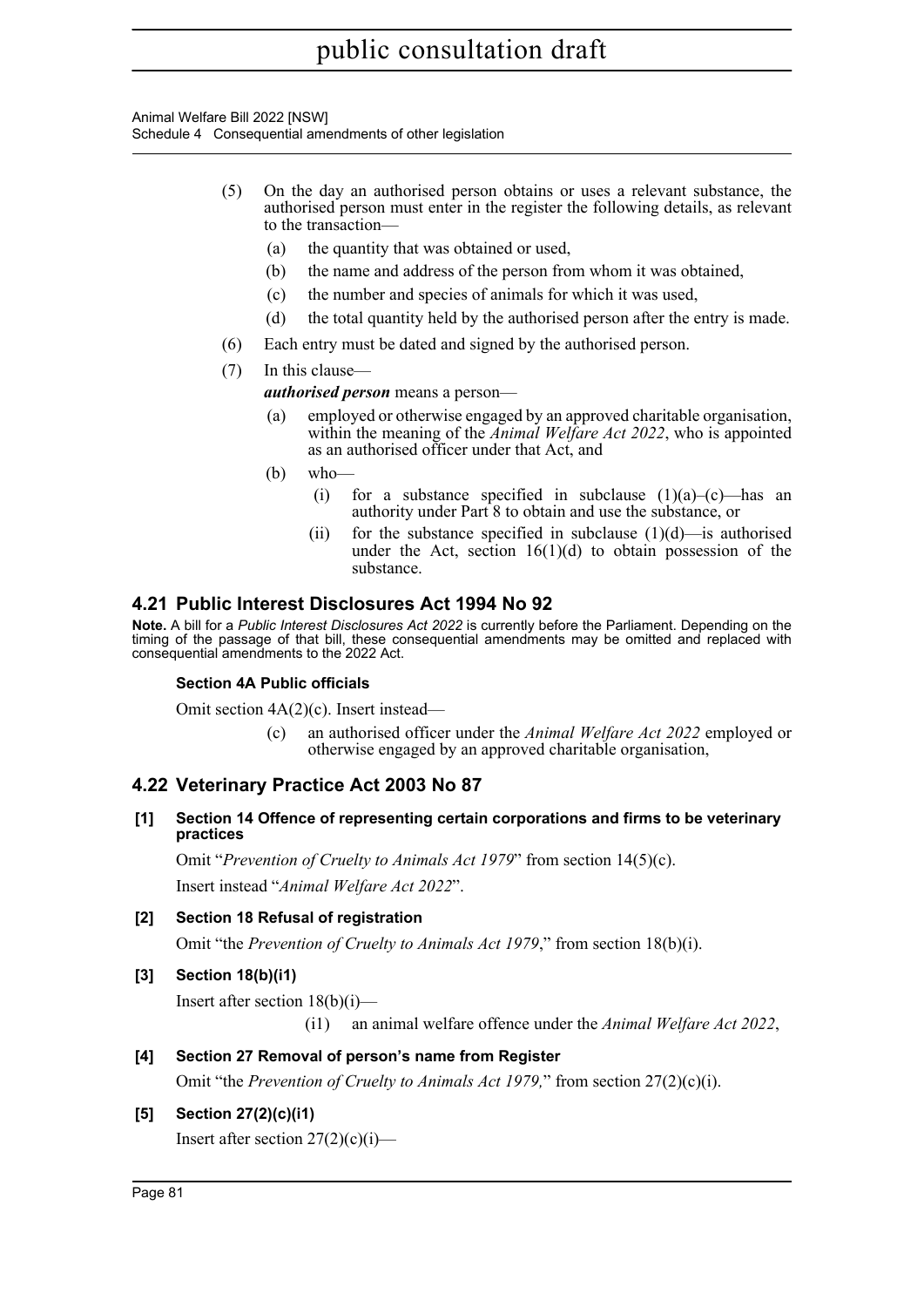(5) On the day an authorised person obtains or uses a relevant substance, the authorised person must enter in the register the following details, as relevant to the transaction—

(a) the quantity that was obtained or used,

(b) the name and address of the person from whom it was obtained,

(c) the number and species of animals for which it was used,

(d) the total quantity held by the authorised person after the entry is made.

(6) Each entry must be dated and signed by the authorised person.

(7) In this clause—

***authorised person*** means a person—

(a) employed or otherwise engaged by an approved charitable organisation, within the meaning of the *Animal Welfare Act 2022*, who is appointed as an authorised officer under that Act, and

(b) who—

(i) for a substance specified in subclause (1)(a)–(c)—has an authority under Part 8 to obtain and use the substance, or

(ii) for the substance specified in subclause (1)(d)—is authorised under the Act, section 16(1)(d) to obtain possession of the substance.

## 4.21 Public Interest Disclosures Act 1994 No 92

**Note.** A bill for a *Public Interest Disclosures Act 2022* is currently before the Parliament. Depending on the timing of the passage of that bill, these consequential amendments may be omitted and replaced with consequential amendments to the 2022 Act.

**Section 4A Public officials**

Omit section 4A(2)(c). Insert instead—

(c) an authorised officer under the *Animal Welfare Act 2022* employed or otherwise engaged by an approved charitable organisation,

## 4.22 Veterinary Practice Act 2003 No 87

**[1] Section 14 Offence of representing certain corporations and firms to be veterinary practices**

Omit "*Prevention of Cruelty to Animals Act 1979*" from section 14(5)(c).

Insert instead "*Animal Welfare Act 2022*".

**[2] Section 18 Refusal of registration**

Omit "the *Prevention of Cruelty to Animals Act 1979*," from section 18(b)(i).

**[3] Section 18(b)(i1)**

Insert after section 18(b)(i)—

(i1) an animal welfare offence under the *Animal Welfare Act 2022*,

**[4] Section 27 Removal of person's name from Register**

Omit "the *Prevention of Cruelty to Animals Act 1979,*" from section 27(2)(c)(i).

**[5] Section 27(2)(c)(i1)**

Insert after section 27(2)(c)(i)—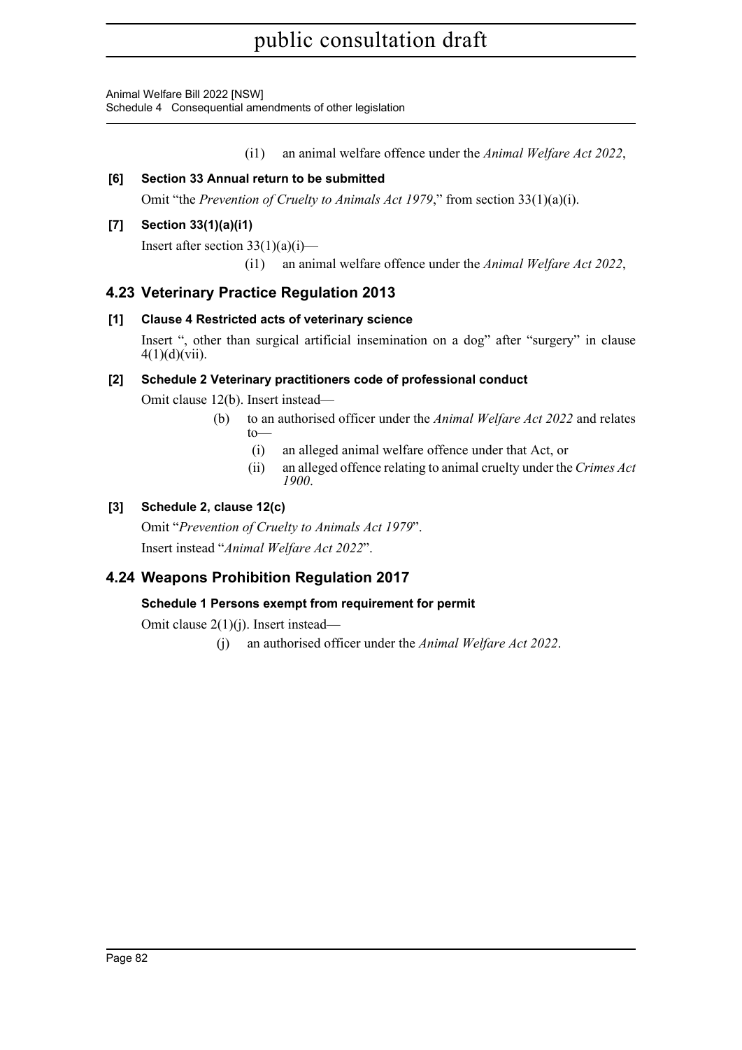(i1) an animal welfare offence under the *Animal Welfare Act 2022*,

**[6] Section 33 Annual return to be submitted**

Omit "the *Prevention of Cruelty to Animals Act 1979*," from section 33(1)(a)(i).

**[7] Section 33(1)(a)(i1)**

Insert after section 33(1)(a)(i)—

(i1) an animal welfare offence under the *Animal Welfare Act 2022*,

## 4.23 Veterinary Practice Regulation 2013

**[1] Clause 4 Restricted acts of veterinary science**

Insert ", other than surgical artificial insemination on a dog" after "surgery" in clause 4(1)(d)(vii).

**[2] Schedule 2 Veterinary practitioners code of professional conduct**

Omit clause 12(b). Insert instead—

(b) to an authorised officer under the *Animal Welfare Act 2022* and relates to—

(i) an alleged animal welfare offence under that Act, or

(ii) an alleged offence relating to animal cruelty under the *Crimes Act 1900*.

**[3] Schedule 2, clause 12(c)**

Omit "*Prevention of Cruelty to Animals Act 1979*".

Insert instead "*Animal Welfare Act 2022*".

## 4.24 Weapons Prohibition Regulation 2017

**Schedule 1 Persons exempt from requirement for permit**

Omit clause 2(1)(j). Insert instead—

(j) an authorised officer under the *Animal Welfare Act 2022*.